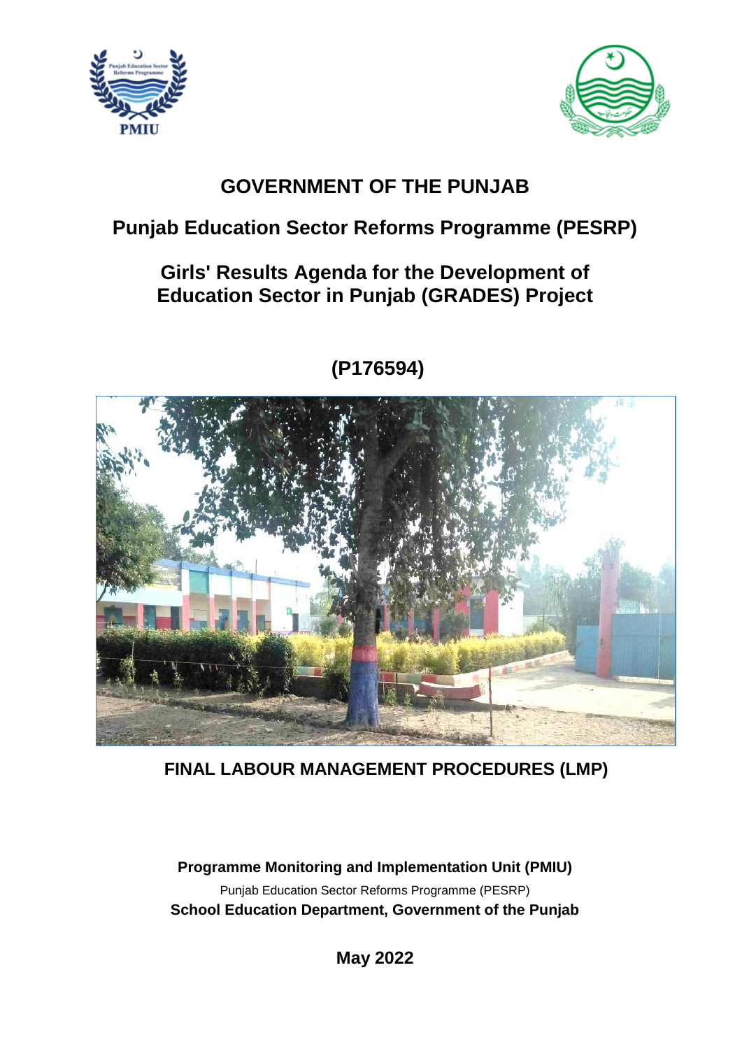# GOVERNMENT OF THE PUNJAB

## Punjab Education Sector Reforms Programme (PESRP)

## Girls' Results Agenda for the Development of Education Sector in Punjab (GRADES) Project

## (P176594)

**FINAL LABOUR MANAGEMENT PROCEDURES (LMP)**

**Programme Monitoring and Implementation Unit (PMIU)**

Punjab Education Sector Reforms Programme (PESRP)

**School Education Department, Government of the Punjab**

**May 2022**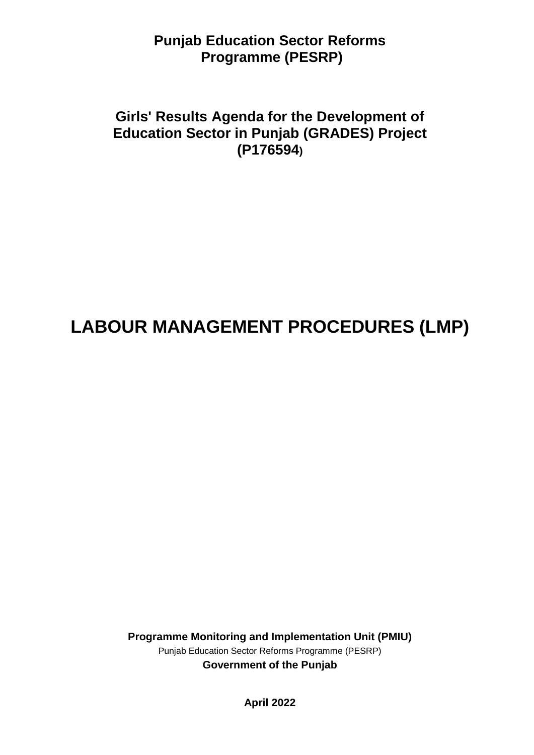**Punjab Education Sector Reforms Programme (PESRP)**

**Girls' Results Agenda for the Development of Education Sector in Punjab (GRADES) Project (P176594)**

# LABOUR MANAGEMENT PROCEDURES (LMP)

**Programme Monitoring and Implementation Unit (PMIU)**

Punjab Education Sector Reforms Programme (PESRP)

**Government of the Punjab**

**April 2022**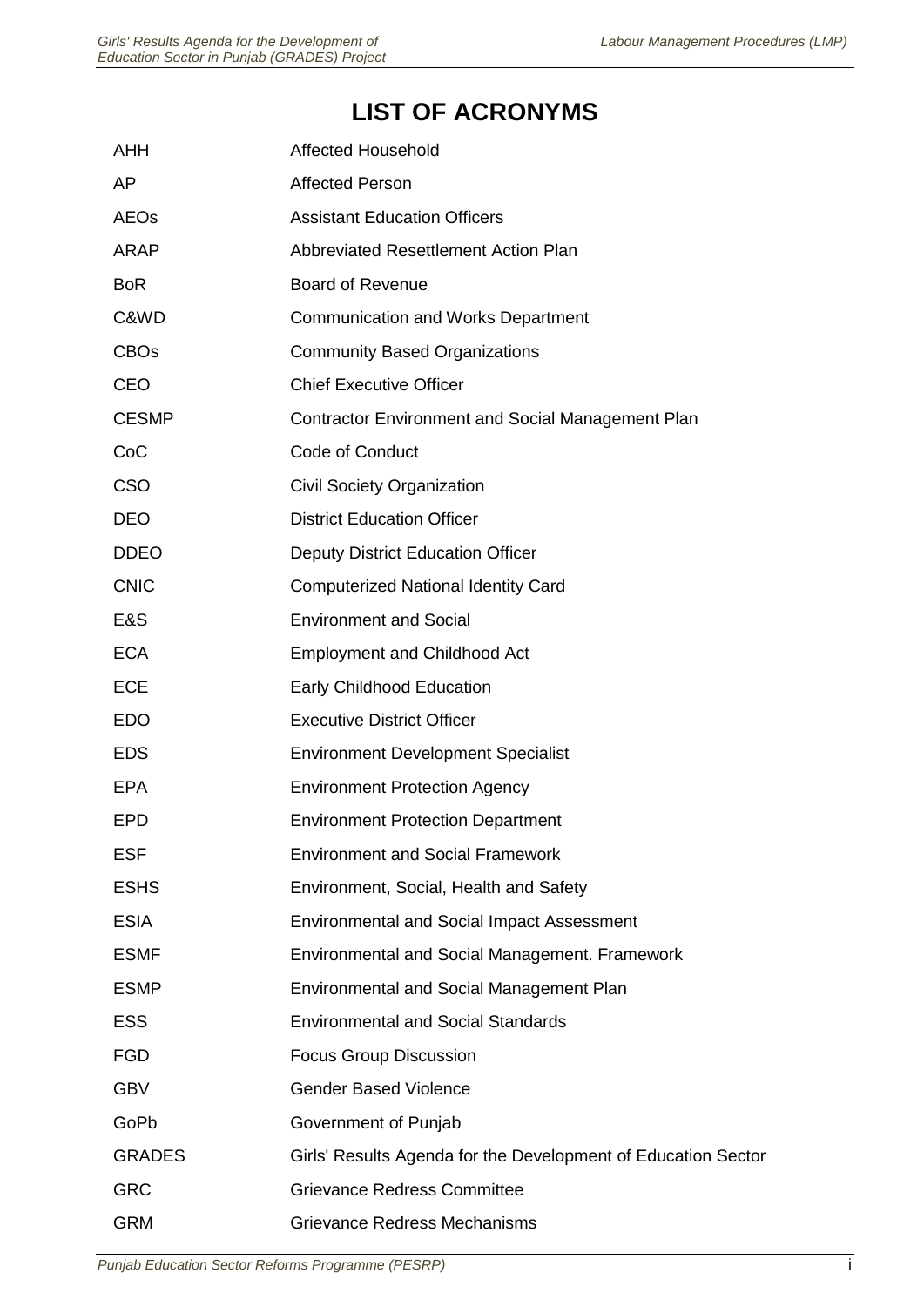# LIST OF ACRONYMS

| | |
|---|---|
| AHH | Affected Household |
| AP | Affected Person |
| AEOs | Assistant Education Officers |
| ARAP | Abbreviated Resettlement Action Plan |
| BoR | Board of Revenue |
| C&WD | Communication and Works Department |
| CBOs | Community Based Organizations |
| CEO | Chief Executive Officer |
| CESMP | Contractor Environment and Social Management Plan |
| CoC | Code of Conduct |
| CSO | Civil Society Organization |
| DEO | District Education Officer |
| DDEO | Deputy District Education Officer |
| CNIC | Computerized National Identity Card |
| E&S | Environment and Social |
| ECA | Employment and Childhood Act |
| ECE | Early Childhood Education |
| EDO | Executive District Officer |
| EDS | Environment Development Specialist |
| EPA | Environment Protection Agency |
| EPD | Environment Protection Department |
| ESF | Environment and Social Framework |
| ESHS | Environment, Social, Health and Safety |
| ESIA | Environmental and Social Impact Assessment |
| ESMF | Environmental and Social Management. Framework |
| ESMP | Environmental and Social Management Plan |
| ESS | Environmental and Social Standards |
| FGD | Focus Group Discussion |
| GBV | Gender Based Violence |
| GoPb | Government of Punjab |
| GRADES | Girls' Results Agenda for the Development of Education Sector |
| GRC | Grievance Redress Committee |
| GRM | Grievance Redress Mechanisms |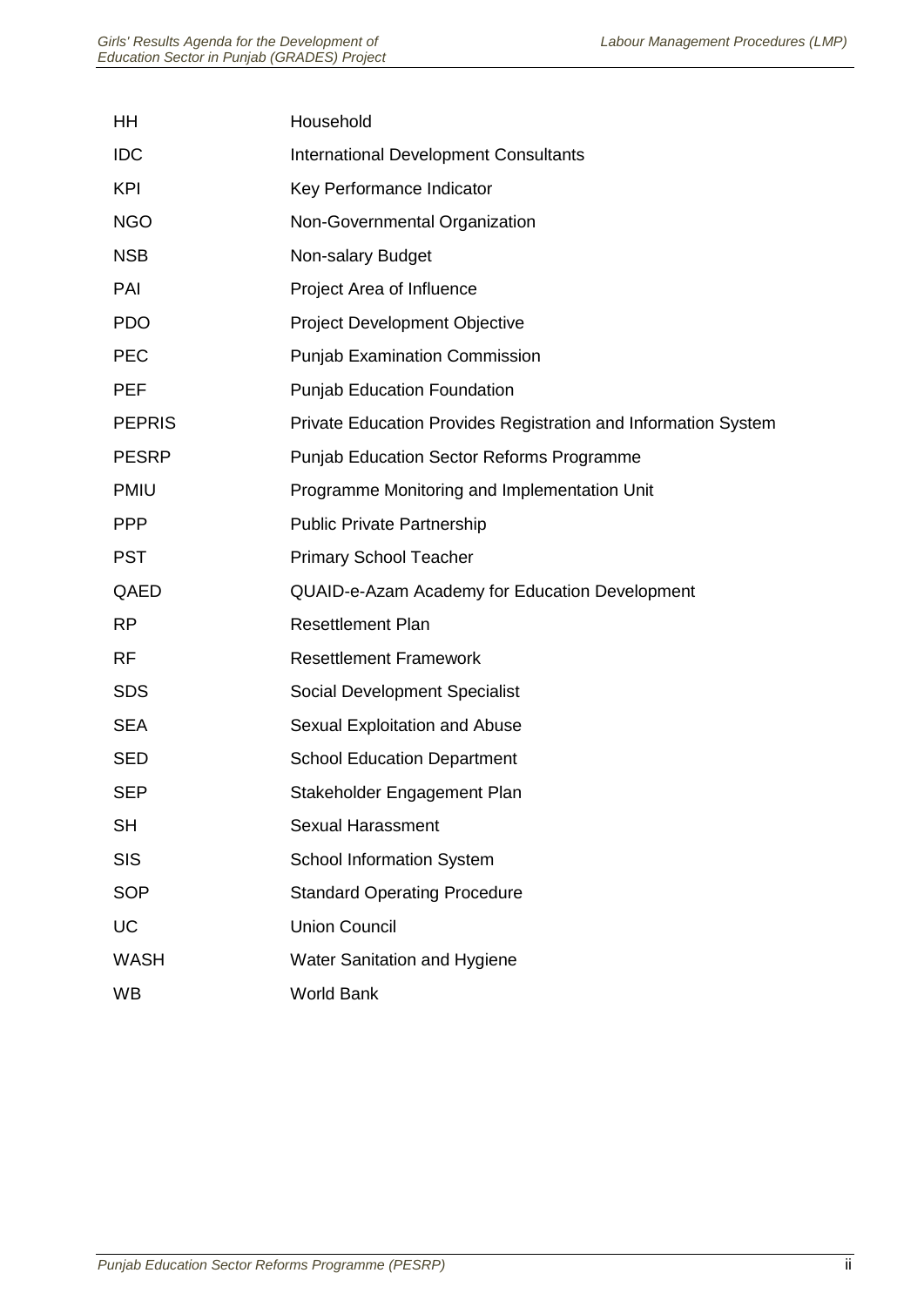| | |
|---|---|
| HH | Household |
| IDC | International Development Consultants |
| KPI | Key Performance Indicator |
| NGO | Non-Governmental Organization |
| NSB | Non-salary Budget |
| PAI | Project Area of Influence |
| PDO | Project Development Objective |
| PEC | Punjab Examination Commission |
| PEF | Punjab Education Foundation |
| PEPRIS | Private Education Provides Registration and Information System |
| PESRP | Punjab Education Sector Reforms Programme |
| PMIU | Programme Monitoring and Implementation Unit |
| PPP | Public Private Partnership |
| PST | Primary School Teacher |
| QAED | QUAID-e-Azam Academy for Education Development |
| RP | Resettlement Plan |
| RF | Resettlement Framework |
| SDS | Social Development Specialist |
| SEA | Sexual Exploitation and Abuse |
| SED | School Education Department |
| SEP | Stakeholder Engagement Plan |
| SH | Sexual Harassment |
| SIS | School Information System |
| SOP | Standard Operating Procedure |
| UC | Union Council |
| WASH | Water Sanitation and Hygiene |
| WB | World Bank |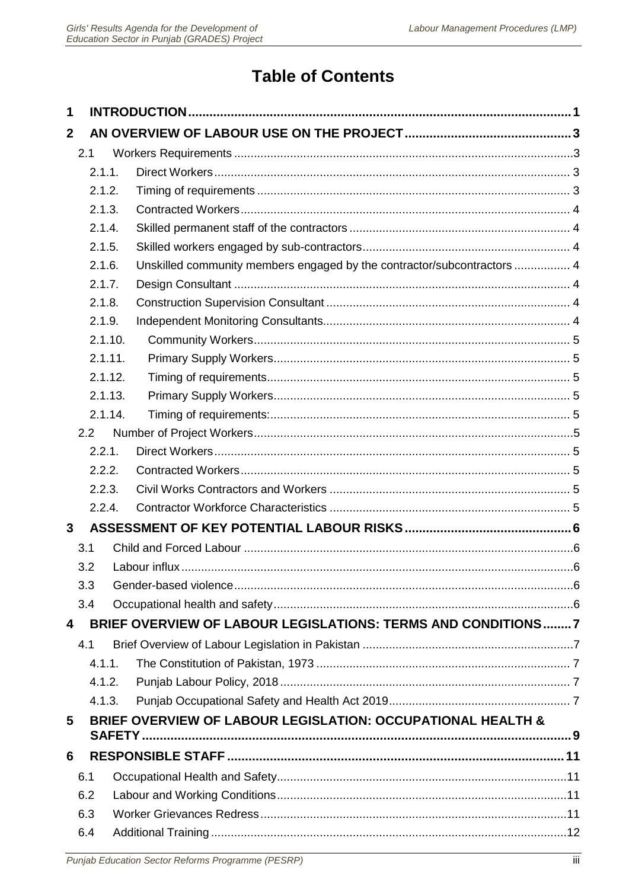# Table of Contents

1 INTRODUCTION ........................................................................................................... 1

2 AN OVERVIEW OF LABOUR USE ON THE PROJECT ............................................... 3

- 2.1 Workers Requirements ........................................................................................... 3
  - 2.1.1. Direct Workers ................................................................................................ 3
  - 2.1.2. Timing of requirements ................................................................................... 3
  - 2.1.3. Contracted Workers ........................................................................................ 4
  - 2.1.4. Skilled permanent staff of the contractors ........................................................ 4
  - 2.1.5. Skilled workers engaged by sub-contractors .................................................... 4
  - 2.1.6. Unskilled community members engaged by the contractor/subcontractors ......... 4
  - 2.1.7. Design Consultant .......................................................................................... 4
  - 2.1.8. Construction Supervision Consultant ............................................................... 4
  - 2.1.9. Independent Monitoring Consultants ............................................................... 4
  - 2.1.10. Community Workers ..................................................................................... 5
  - 2.1.11. Primary Supply Workers ................................................................................ 5
  - 2.1.12. Timing of requirements .................................................................................. 5
  - 2.1.13. Primary Supply Workers ................................................................................ 5
  - 2.1.14. Timing of requirements: ................................................................................. 5
- 2.2 Number of Project Workers ..................................................................................... 5
  - 2.2.1. Direct Workers ................................................................................................ 5
  - 2.2.2. Contracted Workers ........................................................................................ 5
  - 2.2.3. Civil Works Contractors and Workers .............................................................. 5
  - 2.2.4. Contractor Workforce Characteristics .............................................................. 5

3 ASSESSMENT OF KEY POTENTIAL LABOUR RISKS ............................................... 6

- 3.1 Child and Forced Labour ........................................................................................ 6
- 3.2 Labour influx .......................................................................................................... 6
- 3.3 Gender-based violence ........................................................................................... 6
- 3.4 Occupational health and safety ............................................................................... 6

4 BRIEF OVERVIEW OF LABOUR LEGISLATIONS: TERMS AND CONDITIONS ........ 7

- 4.1 Brief Overview of Labour Legislation in Pakistan .................................................... 7
  - 4.1.1. The Constitution of Pakistan, 1973 .................................................................. 7
  - 4.1.2. Punjab Labour Policy, 2018 ............................................................................. 7
  - 4.1.3. Punjab Occupational Safety and Health Act 2019 ............................................. 7

5 BRIEF OVERVIEW OF LABOUR LEGISLATION: OCCUPATIONAL HEALTH & SAFETY ........................................................................................................................ 9

6 RESPONSIBLE STAFF ............................................................................................... 11

- 6.1 Occupational Health and Safety ............................................................................. 11
- 6.2 Labour and Working Conditions ............................................................................. 11
- 6.3 Worker Grievances Redress ................................................................................... 11
- 6.4 Additional Training ................................................................................................ 12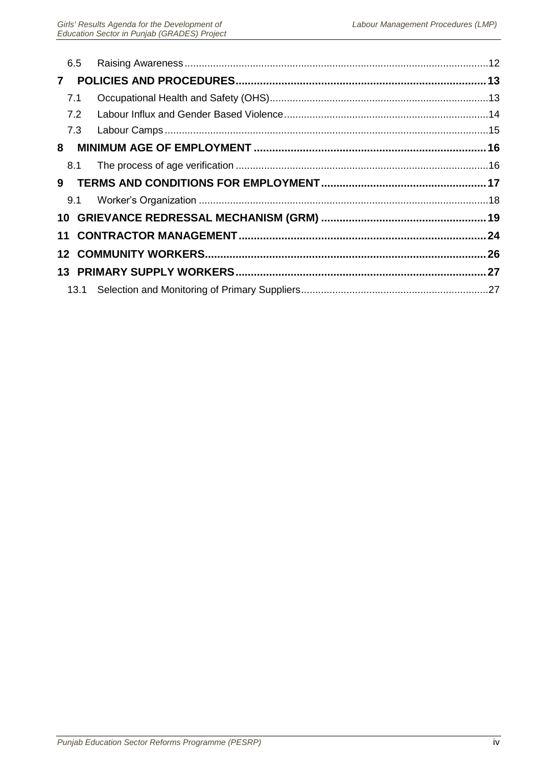6.5 Raising Awareness ..... 12

**7 POLICIES AND PROCEDURES ..... 13**

7.1 Occupational Health and Safety (OHS) ..... 13

7.2 Labour Influx and Gender Based Violence ..... 14

7.3 Labour Camps ..... 15

**8 MINIMUM AGE OF EMPLOYMENT ..... 16**

8.1 The process of age verification ..... 16

**9 TERMS AND CONDITIONS FOR EMPLOYMENT ..... 17**

9.1 Worker's Organization ..... 18

**10 GRIEVANCE REDRESSAL MECHANISM (GRM) ..... 19**

**11 CONTRACTOR MANAGEMENT ..... 24**

**12 COMMUNITY WORKERS ..... 26**

**13 PRIMARY SUPPLY WORKERS ..... 27**

13.1 Selection and Monitoring of Primary Suppliers ..... 27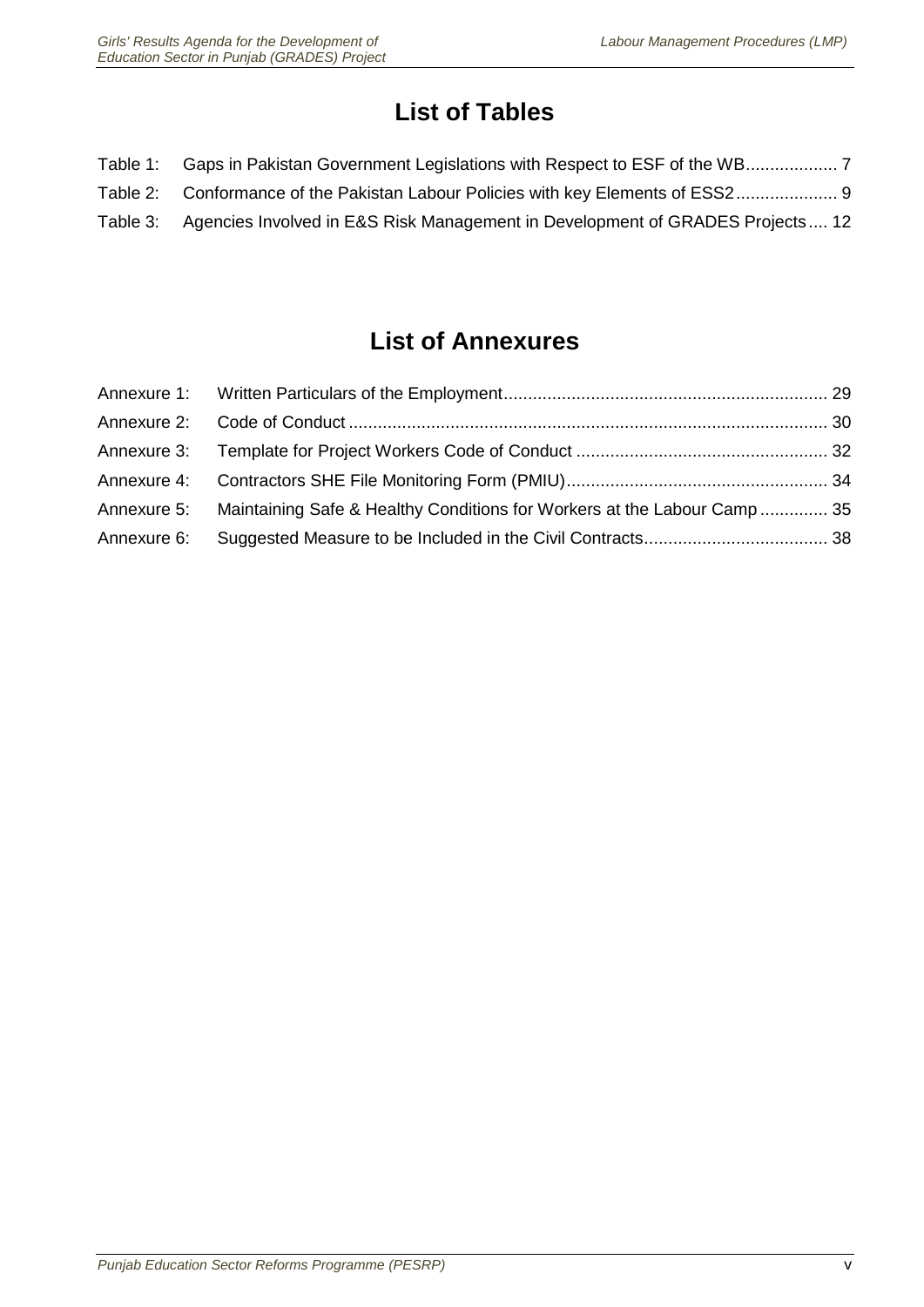# List of Tables

Table 1: Gaps in Pakistan Government Legislations with Respect to ESF of the WB .................. 7

Table 2: Conformance of the Pakistan Labour Policies with key Elements of ESS2 .................... 9

Table 3: Agencies Involved in E&S Risk Management in Development of GRADES Projects .... 12

# List of Annexures

Annexure 1: Written Particulars of the Employment ................................................................. 29

Annexure 2: Code of Conduct ................................................................................................. 30

Annexure 3: Template for Project Workers Code of Conduct .................................................. 32

Annexure 4: Contractors SHE File Monitoring Form (PMIU) ..................................................... 34

Annexure 5: Maintaining Safe & Healthy Conditions for Workers at the Labour Camp ............. 35

Annexure 6: Suggested Measure to be Included in the Civil Contracts ..................................... 38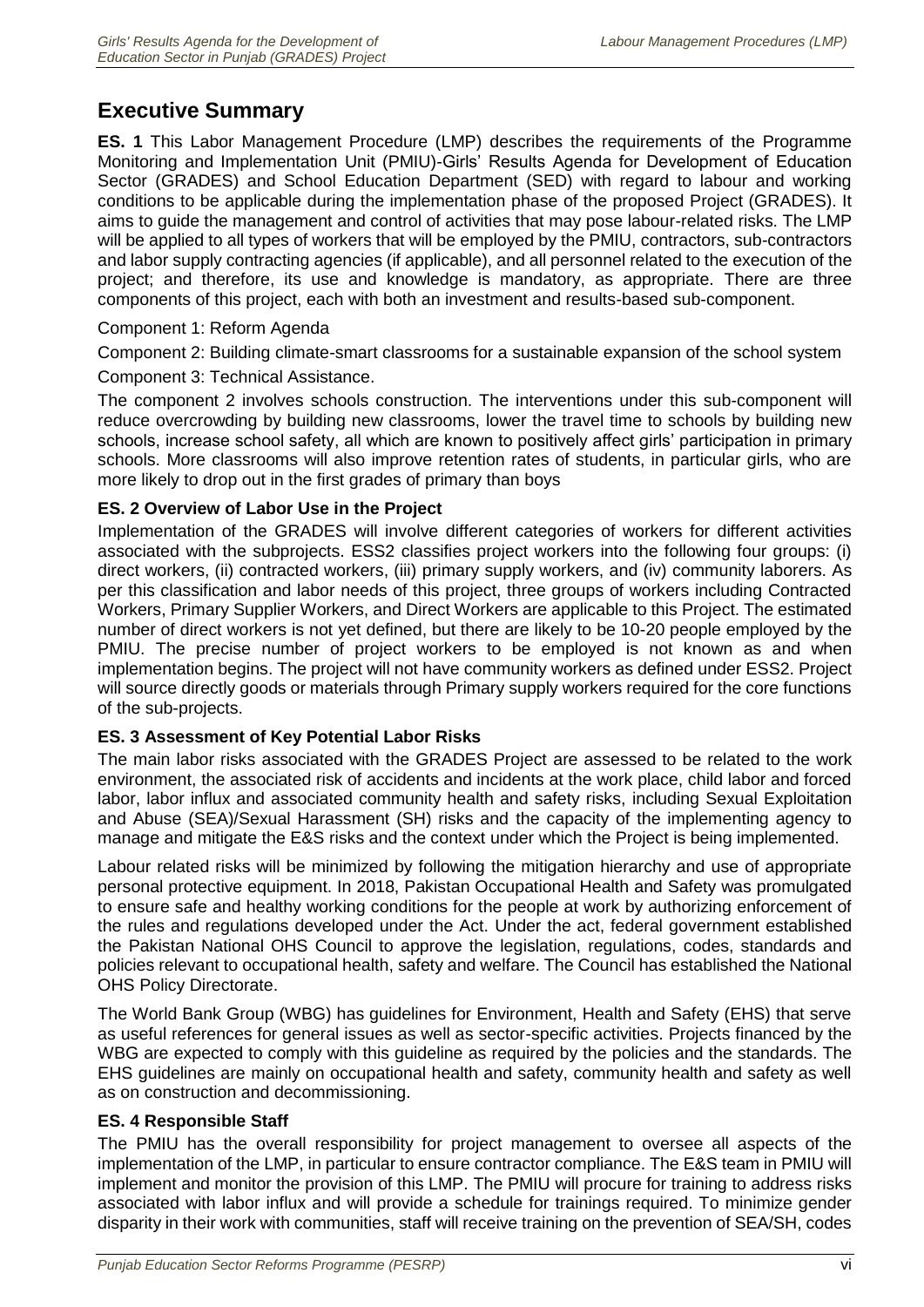# Executive Summary

**ES. 1** This Labor Management Procedure (LMP) describes the requirements of the Programme Monitoring and Implementation Unit (PMIU)-Girls' Results Agenda for Development of Education Sector (GRADES) and School Education Department (SED) with regard to labour and working conditions to be applicable during the implementation phase of the proposed Project (GRADES). It aims to guide the management and control of activities that may pose labour-related risks. The LMP will be applied to all types of workers that will be employed by the PMIU, contractors, sub-contractors and labor supply contracting agencies (if applicable), and all personnel related to the execution of the project; and therefore, its use and knowledge is mandatory, as appropriate. There are three components of this project, each with both an investment and results-based sub-component.

Component 1: Reform Agenda

Component 2: Building climate-smart classrooms for a sustainable expansion of the school system

Component 3: Technical Assistance.

The component 2 involves schools construction. The interventions under this sub-component will reduce overcrowding by building new classrooms, lower the travel time to schools by building new schools, increase school safety, all which are known to positively affect girls' participation in primary schools. More classrooms will also improve retention rates of students, in particular girls, who are more likely to drop out in the first grades of primary than boys

### ES. 2 Overview of Labor Use in the Project

Implementation of the GRADES will involve different categories of workers for different activities associated with the subprojects. ESS2 classifies project workers into the following four groups: (i) direct workers, (ii) contracted workers, (iii) primary supply workers, and (iv) community laborers. As per this classification and labor needs of this project, three groups of workers including Contracted Workers, Primary Supplier Workers, and Direct Workers are applicable to this Project. The estimated number of direct workers is not yet defined, but there are likely to be 10-20 people employed by the PMIU. The precise number of project workers to be employed is not known as and when implementation begins. The project will not have community workers as defined under ESS2. Project will source directly goods or materials through Primary supply workers required for the core functions of the sub-projects.

### ES. 3 Assessment of Key Potential Labor Risks

The main labor risks associated with the GRADES Project are assessed to be related to the work environment, the associated risk of accidents and incidents at the work place, child labor and forced labor, labor influx and associated community health and safety risks, including Sexual Exploitation and Abuse (SEA)/Sexual Harassment (SH) risks and the capacity of the implementing agency to manage and mitigate the E&S risks and the context under which the Project is being implemented.

Labour related risks will be minimized by following the mitigation hierarchy and use of appropriate personal protective equipment. In 2018, Pakistan Occupational Health and Safety was promulgated to ensure safe and healthy working conditions for the people at work by authorizing enforcement of the rules and regulations developed under the Act. Under the act, federal government established the Pakistan National OHS Council to approve the legislation, regulations, codes, standards and policies relevant to occupational health, safety and welfare. The Council has established the National OHS Policy Directorate.

The World Bank Group (WBG) has guidelines for Environment, Health and Safety (EHS) that serve as useful references for general issues as well as sector-specific activities. Projects financed by the WBG are expected to comply with this guideline as required by the policies and the standards. The EHS guidelines are mainly on occupational health and safety, community health and safety as well as on construction and decommissioning.

### ES. 4 Responsible Staff

The PMIU has the overall responsibility for project management to oversee all aspects of the implementation of the LMP, in particular to ensure contractor compliance. The E&S team in PMIU will implement and monitor the provision of this LMP. The PMIU will procure for training to address risks associated with labor influx and will provide a schedule for trainings required. To minimize gender disparity in their work with communities, staff will receive training on the prevention of SEA/SH, codes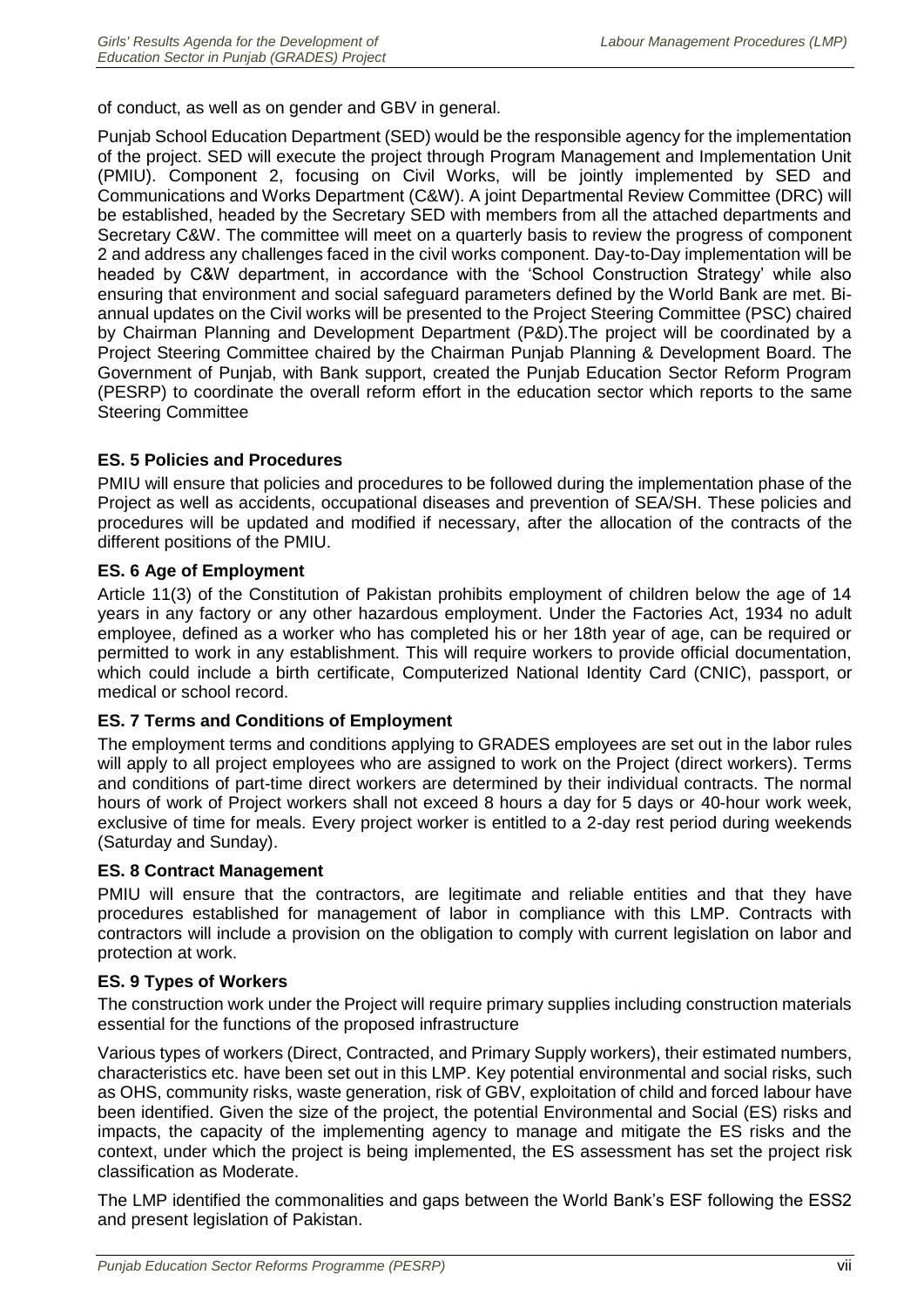of conduct, as well as on gender and GBV in general.

Punjab School Education Department (SED) would be the responsible agency for the implementation of the project. SED will execute the project through Program Management and Implementation Unit (PMIU). Component 2, focusing on Civil Works, will be jointly implemented by SED and Communications and Works Department (C&W). A joint Departmental Review Committee (DRC) will be established, headed by the Secretary SED with members from all the attached departments and Secretary C&W. The committee will meet on a quarterly basis to review the progress of component 2 and address any challenges faced in the civil works component. Day-to-Day implementation will be headed by C&W department, in accordance with the 'School Construction Strategy' while also ensuring that environment and social safeguard parameters defined by the World Bank are met. Bi-annual updates on the Civil works will be presented to the Project Steering Committee (PSC) chaired by Chairman Planning and Development Department (P&D).The project will be coordinated by a Project Steering Committee chaired by the Chairman Punjab Planning & Development Board. The Government of Punjab, with Bank support, created the Punjab Education Sector Reform Program (PESRP) to coordinate the overall reform effort in the education sector which reports to the same Steering Committee

### ES. 5 Policies and Procedures

PMIU will ensure that policies and procedures to be followed during the implementation phase of the Project as well as accidents, occupational diseases and prevention of SEA/SH. These policies and procedures will be updated and modified if necessary, after the allocation of the contracts of the different positions of the PMIU.

### ES. 6 Age of Employment

Article 11(3) of the Constitution of Pakistan prohibits employment of children below the age of 14 years in any factory or any other hazardous employment. Under the Factories Act, 1934 no adult employee, defined as a worker who has completed his or her 18th year of age, can be required or permitted to work in any establishment. This will require workers to provide official documentation, which could include a birth certificate, Computerized National Identity Card (CNIC), passport, or medical or school record.

### ES. 7 Terms and Conditions of Employment

The employment terms and conditions applying to GRADES employees are set out in the labor rules will apply to all project employees who are assigned to work on the Project (direct workers). Terms and conditions of part-time direct workers are determined by their individual contracts. The normal hours of work of Project workers shall not exceed 8 hours a day for 5 days or 40-hour work week, exclusive of time for meals. Every project worker is entitled to a 2-day rest period during weekends (Saturday and Sunday).

### ES. 8 Contract Management

PMIU will ensure that the contractors, are legitimate and reliable entities and that they have procedures established for management of labor in compliance with this LMP. Contracts with contractors will include a provision on the obligation to comply with current legislation on labor and protection at work.

### ES. 9 Types of Workers

The construction work under the Project will require primary supplies including construction materials essential for the functions of the proposed infrastructure

Various types of workers (Direct, Contracted, and Primary Supply workers), their estimated numbers, characteristics etc. have been set out in this LMP. Key potential environmental and social risks, such as OHS, community risks, waste generation, risk of GBV, exploitation of child and forced labour have been identified. Given the size of the project, the potential Environmental and Social (ES) risks and impacts, the capacity of the implementing agency to manage and mitigate the ES risks and the context, under which the project is being implemented, the ES assessment has set the project risk classification as Moderate.

The LMP identified the commonalities and gaps between the World Bank's ESF following the ESS2 and present legislation of Pakistan.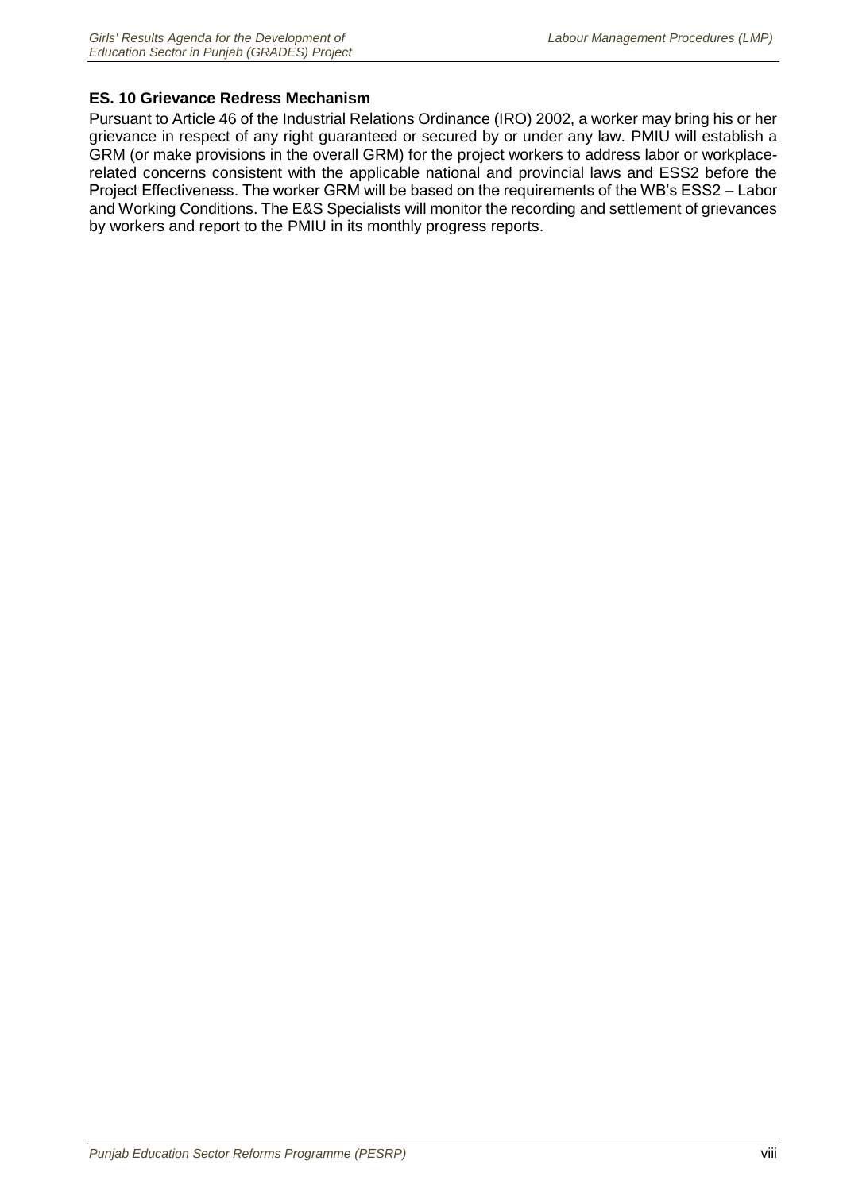### ES. 10 Grievance Redress Mechanism

Pursuant to Article 46 of the Industrial Relations Ordinance (IRO) 2002, a worker may bring his or her grievance in respect of any right guaranteed or secured by or under any law. PMIU will establish a GRM (or make provisions in the overall GRM) for the project workers to address labor or workplace-related concerns consistent with the applicable national and provincial laws and ESS2 before the Project Effectiveness. The worker GRM will be based on the requirements of the WB's ESS2 – Labor and Working Conditions. The E&S Specialists will monitor the recording and settlement of grievances by workers and report to the PMIU in its monthly progress reports.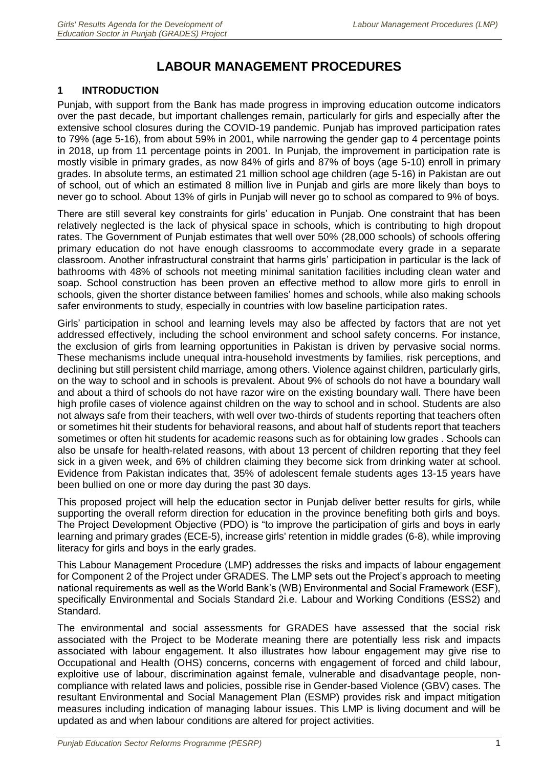# LABOUR MANAGEMENT PROCEDURES

## 1 INTRODUCTION

Punjab, with support from the Bank has made progress in improving education outcome indicators over the past decade, but important challenges remain, particularly for girls and especially after the extensive school closures during the COVID-19 pandemic. Punjab has improved participation rates to 79% (age 5-16), from about 59% in 2001, while narrowing the gender gap to 4 percentage points in 2018, up from 11 percentage points in 2001. In Punjab, the improvement in participation rate is mostly visible in primary grades, as now 84% of girls and 87% of boys (age 5-10) enroll in primary grades. In absolute terms, an estimated 21 million school age children (age 5-16) in Pakistan are out of school, out of which an estimated 8 million live in Punjab and girls are more likely than boys to never go to school. About 13% of girls in Punjab will never go to school as compared to 9% of boys.

There are still several key constraints for girls' education in Punjab. One constraint that has been relatively neglected is the lack of physical space in schools, which is contributing to high dropout rates. The Government of Punjab estimates that well over 50% (28,000 schools) of schools offering primary education do not have enough classrooms to accommodate every grade in a separate classroom. Another infrastructural constraint that harms girls' participation in particular is the lack of bathrooms with 48% of schools not meeting minimal sanitation facilities including clean water and soap. School construction has been proven an effective method to allow more girls to enroll in schools, given the shorter distance between families' homes and schools, while also making schools safer environments to study, especially in countries with low baseline participation rates.

Girls' participation in school and learning levels may also be affected by factors that are not yet addressed effectively, including the school environment and school safety concerns. For instance, the exclusion of girls from learning opportunities in Pakistan is driven by pervasive social norms. These mechanisms include unequal intra-household investments by families, risk perceptions, and declining but still persistent child marriage, among others. Violence against children, particularly girls, on the way to school and in schools is prevalent. About 9% of schools do not have a boundary wall and about a third of schools do not have razor wire on the existing boundary wall. There have been high profile cases of violence against children on the way to school and in school. Students are also not always safe from their teachers, with well over two-thirds of students reporting that teachers often or sometimes hit their students for behavioral reasons, and about half of students report that teachers sometimes or often hit students for academic reasons such as for obtaining low grades . Schools can also be unsafe for health-related reasons, with about 13 percent of children reporting that they feel sick in a given week, and 6% of children claiming they become sick from drinking water at school. Evidence from Pakistan indicates that, 35% of adolescent female students ages 13-15 years have been bullied on one or more day during the past 30 days.

This proposed project will help the education sector in Punjab deliver better results for girls, while supporting the overall reform direction for education in the province benefiting both girls and boys. The Project Development Objective (PDO) is "to improve the participation of girls and boys in early learning and primary grades (ECE-5), increase girls' retention in middle grades (6-8), while improving literacy for girls and boys in the early grades.

This Labour Management Procedure (LMP) addresses the risks and impacts of labour engagement for Component 2 of the Project under GRADES. The LMP sets out the Project's approach to meeting national requirements as well as the World Bank's (WB) Environmental and Social Framework (ESF), specifically Environmental and Socials Standard 2i.e. Labour and Working Conditions (ESS2) and Standard.

The environmental and social assessments for GRADES have assessed that the social risk associated with the Project to be Moderate meaning there are potentially less risk and impacts associated with labour engagement. It also illustrates how labour engagement may give rise to Occupational and Health (OHS) concerns, concerns with engagement of forced and child labour, exploitive use of labour, discrimination against female, vulnerable and disadvantage people, non-compliance with related laws and policies, possible rise in Gender-based Violence (GBV) cases. The resultant Environmental and Social Management Plan (ESMP) provides risk and impact mitigation measures including indication of managing labour issues. This LMP is living document and will be updated as and when labour conditions are altered for project activities.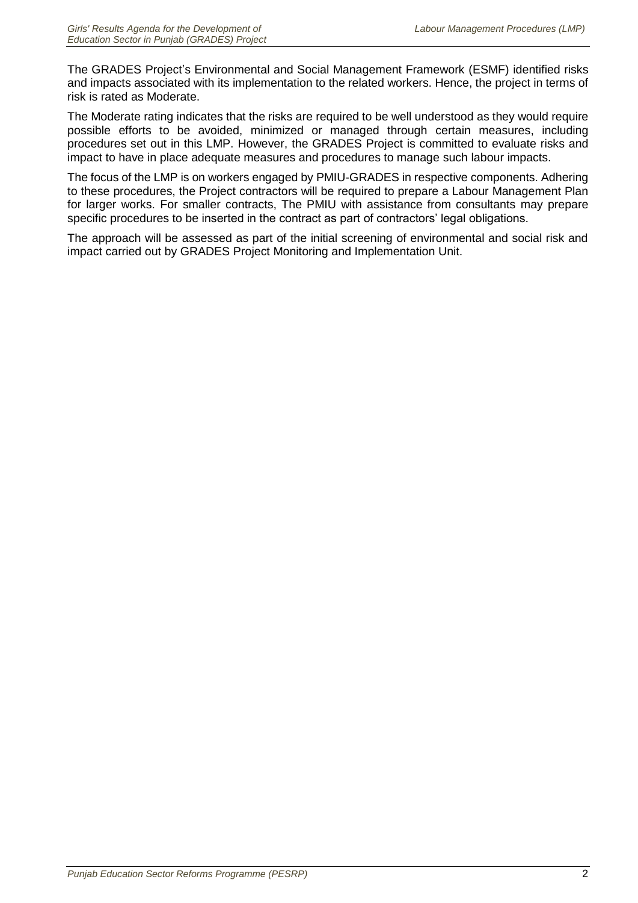The GRADES Project's Environmental and Social Management Framework (ESMF) identified risks and impacts associated with its implementation to the related workers. Hence, the project in terms of risk is rated as Moderate.

The Moderate rating indicates that the risks are required to be well understood as they would require possible efforts to be avoided, minimized or managed through certain measures, including procedures set out in this LMP. However, the GRADES Project is committed to evaluate risks and impact to have in place adequate measures and procedures to manage such labour impacts.

The focus of the LMP is on workers engaged by PMIU-GRADES in respective components. Adhering to these procedures, the Project contractors will be required to prepare a Labour Management Plan for larger works. For smaller contracts, The PMIU with assistance from consultants may prepare specific procedures to be inserted in the contract as part of contractors' legal obligations.

The approach will be assessed as part of the initial screening of environmental and social risk and impact carried out by GRADES Project Monitoring and Implementation Unit.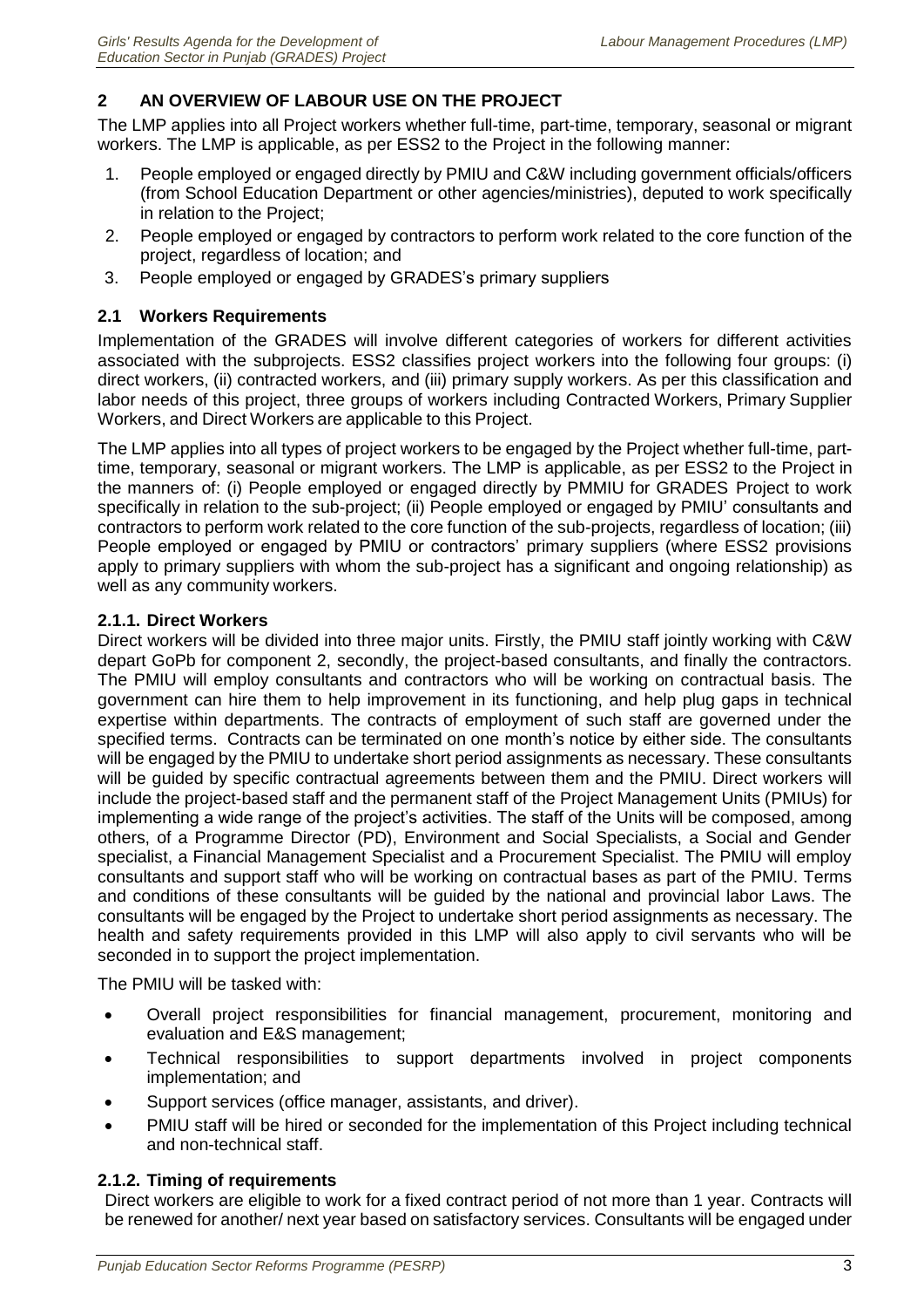## 2 AN OVERVIEW OF LABOUR USE ON THE PROJECT

The LMP applies into all Project workers whether full-time, part-time, temporary, seasonal or migrant workers. The LMP is applicable, as per ESS2 to the Project in the following manner:

1. People employed or engaged directly by PMIU and C&W including government officials/officers (from School Education Department or other agencies/ministries), deputed to work specifically in relation to the Project;
2. People employed or engaged by contractors to perform work related to the core function of the project, regardless of location; and
3. People employed or engaged by GRADES's primary suppliers

### 2.1 Workers Requirements

Implementation of the GRADES will involve different categories of workers for different activities associated with the subprojects. ESS2 classifies project workers into the following four groups: (i) direct workers, (ii) contracted workers, and (iii) primary supply workers. As per this classification and labor needs of this project, three groups of workers including Contracted Workers, Primary Supplier Workers, and Direct Workers are applicable to this Project.

The LMP applies into all types of project workers to be engaged by the Project whether full-time, part-time, temporary, seasonal or migrant workers. The LMP is applicable, as per ESS2 to the Project in the manners of: (i) People employed or engaged directly by PMMIU for GRADES Project to work specifically in relation to the sub-project; (ii) People employed or engaged by PMIU' consultants and contractors to perform work related to the core function of the sub-projects, regardless of location; (iii) People employed or engaged by PMIU or contractors' primary suppliers (where ESS2 provisions apply to primary suppliers with whom the sub-project has a significant and ongoing relationship) as well as any community workers.

#### 2.1.1. Direct Workers

Direct workers will be divided into three major units. Firstly, the PMIU staff jointly working with C&W depart GoPb for component 2, secondly, the project-based consultants, and finally the contractors. The PMIU will employ consultants and contractors who will be working on contractual basis. The government can hire them to help improvement in its functioning, and help plug gaps in technical expertise within departments. The contracts of employment of such staff are governed under the specified terms. Contracts can be terminated on one month's notice by either side. The consultants will be engaged by the PMIU to undertake short period assignments as necessary. These consultants will be guided by specific contractual agreements between them and the PMIU. Direct workers will include the project-based staff and the permanent staff of the Project Management Units (PMIUs) for implementing a wide range of the project's activities. The staff of the Units will be composed, among others, of a Programme Director (PD), Environment and Social Specialists, a Social and Gender specialist, a Financial Management Specialist and a Procurement Specialist. The PMIU will employ consultants and support staff who will be working on contractual bases as part of the PMIU. Terms and conditions of these consultants will be guided by the national and provincial labor Laws. The consultants will be engaged by the Project to undertake short period assignments as necessary. The health and safety requirements provided in this LMP will also apply to civil servants who will be seconded in to support the project implementation.

The PMIU will be tasked with:

- Overall project responsibilities for financial management, procurement, monitoring and evaluation and E&S management;
- Technical responsibilities to support departments involved in project components implementation; and
- Support services (office manager, assistants, and driver).
- PMIU staff will be hired or seconded for the implementation of this Project including technical and non-technical staff.

#### 2.1.2. Timing of requirements

Direct workers are eligible to work for a fixed contract period of not more than 1 year. Contracts will be renewed for another/ next year based on satisfactory services. Consultants will be engaged under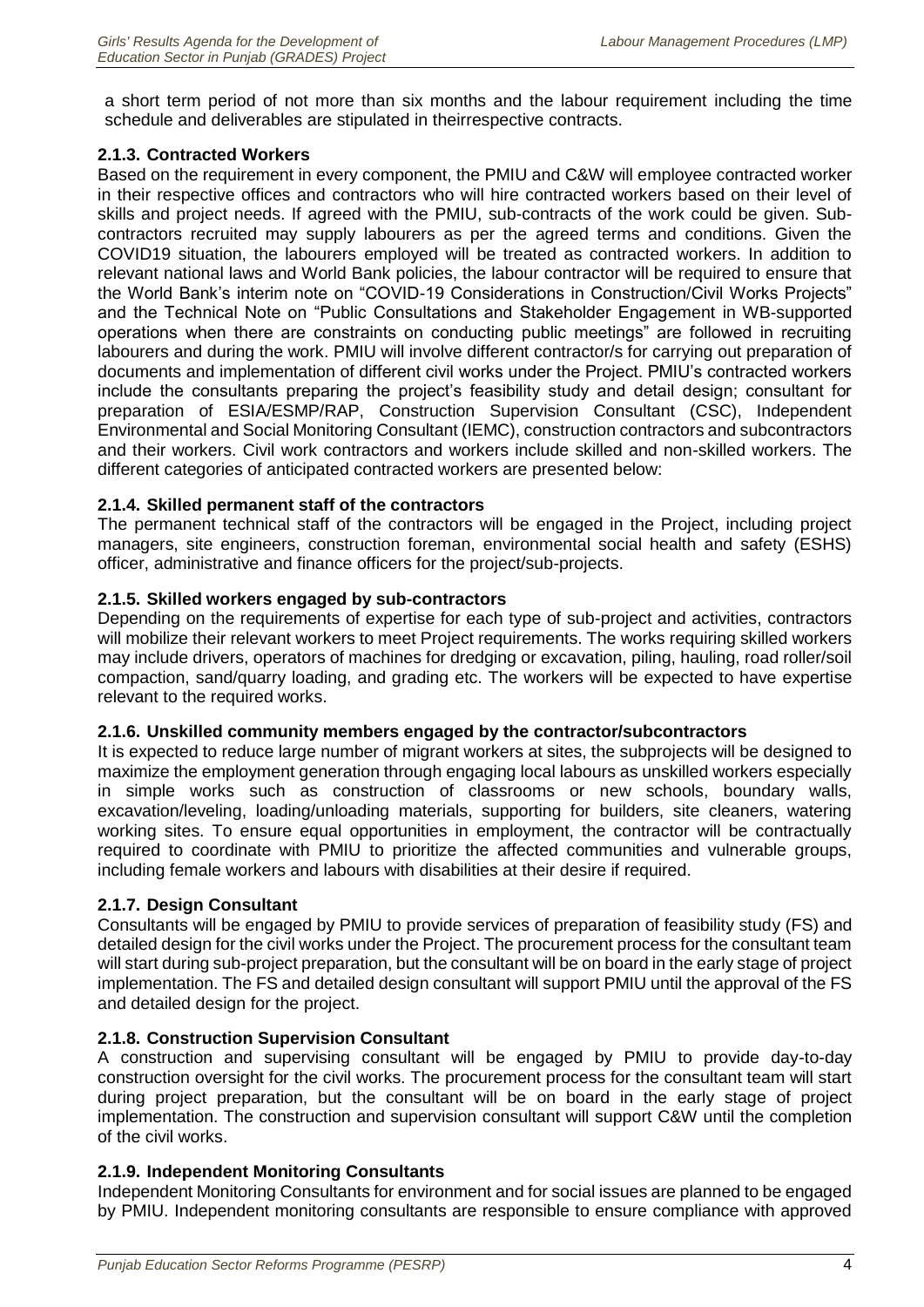a short term period of not more than six months and the labour requirement including the time schedule and deliverables are stipulated in theirrespective contracts.

### 2.1.3. Contracted Workers

Based on the requirement in every component, the PMIU and C&W will employee contracted worker in their respective offices and contractors who will hire contracted workers based on their level of skills and project needs. If agreed with the PMIU, sub-contracts of the work could be given. Sub-contractors recruited may supply labourers as per the agreed terms and conditions. Given the COVID19 situation, the labourers employed will be treated as contracted workers. In addition to relevant national laws and World Bank policies, the labour contractor will be required to ensure that the World Bank's interim note on "COVID-19 Considerations in Construction/Civil Works Projects" and the Technical Note on "Public Consultations and Stakeholder Engagement in WB-supported operations when there are constraints on conducting public meetings" are followed in recruiting labourers and during the work. PMIU will involve different contractor/s for carrying out preparation of documents and implementation of different civil works under the Project. PMIU's contracted workers include the consultants preparing the project's feasibility study and detail design; consultant for preparation of ESIA/ESMP/RAP, Construction Supervision Consultant (CSC), Independent Environmental and Social Monitoring Consultant (IEMC), construction contractors and subcontractors and their workers. Civil work contractors and workers include skilled and non-skilled workers. The different categories of anticipated contracted workers are presented below:

### 2.1.4. Skilled permanent staff of the contractors

The permanent technical staff of the contractors will be engaged in the Project, including project managers, site engineers, construction foreman, environmental social health and safety (ESHS) officer, administrative and finance officers for the project/sub-projects.

### 2.1.5. Skilled workers engaged by sub-contractors

Depending on the requirements of expertise for each type of sub-project and activities, contractors will mobilize their relevant workers to meet Project requirements. The works requiring skilled workers may include drivers, operators of machines for dredging or excavation, piling, hauling, road roller/soil compaction, sand/quarry loading, and grading etc. The workers will be expected to have expertise relevant to the required works.

### 2.1.6. Unskilled community members engaged by the contractor/subcontractors

It is expected to reduce large number of migrant workers at sites, the subprojects will be designed to maximize the employment generation through engaging local labours as unskilled workers especially in simple works such as construction of classrooms or new schools, boundary walls, excavation/leveling, loading/unloading materials, supporting for builders, site cleaners, watering working sites. To ensure equal opportunities in employment, the contractor will be contractually required to coordinate with PMIU to prioritize the affected communities and vulnerable groups, including female workers and labours with disabilities at their desire if required.

### 2.1.7. Design Consultant

Consultants will be engaged by PMIU to provide services of preparation of feasibility study (FS) and detailed design for the civil works under the Project. The procurement process for the consultant team will start during sub-project preparation, but the consultant will be on board in the early stage of project implementation. The FS and detailed design consultant will support PMIU until the approval of the FS and detailed design for the project.

### 2.1.8. Construction Supervision Consultant

A construction and supervising consultant will be engaged by PMIU to provide day-to-day construction oversight for the civil works. The procurement process for the consultant team will start during project preparation, but the consultant will be on board in the early stage of project implementation. The construction and supervision consultant will support C&W until the completion of the civil works.

### 2.1.9. Independent Monitoring Consultants

Independent Monitoring Consultants for environment and for social issues are planned to be engaged by PMIU. Independent monitoring consultants are responsible to ensure compliance with approved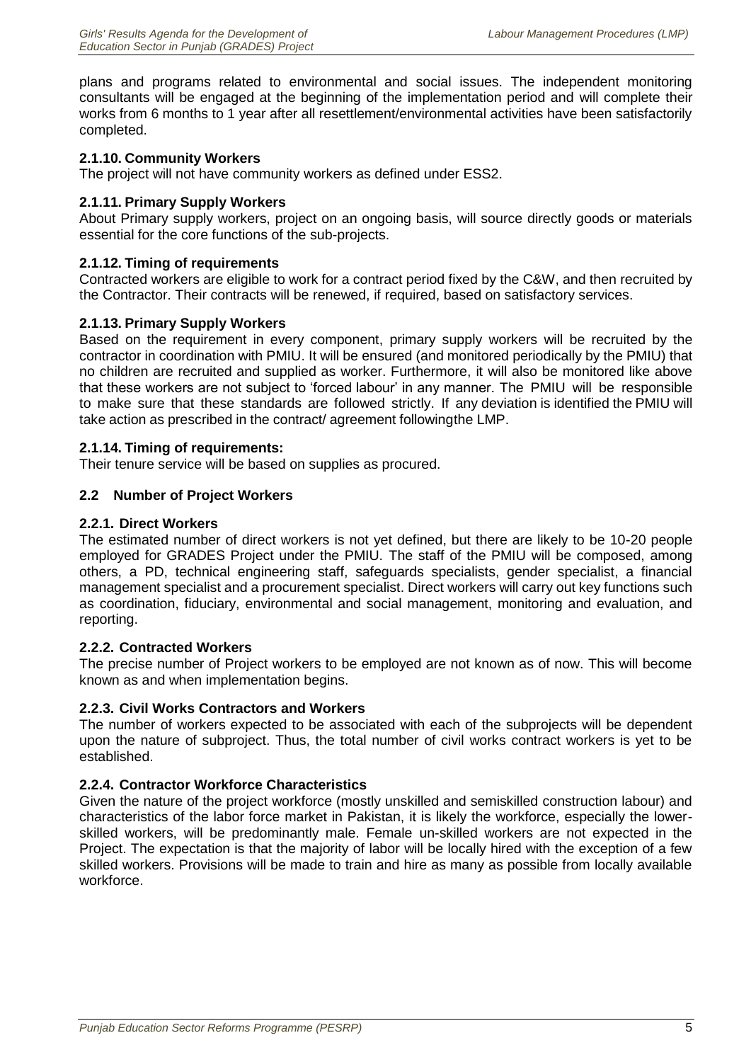plans and programs related to environmental and social issues. The independent monitoring consultants will be engaged at the beginning of the implementation period and will complete their works from 6 months to 1 year after all resettlement/environmental activities have been satisfactorily completed.

#### 2.1.10. Community Workers

The project will not have community workers as defined under ESS2.

#### 2.1.11. Primary Supply Workers

About Primary supply workers, project on an ongoing basis, will source directly goods or materials essential for the core functions of the sub-projects.

#### 2.1.12. Timing of requirements

Contracted workers are eligible to work for a contract period fixed by the C&W, and then recruited by the Contractor. Their contracts will be renewed, if required, based on satisfactory services.

#### 2.1.13. Primary Supply Workers

Based on the requirement in every component, primary supply workers will be recruited by the contractor in coordination with PMIU. It will be ensured (and monitored periodically by the PMIU) that no children are recruited and supplied as worker. Furthermore, it will also be monitored like above that these workers are not subject to 'forced labour' in any manner. The PMIU will be responsible to make sure that these standards are followed strictly. If any deviation is identified the PMIU will take action as prescribed in the contract/ agreement followingthe LMP.

#### 2.1.14. Timing of requirements:

Their tenure service will be based on supplies as procured.

### 2.2 Number of Project Workers

#### 2.2.1. Direct Workers

The estimated number of direct workers is not yet defined, but there are likely to be 10-20 people employed for GRADES Project under the PMIU. The staff of the PMIU will be composed, among others, a PD, technical engineering staff, safeguards specialists, gender specialist, a financial management specialist and a procurement specialist. Direct workers will carry out key functions such as coordination, fiduciary, environmental and social management, monitoring and evaluation, and reporting.

#### 2.2.2. Contracted Workers

The precise number of Project workers to be employed are not known as of now. This will become known as and when implementation begins.

#### 2.2.3. Civil Works Contractors and Workers

The number of workers expected to be associated with each of the subprojects will be dependent upon the nature of subproject. Thus, the total number of civil works contract workers is yet to be established.

#### 2.2.4. Contractor Workforce Characteristics

Given the nature of the project workforce (mostly unskilled and semiskilled construction labour) and characteristics of the labor force market in Pakistan, it is likely the workforce, especially the lower-skilled workers, will be predominantly male. Female un-skilled workers are not expected in the Project. The expectation is that the majority of labor will be locally hired with the exception of a few skilled workers. Provisions will be made to train and hire as many as possible from locally available workforce.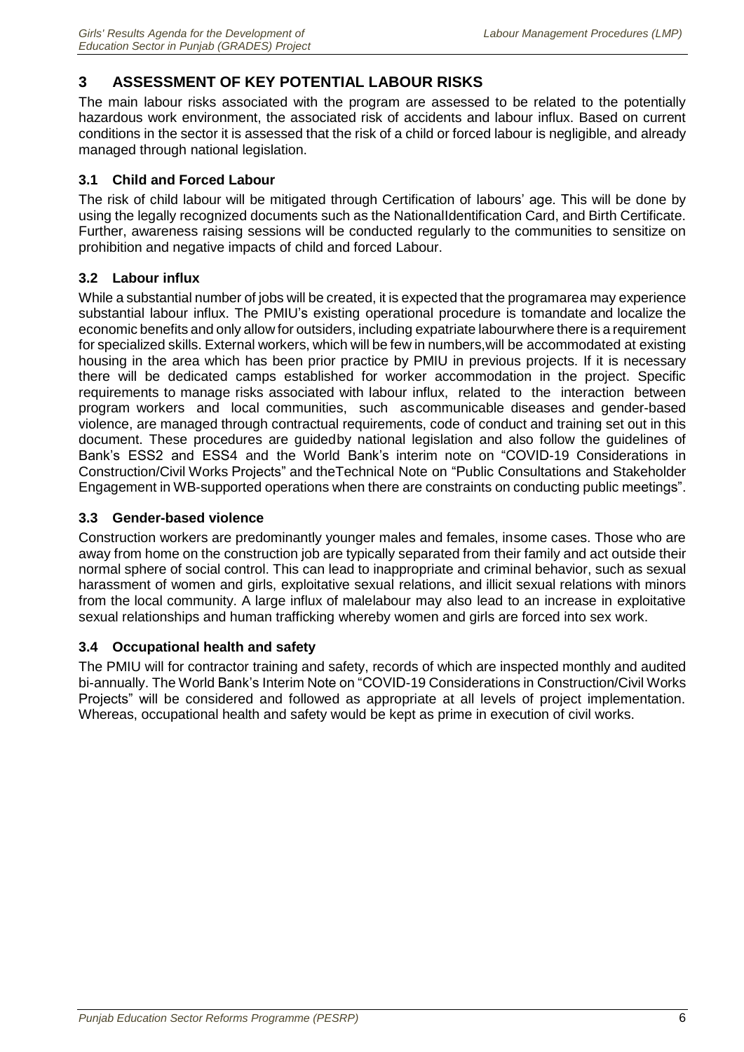# 3 ASSESSMENT OF KEY POTENTIAL LABOUR RISKS

The main labour risks associated with the program are assessed to be related to the potentially hazardous work environment, the associated risk of accidents and labour influx. Based on current conditions in the sector it is assessed that the risk of a child or forced labour is negligible, and already managed through national legislation.

## 3.1 Child and Forced Labour

The risk of child labour will be mitigated through Certification of labours' age. This will be done by using the legally recognized documents such as the NationalIdentification Card, and Birth Certificate. Further, awareness raising sessions will be conducted regularly to the communities to sensitize on prohibition and negative impacts of child and forced Labour.

## 3.2 Labour influx

While a substantial number of jobs will be created, it is expected that the programarea may experience substantial labour influx. The PMIU's existing operational procedure is tomandate and localize the economic benefits and only allow for outsiders, including expatriate labourwhere there is a requirement for specialized skills. External workers, which will be few in numbers,will be accommodated at existing housing in the area which has been prior practice by PMIU in previous projects. If it is necessary there will be dedicated camps established for worker accommodation in the project. Specific requirements to manage risks associated with labour influx, related to the interaction between program workers and local communities, such ascommunicable diseases and gender-based violence, are managed through contractual requirements, code of conduct and training set out in this document. These procedures are guidedby national legislation and also follow the guidelines of Bank's ESS2 and ESS4 and the World Bank's interim note on "COVID-19 Considerations in Construction/Civil Works Projects" and theTechnical Note on "Public Consultations and Stakeholder Engagement in WB-supported operations when there are constraints on conducting public meetings".

## 3.3 Gender-based violence

Construction workers are predominantly younger males and females, insome cases. Those who are away from home on the construction job are typically separated from their family and act outside their normal sphere of social control. This can lead to inappropriate and criminal behavior, such as sexual harassment of women and girls, exploitative sexual relations, and illicit sexual relations with minors from the local community. A large influx of malelabour may also lead to an increase in exploitative sexual relationships and human trafficking whereby women and girls are forced into sex work.

## 3.4 Occupational health and safety

The PMIU will for contractor training and safety, records of which are inspected monthly and audited bi-annually. The World Bank's Interim Note on "COVID-19 Considerations in Construction/Civil Works Projects" will be considered and followed as appropriate at all levels of project implementation. Whereas, occupational health and safety would be kept as prime in execution of civil works.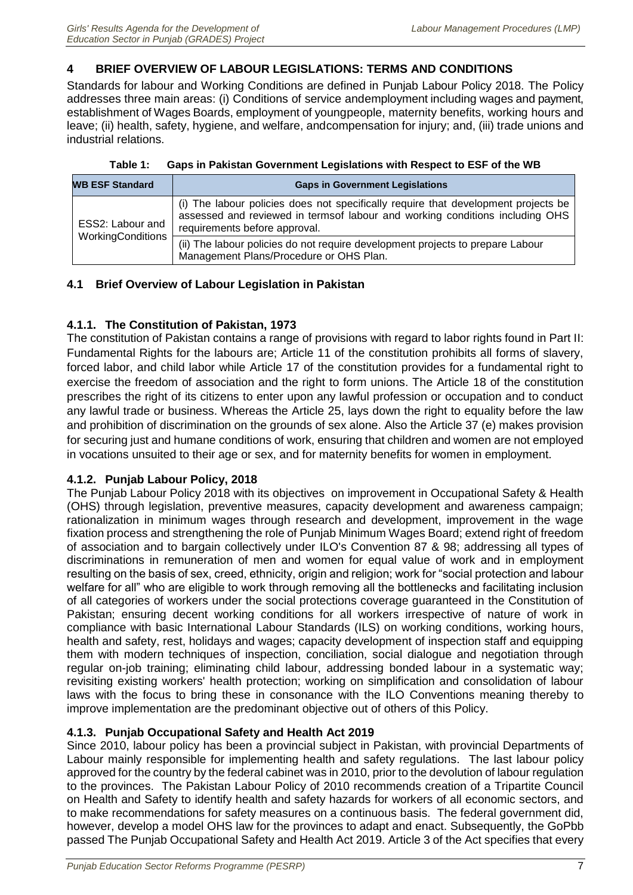## 4 BRIEF OVERVIEW OF LABOUR LEGISLATIONS: TERMS AND CONDITIONS

Standards for labour and Working Conditions are defined in Punjab Labour Policy 2018. The Policy addresses three main areas: (i) Conditions of service andemployment including wages and payment, establishment of Wages Boards, employment of youngpeople, maternity benefits, working hours and leave; (ii) health, safety, hygiene, and welfare, andcompensation for injury; and, (iii) trade unions and industrial relations.

**Table 1: Gaps in Pakistan Government Legislations with Respect to ESF of the WB**

| WB ESF Standard | Gaps in Government Legislations |
|---|---|
| ESS2: Labour and WorkingConditions | (i) The labour policies does not specifically require that development projects be assessed and reviewed in termsof labour and working conditions including OHS requirements before approval. |
| | (ii) The labour policies do not require development projects to prepare Labour Management Plans/Procedure or OHS Plan. |

### 4.1 Brief Overview of Labour Legislation in Pakistan

#### 4.1.1. The Constitution of Pakistan, 1973

The constitution of Pakistan contains a range of provisions with regard to labor rights found in Part II: Fundamental Rights for the labours are; Article 11 of the constitution prohibits all forms of slavery, forced labor, and child labor while Article 17 of the constitution provides for a fundamental right to exercise the freedom of association and the right to form unions. The Article 18 of the constitution prescribes the right of its citizens to enter upon any lawful profession or occupation and to conduct any lawful trade or business. Whereas the Article 25, lays down the right to equality before the law and prohibition of discrimination on the grounds of sex alone. Also the Article 37 (e) makes provision for securing just and humane conditions of work, ensuring that children and women are not employed in vocations unsuited to their age or sex, and for maternity benefits for women in employment.

#### 4.1.2. Punjab Labour Policy, 2018

The Punjab Labour Policy 2018 with its objectives on improvement in Occupational Safety & Health (OHS) through legislation, preventive measures, capacity development and awareness campaign; rationalization in minimum wages through research and development, improvement in the wage fixation process and strengthening the role of Punjab Minimum Wages Board; extend right of freedom of association and to bargain collectively under ILO's Convention 87 & 98; addressing all types of discriminations in remuneration of men and women for equal value of work and in employment resulting on the basis of sex, creed, ethnicity, origin and religion; work for "social protection and labour welfare for all" who are eligible to work through removing all the bottlenecks and facilitating inclusion of all categories of workers under the social protections coverage guaranteed in the Constitution of Pakistan; ensuring decent working conditions for all workers irrespective of nature of work in compliance with basic International Labour Standards (ILS) on working conditions, working hours, health and safety, rest, holidays and wages; capacity development of inspection staff and equipping them with modern techniques of inspection, conciliation, social dialogue and negotiation through regular on-job training; eliminating child labour, addressing bonded labour in a systematic way; revisiting existing workers' health protection; working on simplification and consolidation of labour laws with the focus to bring these in consonance with the ILO Conventions meaning thereby to improve implementation are the predominant objective out of others of this Policy.

#### 4.1.3. Punjab Occupational Safety and Health Act 2019

Since 2010, labour policy has been a provincial subject in Pakistan, with provincial Departments of Labour mainly responsible for implementing health and safety regulations. The last labour policy approved for the country by the federal cabinet was in 2010, prior to the devolution of labour regulation to the provinces. The Pakistan Labour Policy of 2010 recommends creation of a Tripartite Council on Health and Safety to identify health and safety hazards for workers of all economic sectors, and to make recommendations for safety measures on a continuous basis. The federal government did, however, develop a model OHS law for the provinces to adapt and enact. Subsequently, the GoPbb passed The Punjab Occupational Safety and Health Act 2019. Article 3 of the Act specifies that every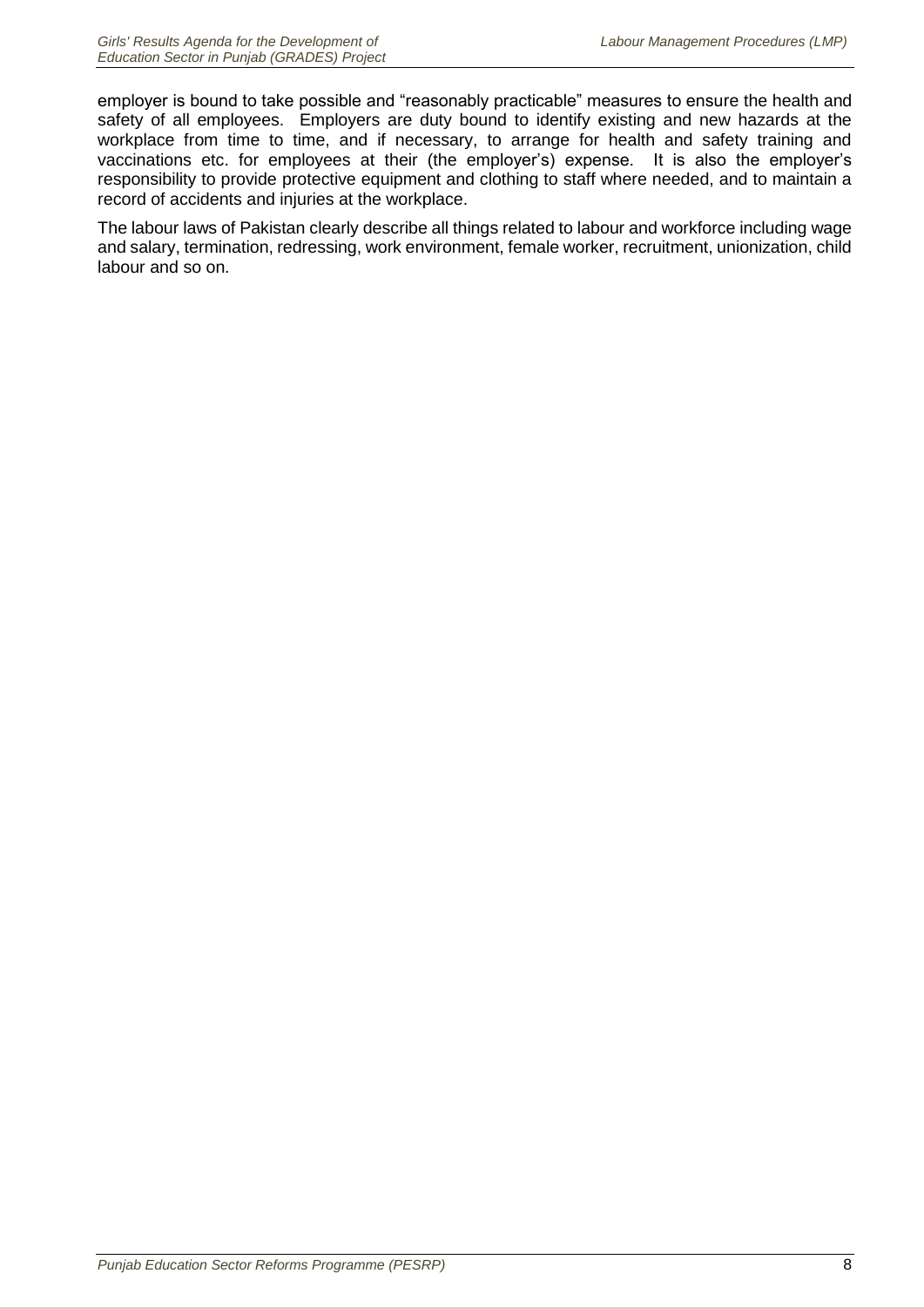employer is bound to take possible and "reasonably practicable" measures to ensure the health and safety of all employees. Employers are duty bound to identify existing and new hazards at the workplace from time to time, and if necessary, to arrange for health and safety training and vaccinations etc. for employees at their (the employer's) expense. It is also the employer's responsibility to provide protective equipment and clothing to staff where needed, and to maintain a record of accidents and injuries at the workplace.

The labour laws of Pakistan clearly describe all things related to labour and workforce including wage and salary, termination, redressing, work environment, female worker, recruitment, unionization, child labour and so on.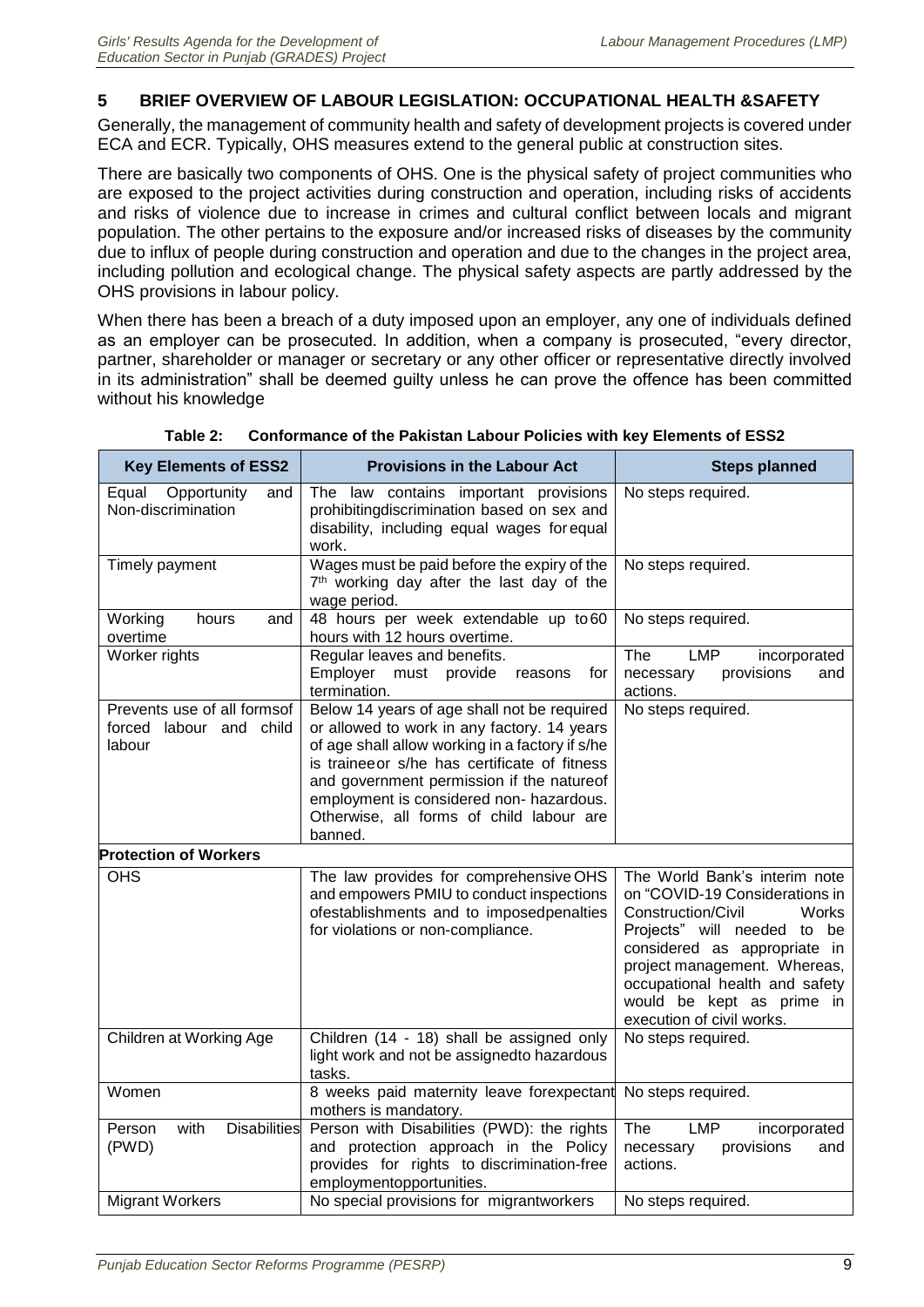## 5 BRIEF OVERVIEW OF LABOUR LEGISLATION: OCCUPATIONAL HEALTH &SAFETY

Generally, the management of community health and safety of development projects is covered under ECA and ECR. Typically, OHS measures extend to the general public at construction sites.

There are basically two components of OHS. One is the physical safety of project communities who are exposed to the project activities during construction and operation, including risks of accidents and risks of violence due to increase in crimes and cultural conflict between locals and migrant population. The other pertains to the exposure and/or increased risks of diseases by the community due to influx of people during construction and operation and due to the changes in the project area, including pollution and ecological change. The physical safety aspects are partly addressed by the OHS provisions in labour policy.

When there has been a breach of a duty imposed upon an employer, any one of individuals defined as an employer can be prosecuted. In addition, when a company is prosecuted, "every director, partner, shareholder or manager or secretary or any other officer or representative directly involved in its administration" shall be deemed guilty unless he can prove the offence has been committed without his knowledge

**Table 2: Conformance of the Pakistan Labour Policies with key Elements of ESS2**

| Key Elements of ESS2 | Provisions in the Labour Act | Steps planned |
|---|---|---|
| Equal Opportunity and Non-discrimination | The law contains important provisions prohibitingdiscrimination based on sex and disability, including equal wages for equal work. | No steps required. |
| Timely payment | Wages must be paid before the expiry of the 7th working day after the last day of the wage period. | No steps required. |
| Working hours and overtime | 48 hours per week extendable up to 60 hours with 12 hours overtime. | No steps required. |
| Worker rights | Regular leaves and benefits.<br>Employer must provide reasons for termination. | The LMP incorporated necessary provisions and actions. |
| Prevents use of all formsof forced labour and child labour | Below 14 years of age shall not be required or allowed to work in any factory. 14 years of age shall allow working in a factory if s/he is traineeor s/he has certificate of fitness and government permission if the natureof employment is considered non- hazardous. Otherwise, all forms of child labour are banned. | No steps required. |
| **Protection of Workers** | | |
| OHS | The law provides for comprehensive OHS and empowers PMIU to conduct inspections ofestablishments and to imposedpenalties for violations or non-compliance. | The World Bank's interim note on "COVID-19 Considerations in Construction/Civil Works Projects" will needed to be considered as appropriate in project management. Whereas, occupational health and safety would be kept as prime in execution of civil works. |
| Children at Working Age | Children (14 - 18) shall be assigned only light work and not be assignedto hazardous tasks. | No steps required. |
| Women | 8 weeks paid maternity leave forexpectant mothers is mandatory. | No steps required. |
| Person with Disabilities (PWD) | Person with Disabilities (PWD): the rights and protection approach in the Policy provides for rights to discrimination-free employmentopportunities. | The LMP incorporated necessary provisions and actions. |
| Migrant Workers | No special provisions for migrantworkers | No steps required. |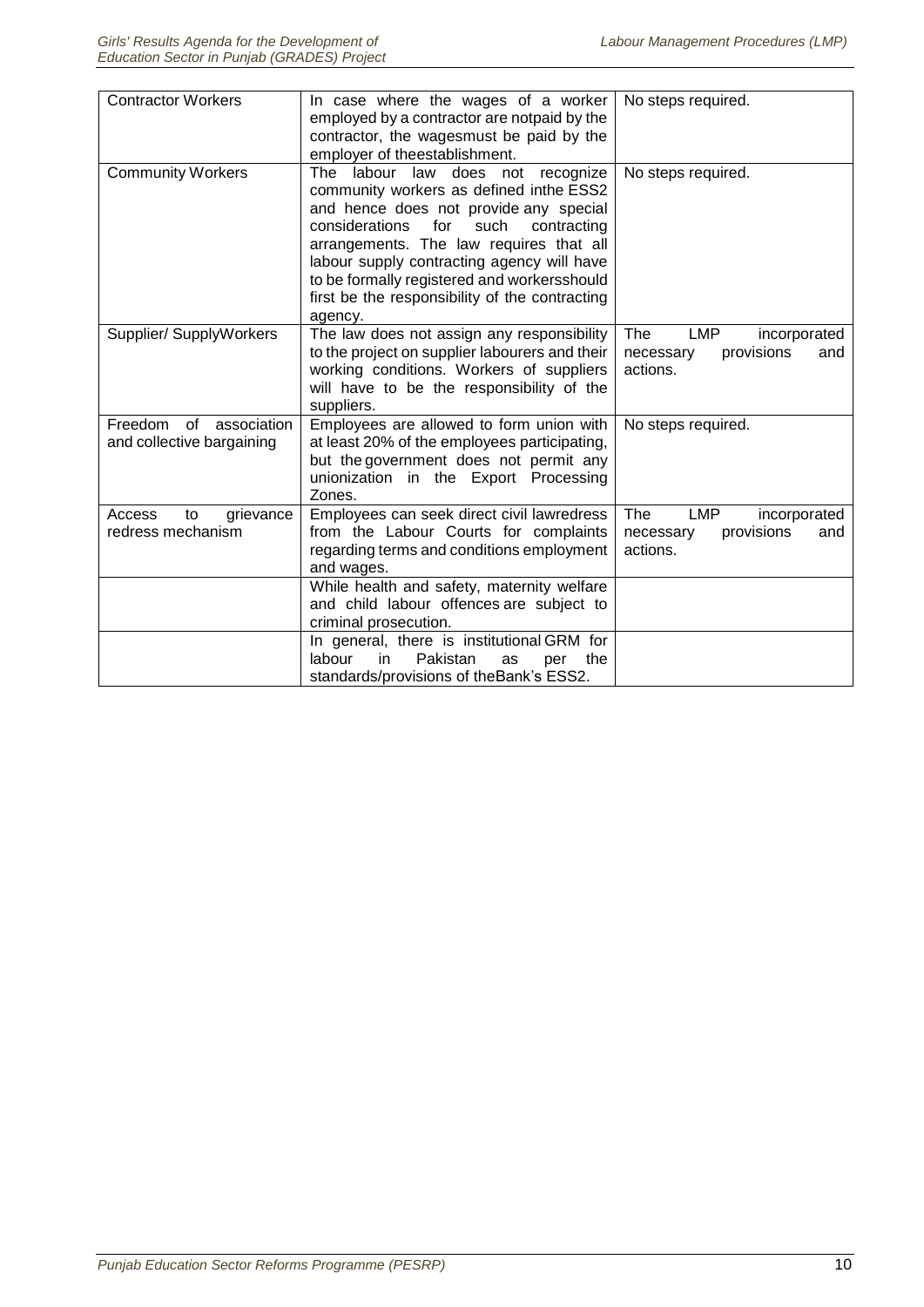| Contractor Workers | In case where the wages of a worker employed by a contractor are notpaid by the contractor, the wagesmust be paid by the employer of theestablishment. | No steps required. |
|---|---|---|
| Community Workers | The labour law does not recognize community workers as defined inthe ESS2 and hence does not provide any special considerations for such contracting arrangements. The law requires that all labour supply contracting agency will have to be formally registered and workersshould first be the responsibility of the contracting agency. | No steps required. |
| Supplier/ SupplyWorkers | The law does not assign any responsibility to the project on supplier labourers and their working conditions. Workers of suppliers will have to be the responsibility of the suppliers. | The LMP incorporated necessary provisions and actions. |
| Freedom of association and collective bargaining | Employees are allowed to form union with at least 20% of the employees participating, but the government does not permit any unionization in the Export Processing Zones. | No steps required. |
| Access to grievance redress mechanism | Employees can seek direct civil lawredress from the Labour Courts for complaints regarding terms and conditions employment and wages. | The LMP incorporated necessary provisions and actions. |
| | While health and safety, maternity welfare and child labour offences are subject to criminal prosecution. | |
| | In general, there is institutional GRM for labour in Pakistan as per the standards/provisions of theBank's ESS2. | |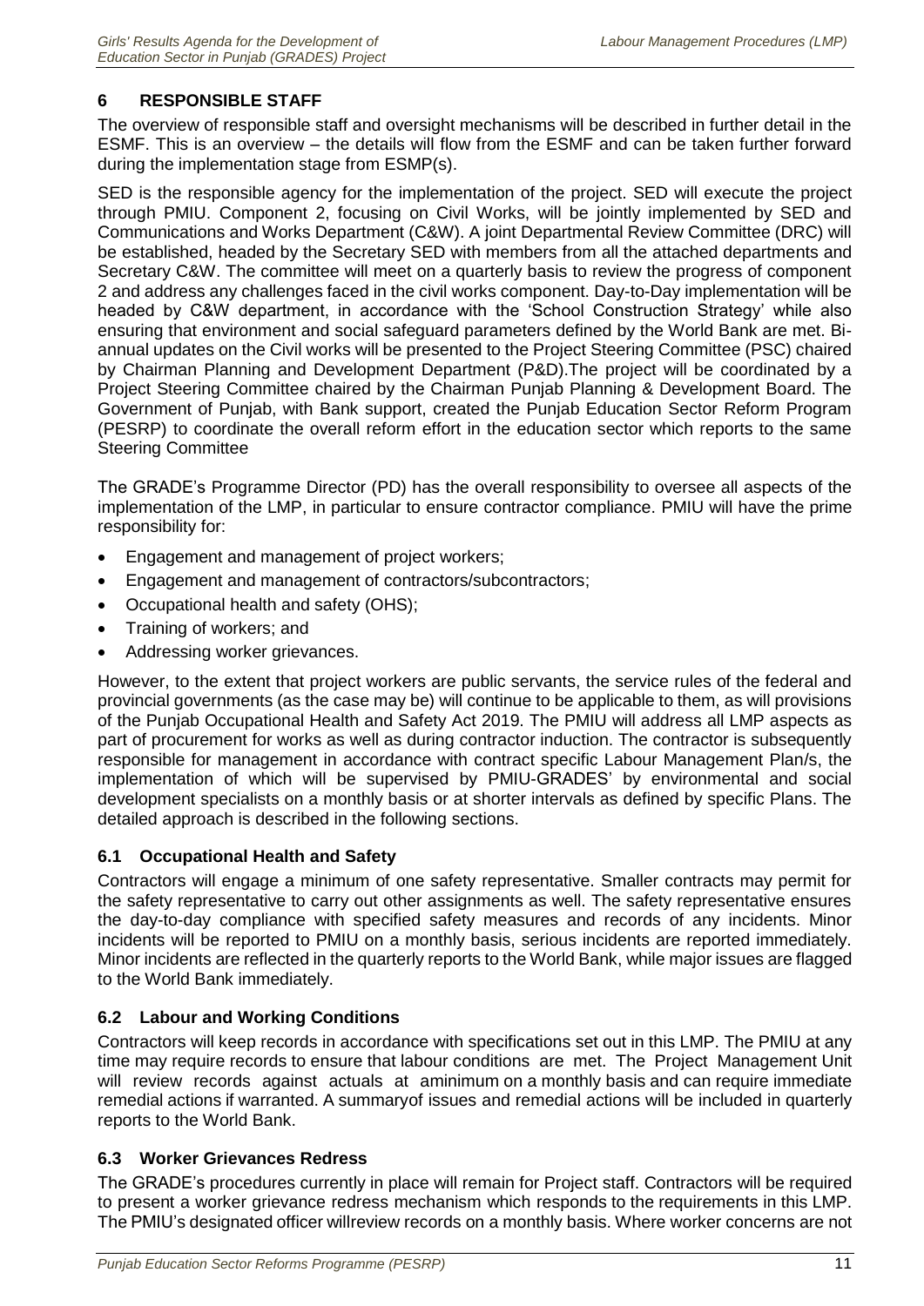## 6 RESPONSIBLE STAFF

The overview of responsible staff and oversight mechanisms will be described in further detail in the ESMF. This is an overview – the details will flow from the ESMF and can be taken further forward during the implementation stage from ESMP(s).

SED is the responsible agency for the implementation of the project. SED will execute the project through PMIU. Component 2, focusing on Civil Works, will be jointly implemented by SED and Communications and Works Department (C&W). A joint Departmental Review Committee (DRC) will be established, headed by the Secretary SED with members from all the attached departments and Secretary C&W. The committee will meet on a quarterly basis to review the progress of component 2 and address any challenges faced in the civil works component. Day-to-Day implementation will be headed by C&W department, in accordance with the 'School Construction Strategy' while also ensuring that environment and social safeguard parameters defined by the World Bank are met. Bi-annual updates on the Civil works will be presented to the Project Steering Committee (PSC) chaired by Chairman Planning and Development Department (P&D).The project will be coordinated by a Project Steering Committee chaired by the Chairman Punjab Planning & Development Board. The Government of Punjab, with Bank support, created the Punjab Education Sector Reform Program (PESRP) to coordinate the overall reform effort in the education sector which reports to the same Steering Committee

The GRADE's Programme Director (PD) has the overall responsibility to oversee all aspects of the implementation of the LMP, in particular to ensure contractor compliance. PMIU will have the prime responsibility for:

- Engagement and management of project workers;
- Engagement and management of contractors/subcontractors;
- Occupational health and safety (OHS);
- Training of workers; and
- Addressing worker grievances.

However, to the extent that project workers are public servants, the service rules of the federal and provincial governments (as the case may be) will continue to be applicable to them, as will provisions of the Punjab Occupational Health and Safety Act 2019. The PMIU will address all LMP aspects as part of procurement for works as well as during contractor induction. The contractor is subsequently responsible for management in accordance with contract specific Labour Management Plan/s, the implementation of which will be supervised by PMIU-GRADES' by environmental and social development specialists on a monthly basis or at shorter intervals as defined by specific Plans. The detailed approach is described in the following sections.

### 6.1 Occupational Health and Safety

Contractors will engage a minimum of one safety representative. Smaller contracts may permit for the safety representative to carry out other assignments as well. The safety representative ensures the day-to-day compliance with specified safety measures and records of any incidents. Minor incidents will be reported to PMIU on a monthly basis, serious incidents are reported immediately. Minor incidents are reflected in the quarterly reports to the World Bank, while major issues are flagged to the World Bank immediately.

### 6.2 Labour and Working Conditions

Contractors will keep records in accordance with specifications set out in this LMP. The PMIU at any time may require records to ensure that labour conditions are met. The Project Management Unit will review records against actuals at aminimum on a monthly basis and can require immediate remedial actions if warranted. A summaryof issues and remedial actions will be included in quarterly reports to the World Bank.

### 6.3 Worker Grievances Redress

The GRADE's procedures currently in place will remain for Project staff. Contractors will be required to present a worker grievance redress mechanism which responds to the requirements in this LMP. The PMIU's designated officer willreview records on a monthly basis. Where worker concerns are not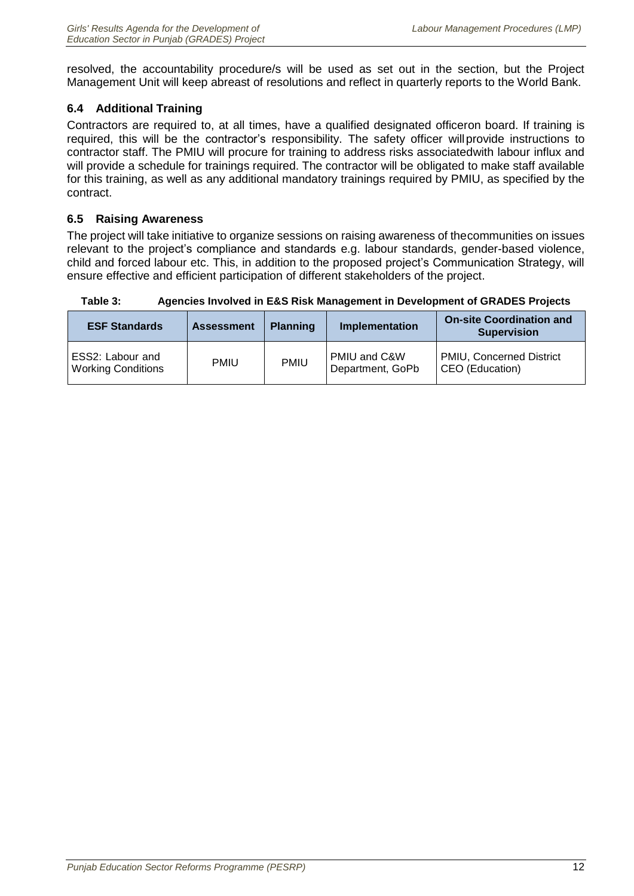resolved, the accountability procedure/s will be used as set out in the section, but the Project Management Unit will keep abreast of resolutions and reflect in quarterly reports to the World Bank.

### 6.4 Additional Training

Contractors are required to, at all times, have a qualified designated officeron board. If training is required, this will be the contractor's responsibility. The safety officer willprovide instructions to contractor staff. The PMIU will procure for training to address risks associatedwith labour influx and will provide a schedule for trainings required. The contractor will be obligated to make staff available for this training, as well as any additional mandatory trainings required by PMIU, as specified by the contract.

### 6.5 Raising Awareness

The project will take initiative to organize sessions on raising awareness of thecommunities on issues relevant to the project's compliance and standards e.g. labour standards, gender-based violence, child and forced labour etc. This, in addition to the proposed project's Communication Strategy, will ensure effective and efficient participation of different stakeholders of the project.

**Table 3: Agencies Involved in E&S Risk Management in Development of GRADES Projects**

| ESF Standards | Assessment | Planning | Implementation | On-site Coordination and Supervision |
|---|---|---|---|---|
| ESS2: Labour and Working Conditions | PMIU | PMIU | PMIU and C&W Department, GoPb | PMIU, Concerned District CEO (Education) |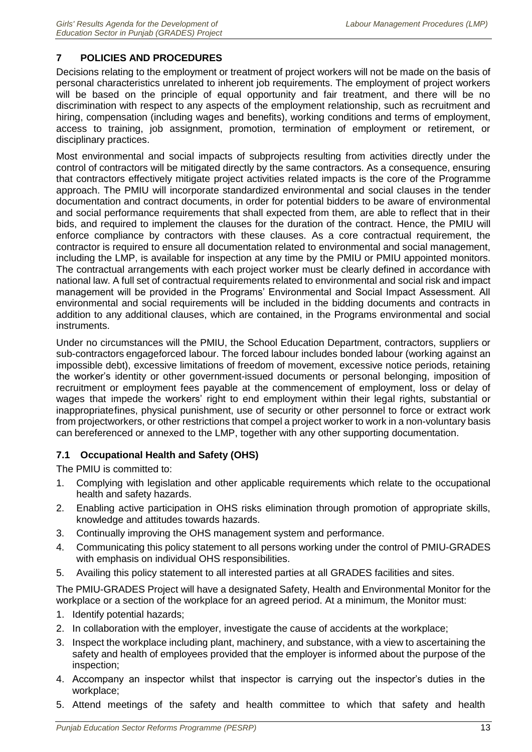## 7 POLICIES AND PROCEDURES

Decisions relating to the employment or treatment of project workers will not be made on the basis of personal characteristics unrelated to inherent job requirements. The employment of project workers will be based on the principle of equal opportunity and fair treatment, and there will be no discrimination with respect to any aspects of the employment relationship, such as recruitment and hiring, compensation (including wages and benefits), working conditions and terms of employment, access to training, job assignment, promotion, termination of employment or retirement, or disciplinary practices.

Most environmental and social impacts of subprojects resulting from activities directly under the control of contractors will be mitigated directly by the same contractors. As a consequence, ensuring that contractors effectively mitigate project activities related impacts is the core of the Programme approach. The PMIU will incorporate standardized environmental and social clauses in the tender documentation and contract documents, in order for potential bidders to be aware of environmental and social performance requirements that shall expected from them, are able to reflect that in their bids, and required to implement the clauses for the duration of the contract. Hence, the PMIU will enforce compliance by contractors with these clauses. As a core contractual requirement, the contractor is required to ensure all documentation related to environmental and social management, including the LMP, is available for inspection at any time by the PMIU or PMIU appointed monitors. The contractual arrangements with each project worker must be clearly defined in accordance with national law. A full set of contractual requirements related to environmental and social risk and impact management will be provided in the Programs' Environmental and Social Impact Assessment. All environmental and social requirements will be included in the bidding documents and contracts in addition to any additional clauses, which are contained, in the Programs environmental and social instruments.

Under no circumstances will the PMIU, the School Education Department, contractors, suppliers or sub-contractors engageforced labour. The forced labour includes bonded labour (working against an impossible debt), excessive limitations of freedom of movement, excessive notice periods, retaining the worker's identity or other government-issued documents or personal belonging, imposition of recruitment or employment fees payable at the commencement of employment, loss or delay of wages that impede the workers' right to end employment within their legal rights, substantial or inappropriatefines, physical punishment, use of security or other personnel to force or extract work from projectworkers, or other restrictions that compel a project worker to work in a non-voluntary basis can bereferenced or annexed to the LMP, together with any other supporting documentation.

### 7.1 Occupational Health and Safety (OHS)

The PMIU is committed to:

1. Complying with legislation and other applicable requirements which relate to the occupational health and safety hazards.
2. Enabling active participation in OHS risks elimination through promotion of appropriate skills, knowledge and attitudes towards hazards.
3. Continually improving the OHS management system and performance.
4. Communicating this policy statement to all persons working under the control of PMIU-GRADES with emphasis on individual OHS responsibilities.
5. Availing this policy statement to all interested parties at all GRADES facilities and sites.

The PMIU-GRADES Project will have a designated Safety, Health and Environmental Monitor for the workplace or a section of the workplace for an agreed period. At a minimum, the Monitor must:

1. Identify potential hazards;
2. In collaboration with the employer, investigate the cause of accidents at the workplace;
3. Inspect the workplace including plant, machinery, and substance, with a view to ascertaining the safety and health of employees provided that the employer is informed about the purpose of the inspection;
4. Accompany an inspector whilst that inspector is carrying out the inspector's duties in the workplace;
5. Attend meetings of the safety and health committee to which that safety and health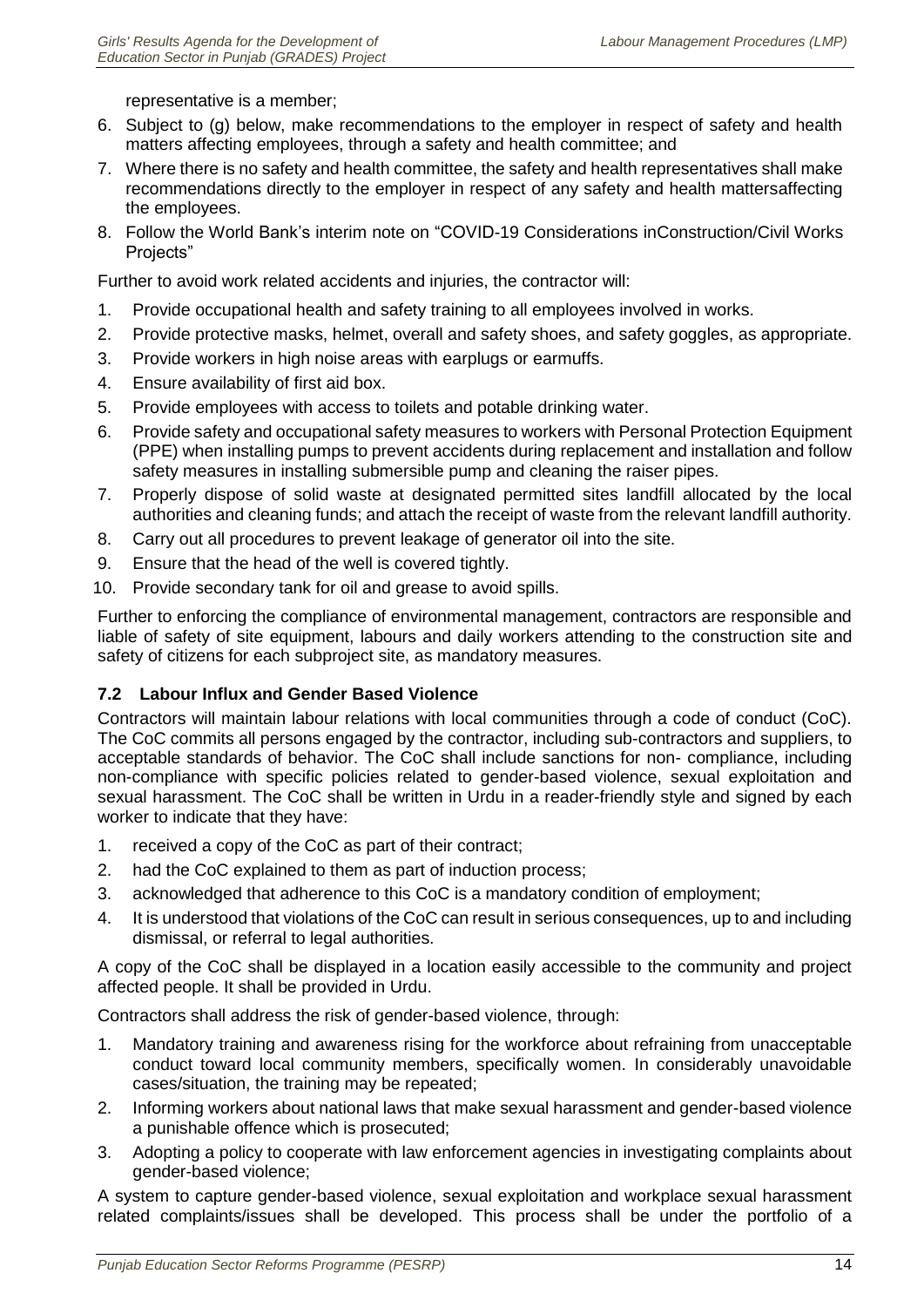representative is a member;

6. Subject to (g) below, make recommendations to the employer in respect of safety and health matters affecting employees, through a safety and health committee; and
7. Where there is no safety and health committee, the safety and health representatives shall make recommendations directly to the employer in respect of any safety and health mattersaffecting the employees.
8. Follow the World Bank's interim note on "COVID-19 Considerations inConstruction/Civil Works Projects"

Further to avoid work related accidents and injuries, the contractor will:

1. Provide occupational health and safety training to all employees involved in works.
2. Provide protective masks, helmet, overall and safety shoes, and safety goggles, as appropriate.
3. Provide workers in high noise areas with earplugs or earmuffs.
4. Ensure availability of first aid box.
5. Provide employees with access to toilets and potable drinking water.
6. Provide safety and occupational safety measures to workers with Personal Protection Equipment (PPE) when installing pumps to prevent accidents during replacement and installation and follow safety measures in installing submersible pump and cleaning the raiser pipes.
7. Properly dispose of solid waste at designated permitted sites landfill allocated by the local authorities and cleaning funds; and attach the receipt of waste from the relevant landfill authority.
8. Carry out all procedures to prevent leakage of generator oil into the site.
9. Ensure that the head of the well is covered tightly.
10. Provide secondary tank for oil and grease to avoid spills.

Further to enforcing the compliance of environmental management, contractors are responsible and liable of safety of site equipment, labours and daily workers attending to the construction site and safety of citizens for each subproject site, as mandatory measures.

### 7.2 Labour Influx and Gender Based Violence

Contractors will maintain labour relations with local communities through a code of conduct (CoC). The CoC commits all persons engaged by the contractor, including sub-contractors and suppliers, to acceptable standards of behavior. The CoC shall include sanctions for non- compliance, including non-compliance with specific policies related to gender-based violence, sexual exploitation and sexual harassment. The CoC shall be written in Urdu in a reader-friendly style and signed by each worker to indicate that they have:

1. received a copy of the CoC as part of their contract;
2. had the CoC explained to them as part of induction process;
3. acknowledged that adherence to this CoC is a mandatory condition of employment;
4. It is understood that violations of the CoC can result in serious consequences, up to and including dismissal, or referral to legal authorities.

A copy of the CoC shall be displayed in a location easily accessible to the community and project affected people. It shall be provided in Urdu.

Contractors shall address the risk of gender-based violence, through:

1. Mandatory training and awareness rising for the workforce about refraining from unacceptable conduct toward local community members, specifically women. In considerably unavoidable cases/situation, the training may be repeated;
2. Informing workers about national laws that make sexual harassment and gender-based violence a punishable offence which is prosecuted;
3. Adopting a policy to cooperate with law enforcement agencies in investigating complaints about gender-based violence;

A system to capture gender-based violence, sexual exploitation and workplace sexual harassment related complaints/issues shall be developed. This process shall be under the portfolio of a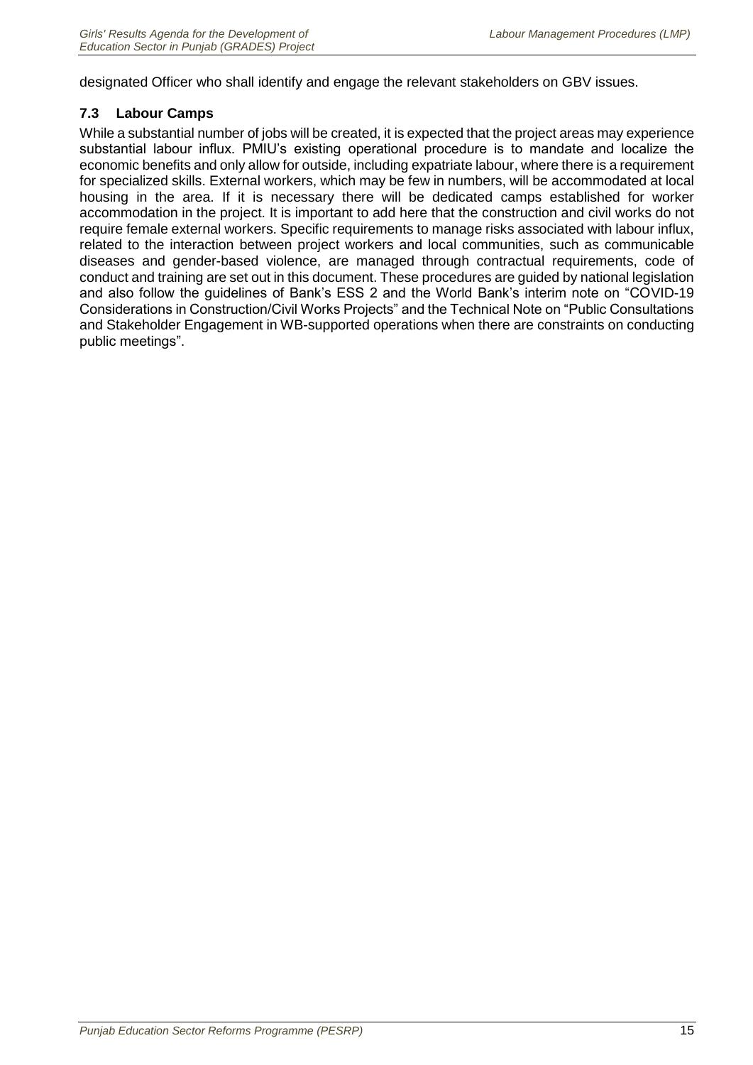designated Officer who shall identify and engage the relevant stakeholders on GBV issues.

### 7.3 Labour Camps

While a substantial number of jobs will be created, it is expected that the project areas may experience substantial labour influx. PMIU's existing operational procedure is to mandate and localize the economic benefits and only allow for outside, including expatriate labour, where there is a requirement for specialized skills. External workers, which may be few in numbers, will be accommodated at local housing in the area. If it is necessary there will be dedicated camps established for worker accommodation in the project. It is important to add here that the construction and civil works do not require female external workers. Specific requirements to manage risks associated with labour influx, related to the interaction between project workers and local communities, such as communicable diseases and gender-based violence, are managed through contractual requirements, code of conduct and training are set out in this document. These procedures are guided by national legislation and also follow the guidelines of Bank's ESS 2 and the World Bank's interim note on "COVID-19 Considerations in Construction/Civil Works Projects" and the Technical Note on "Public Consultations and Stakeholder Engagement in WB-supported operations when there are constraints on conducting public meetings".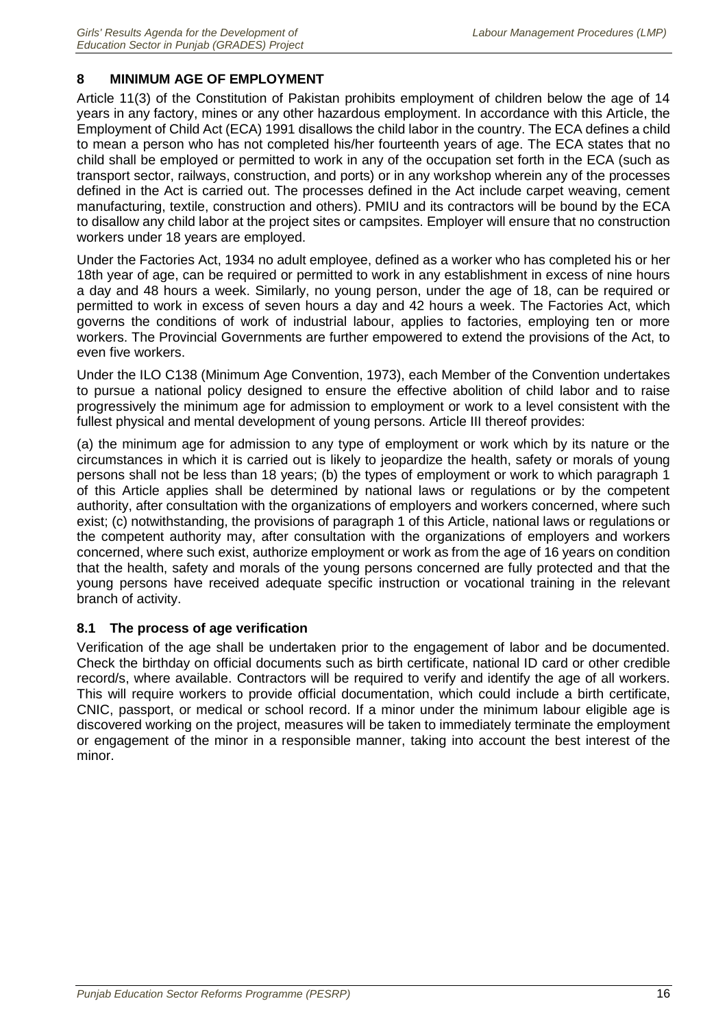## 8 MINIMUM AGE OF EMPLOYMENT

Article 11(3) of the Constitution of Pakistan prohibits employment of children below the age of 14 years in any factory, mines or any other hazardous employment. In accordance with this Article, the Employment of Child Act (ECA) 1991 disallows the child labor in the country. The ECA defines a child to mean a person who has not completed his/her fourteenth years of age. The ECA states that no child shall be employed or permitted to work in any of the occupation set forth in the ECA (such as transport sector, railways, construction, and ports) or in any workshop wherein any of the processes defined in the Act is carried out. The processes defined in the Act include carpet weaving, cement manufacturing, textile, construction and others). PMIU and its contractors will be bound by the ECA to disallow any child labor at the project sites or campsites. Employer will ensure that no construction workers under 18 years are employed.

Under the Factories Act, 1934 no adult employee, defined as a worker who has completed his or her 18th year of age, can be required or permitted to work in any establishment in excess of nine hours a day and 48 hours a week. Similarly, no young person, under the age of 18, can be required or permitted to work in excess of seven hours a day and 42 hours a week. The Factories Act, which governs the conditions of work of industrial labour, applies to factories, employing ten or more workers. The Provincial Governments are further empowered to extend the provisions of the Act, to even five workers.

Under the ILO C138 (Minimum Age Convention, 1973), each Member of the Convention undertakes to pursue a national policy designed to ensure the effective abolition of child labor and to raise progressively the minimum age for admission to employment or work to a level consistent with the fullest physical and mental development of young persons. Article III thereof provides:

(a) the minimum age for admission to any type of employment or work which by its nature or the circumstances in which it is carried out is likely to jeopardize the health, safety or morals of young persons shall not be less than 18 years; (b) the types of employment or work to which paragraph 1 of this Article applies shall be determined by national laws or regulations or by the competent authority, after consultation with the organizations of employers and workers concerned, where such exist; (c) notwithstanding, the provisions of paragraph 1 of this Article, national laws or regulations or the competent authority may, after consultation with the organizations of employers and workers concerned, where such exist, authorize employment or work as from the age of 16 years on condition that the health, safety and morals of the young persons concerned are fully protected and that the young persons have received adequate specific instruction or vocational training in the relevant branch of activity.

### 8.1 The process of age verification

Verification of the age shall be undertaken prior to the engagement of labor and be documented. Check the birthday on official documents such as birth certificate, national ID card or other credible record/s, where available. Contractors will be required to verify and identify the age of all workers. This will require workers to provide official documentation, which could include a birth certificate, CNIC, passport, or medical or school record. If a minor under the minimum labour eligible age is discovered working on the project, measures will be taken to immediately terminate the employment or engagement of the minor in a responsible manner, taking into account the best interest of the minor.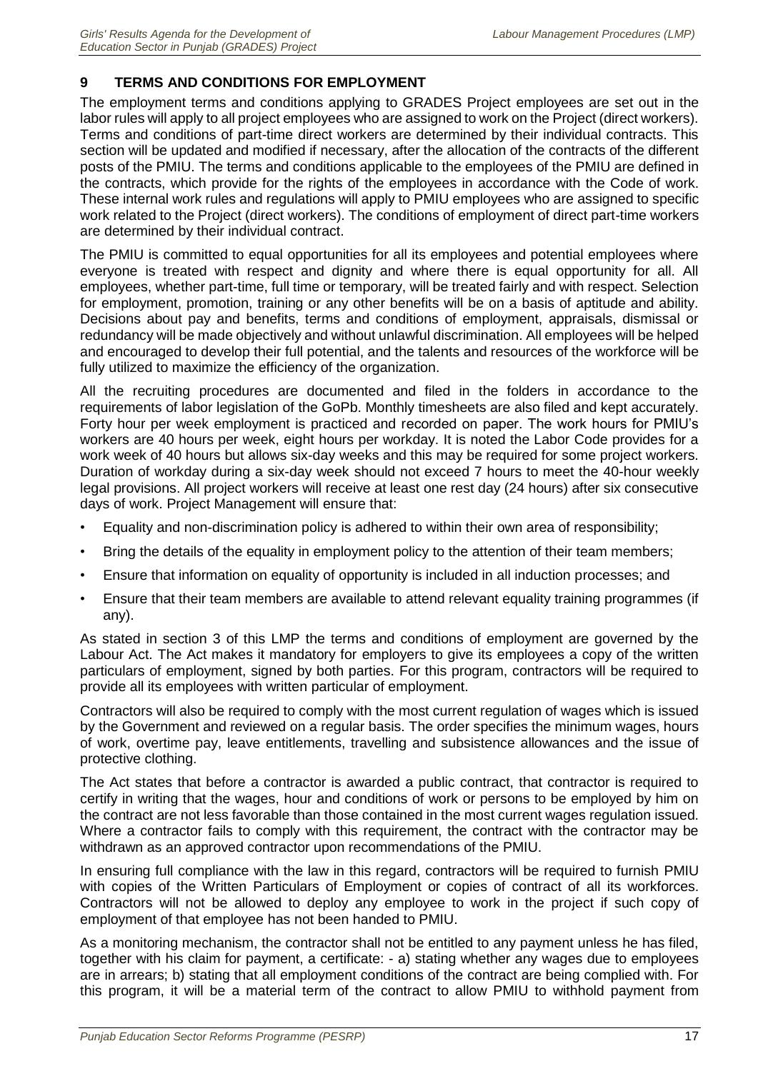## 9 TERMS AND CONDITIONS FOR EMPLOYMENT

The employment terms and conditions applying to GRADES Project employees are set out in the labor rules will apply to all project employees who are assigned to work on the Project (direct workers). Terms and conditions of part-time direct workers are determined by their individual contracts. This section will be updated and modified if necessary, after the allocation of the contracts of the different posts of the PMIU. The terms and conditions applicable to the employees of the PMIU are defined in the contracts, which provide for the rights of the employees in accordance with the Code of work. These internal work rules and regulations will apply to PMIU employees who are assigned to specific work related to the Project (direct workers). The conditions of employment of direct part-time workers are determined by their individual contract.

The PMIU is committed to equal opportunities for all its employees and potential employees where everyone is treated with respect and dignity and where there is equal opportunity for all. All employees, whether part-time, full time or temporary, will be treated fairly and with respect. Selection for employment, promotion, training or any other benefits will be on a basis of aptitude and ability. Decisions about pay and benefits, terms and conditions of employment, appraisals, dismissal or redundancy will be made objectively and without unlawful discrimination. All employees will be helped and encouraged to develop their full potential, and the talents and resources of the workforce will be fully utilized to maximize the efficiency of the organization.

All the recruiting procedures are documented and filed in the folders in accordance to the requirements of labor legislation of the GoPb. Monthly timesheets are also filed and kept accurately. Forty hour per week employment is practiced and recorded on paper. The work hours for PMIU's workers are 40 hours per week, eight hours per workday. It is noted the Labor Code provides for a work week of 40 hours but allows six-day weeks and this may be required for some project workers. Duration of workday during a six-day week should not exceed 7 hours to meet the 40-hour weekly legal provisions. All project workers will receive at least one rest day (24 hours) after six consecutive days of work. Project Management will ensure that:

- Equality and non-discrimination policy is adhered to within their own area of responsibility;
- Bring the details of the equality in employment policy to the attention of their team members;
- Ensure that information on equality of opportunity is included in all induction processes; and
- Ensure that their team members are available to attend relevant equality training programmes (if any).

As stated in section 3 of this LMP the terms and conditions of employment are governed by the Labour Act. The Act makes it mandatory for employers to give its employees a copy of the written particulars of employment, signed by both parties. For this program, contractors will be required to provide all its employees with written particular of employment.

Contractors will also be required to comply with the most current regulation of wages which is issued by the Government and reviewed on a regular basis. The order specifies the minimum wages, hours of work, overtime pay, leave entitlements, travelling and subsistence allowances and the issue of protective clothing.

The Act states that before a contractor is awarded a public contract, that contractor is required to certify in writing that the wages, hour and conditions of work or persons to be employed by him on the contract are not less favorable than those contained in the most current wages regulation issued. Where a contractor fails to comply with this requirement, the contract with the contractor may be withdrawn as an approved contractor upon recommendations of the PMIU.

In ensuring full compliance with the law in this regard, contractors will be required to furnish PMIU with copies of the Written Particulars of Employment or copies of contract of all its workforces. Contractors will not be allowed to deploy any employee to work in the project if such copy of employment of that employee has not been handed to PMIU.

As a monitoring mechanism, the contractor shall not be entitled to any payment unless he has filed, together with his claim for payment, a certificate: - a) stating whether any wages due to employees are in arrears; b) stating that all employment conditions of the contract are being complied with. For this program, it will be a material term of the contract to allow PMIU to withhold payment from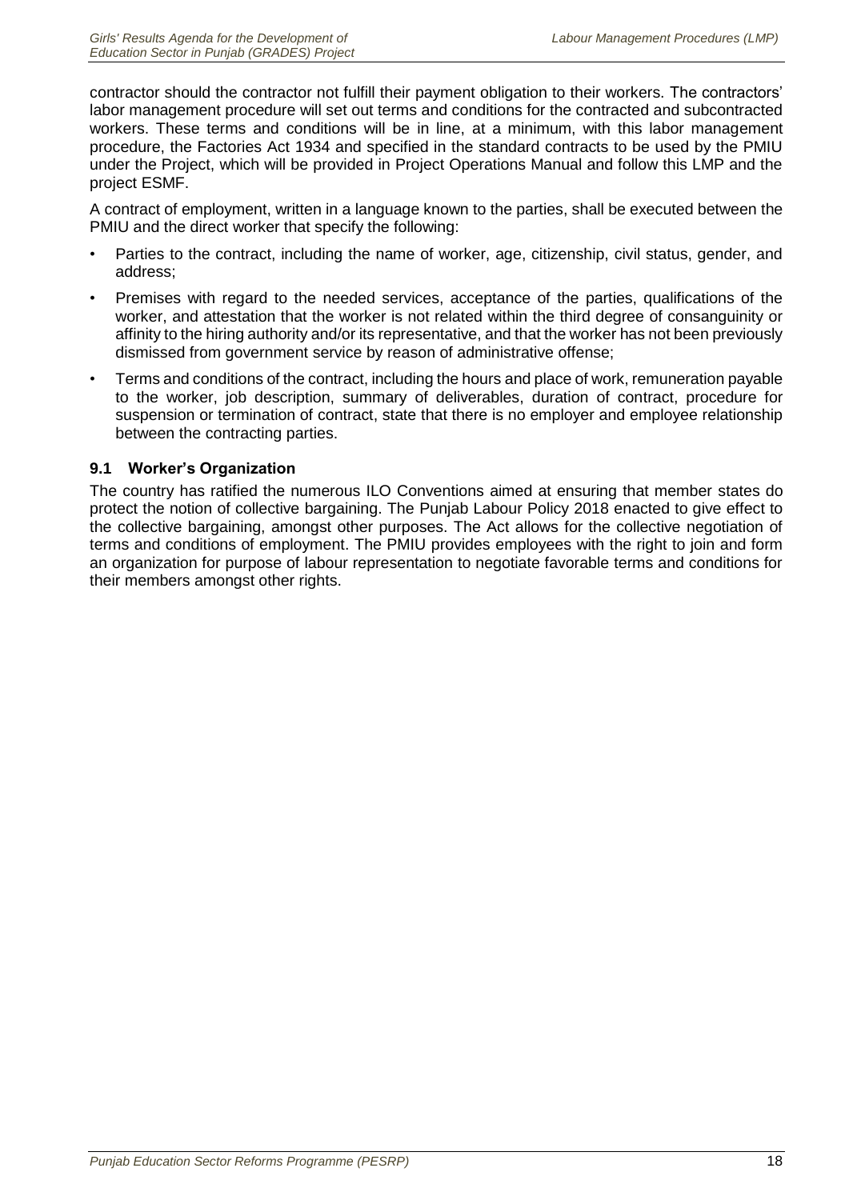contractor should the contractor not fulfill their payment obligation to their workers. The contractors' labor management procedure will set out terms and conditions for the contracted and subcontracted workers. These terms and conditions will be in line, at a minimum, with this labor management procedure, the Factories Act 1934 and specified in the standard contracts to be used by the PMIU under the Project, which will be provided in Project Operations Manual and follow this LMP and the project ESMF.

A contract of employment, written in a language known to the parties, shall be executed between the PMIU and the direct worker that specify the following:

- Parties to the contract, including the name of worker, age, citizenship, civil status, gender, and address;
- Premises with regard to the needed services, acceptance of the parties, qualifications of the worker, and attestation that the worker is not related within the third degree of consanguinity or affinity to the hiring authority and/or its representative, and that the worker has not been previously dismissed from government service by reason of administrative offense;
- Terms and conditions of the contract, including the hours and place of work, remuneration payable to the worker, job description, summary of deliverables, duration of contract, procedure for suspension or termination of contract, state that there is no employer and employee relationship between the contracting parties.

### 9.1 Worker's Organization

The country has ratified the numerous ILO Conventions aimed at ensuring that member states do protect the notion of collective bargaining. The Punjab Labour Policy 2018 enacted to give effect to the collective bargaining, amongst other purposes. The Act allows for the collective negotiation of terms and conditions of employment. The PMIU provides employees with the right to join and form an organization for purpose of labour representation to negotiate favorable terms and conditions for their members amongst other rights.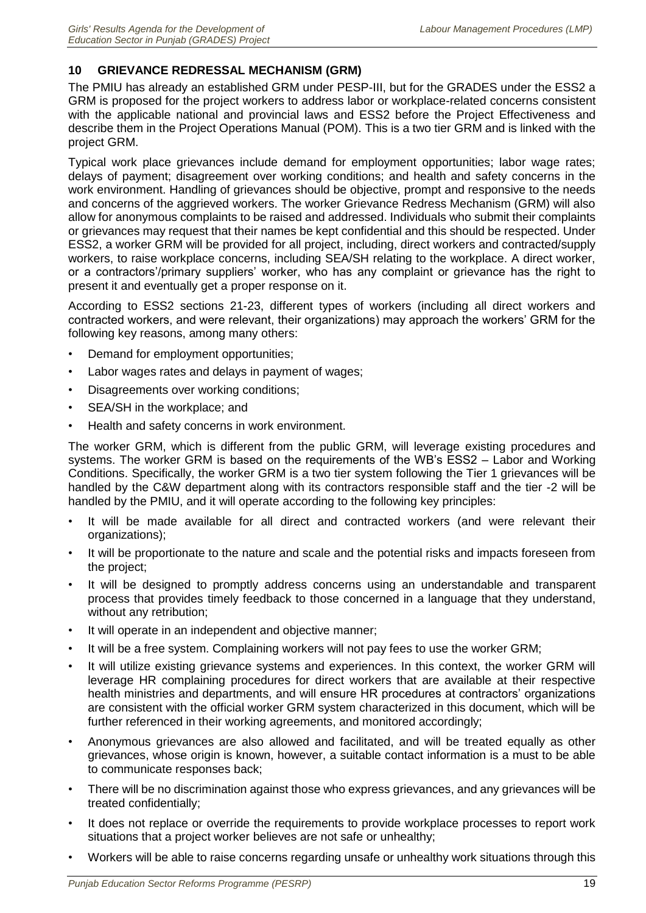## 10 GRIEVANCE REDRESSAL MECHANISM (GRM)

The PMIU has already an established GRM under PESP-III, but for the GRADES under the ESS2 a GRM is proposed for the project workers to address labor or workplace-related concerns consistent with the applicable national and provincial laws and ESS2 before the Project Effectiveness and describe them in the Project Operations Manual (POM). This is a two tier GRM and is linked with the project GRM.

Typical work place grievances include demand for employment opportunities; labor wage rates; delays of payment; disagreement over working conditions; and health and safety concerns in the work environment. Handling of grievances should be objective, prompt and responsive to the needs and concerns of the aggrieved workers. The worker Grievance Redress Mechanism (GRM) will also allow for anonymous complaints to be raised and addressed. Individuals who submit their complaints or grievances may request that their names be kept confidential and this should be respected. Under ESS2, a worker GRM will be provided for all project, including, direct workers and contracted/supply workers, to raise workplace concerns, including SEA/SH relating to the workplace. A direct worker, or a contractors'/primary suppliers' worker, who has any complaint or grievance has the right to present it and eventually get a proper response on it.

According to ESS2 sections 21-23, different types of workers (including all direct workers and contracted workers, and were relevant, their organizations) may approach the workers' GRM for the following key reasons, among many others:

- Demand for employment opportunities;
- Labor wages rates and delays in payment of wages;
- Disagreements over working conditions;
- SEA/SH in the workplace; and
- Health and safety concerns in work environment.

The worker GRM, which is different from the public GRM, will leverage existing procedures and systems. The worker GRM is based on the requirements of the WB's ESS2 – Labor and Working Conditions. Specifically, the worker GRM is a two tier system following the Tier 1 grievances will be handled by the C&W department along with its contractors responsible staff and the tier -2 will be handled by the PMIU, and it will operate according to the following key principles:

- It will be made available for all direct and contracted workers (and were relevant their organizations);
- It will be proportionate to the nature and scale and the potential risks and impacts foreseen from the project;
- It will be designed to promptly address concerns using an understandable and transparent process that provides timely feedback to those concerned in a language that they understand, without any retribution;
- It will operate in an independent and objective manner;
- It will be a free system. Complaining workers will not pay fees to use the worker GRM;
- It will utilize existing grievance systems and experiences. In this context, the worker GRM will leverage HR complaining procedures for direct workers that are available at their respective health ministries and departments, and will ensure HR procedures at contractors' organizations are consistent with the official worker GRM system characterized in this document, which will be further referenced in their working agreements, and monitored accordingly;
- Anonymous grievances are also allowed and facilitated, and will be treated equally as other grievances, whose origin is known, however, a suitable contact information is a must to be able to communicate responses back;
- There will be no discrimination against those who express grievances, and any grievances will be treated confidentially;
- It does not replace or override the requirements to provide workplace processes to report work situations that a project worker believes are not safe or unhealthy;
- Workers will be able to raise concerns regarding unsafe or unhealthy work situations through this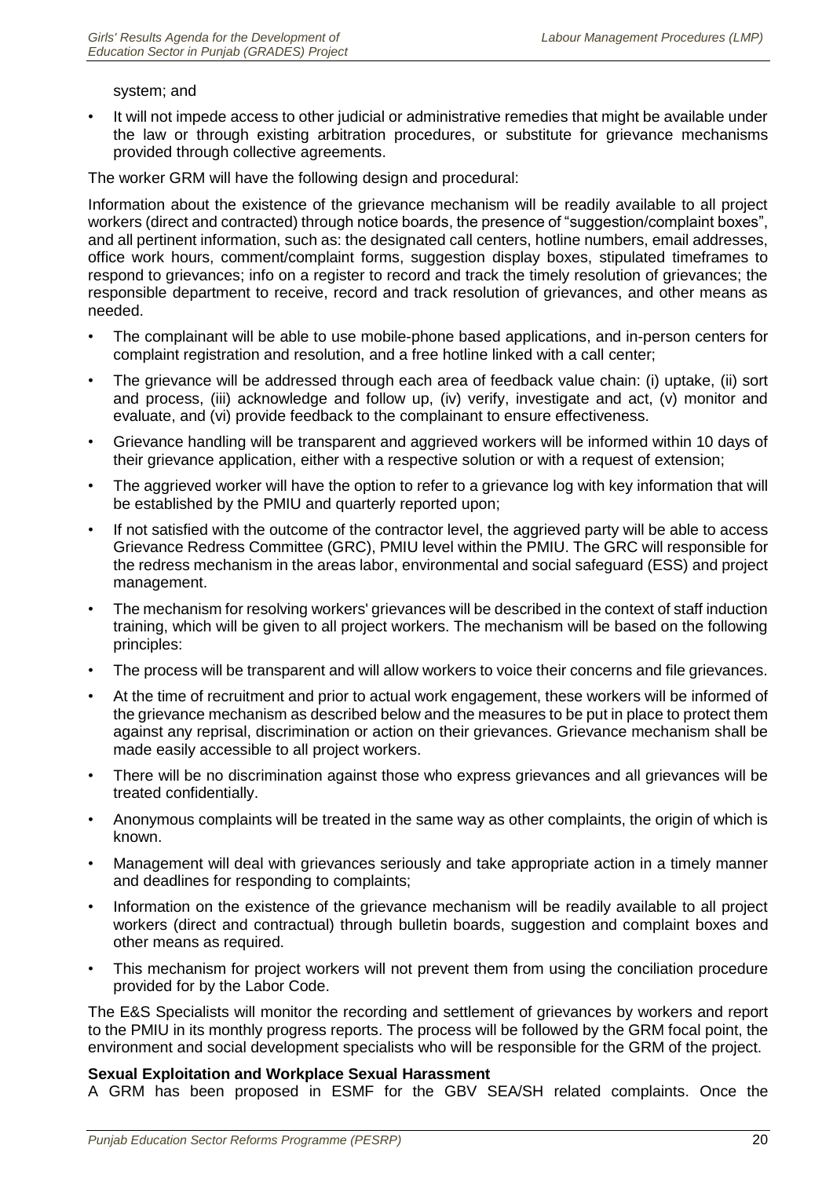system; and

- It will not impede access to other judicial or administrative remedies that might be available under the law or through existing arbitration procedures, or substitute for grievance mechanisms provided through collective agreements.

The worker GRM will have the following design and procedural:

Information about the existence of the grievance mechanism will be readily available to all project workers (direct and contracted) through notice boards, the presence of "suggestion/complaint boxes", and all pertinent information, such as: the designated call centers, hotline numbers, email addresses, office work hours, comment/complaint forms, suggestion display boxes, stipulated timeframes to respond to grievances; info on a register to record and track the timely resolution of grievances; the responsible department to receive, record and track resolution of grievances, and other means as needed.

- The complainant will be able to use mobile-phone based applications, and in-person centers for complaint registration and resolution, and a free hotline linked with a call center;
- The grievance will be addressed through each area of feedback value chain: (i) uptake, (ii) sort and process, (iii) acknowledge and follow up, (iv) verify, investigate and act, (v) monitor and evaluate, and (vi) provide feedback to the complainant to ensure effectiveness.
- Grievance handling will be transparent and aggrieved workers will be informed within 10 days of their grievance application, either with a respective solution or with a request of extension;
- The aggrieved worker will have the option to refer to a grievance log with key information that will be established by the PMIU and quarterly reported upon;
- If not satisfied with the outcome of the contractor level, the aggrieved party will be able to access Grievance Redress Committee (GRC), PMIU level within the PMIU. The GRC will responsible for the redress mechanism in the areas labor, environmental and social safeguard (ESS) and project management.
- The mechanism for resolving workers' grievances will be described in the context of staff induction training, which will be given to all project workers. The mechanism will be based on the following principles:
- The process will be transparent and will allow workers to voice their concerns and file grievances.
- At the time of recruitment and prior to actual work engagement, these workers will be informed of the grievance mechanism as described below and the measures to be put in place to protect them against any reprisal, discrimination or action on their grievances. Grievance mechanism shall be made easily accessible to all project workers.
- There will be no discrimination against those who express grievances and all grievances will be treated confidentially.
- Anonymous complaints will be treated in the same way as other complaints, the origin of which is known.
- Management will deal with grievances seriously and take appropriate action in a timely manner and deadlines for responding to complaints;
- Information on the existence of the grievance mechanism will be readily available to all project workers (direct and contractual) through bulletin boards, suggestion and complaint boxes and other means as required.
- This mechanism for project workers will not prevent them from using the conciliation procedure provided for by the Labor Code.

The E&S Specialists will monitor the recording and settlement of grievances by workers and report to the PMIU in its monthly progress reports. The process will be followed by the GRM focal point, the environment and social development specialists who will be responsible for the GRM of the project.

**Sexual Exploitation and Workplace Sexual Harassment**

A GRM has been proposed in ESMF for the GBV SEA/SH related complaints. Once the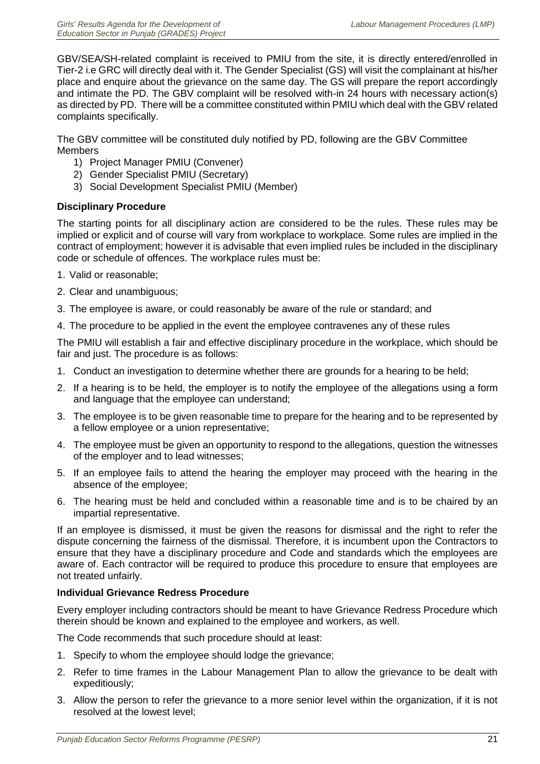GBV/SEA/SH-related complaint is received to PMIU from the site, it is directly entered/enrolled in Tier-2 i.e GRC will directly deal with it. The Gender Specialist (GS) will visit the complainant at his/her place and enquire about the grievance on the same day. The GS will prepare the report accordingly and intimate the PD. The GBV complaint will be resolved with-in 24 hours with necessary action(s) as directed by PD. There will be a committee constituted within PMIU which deal with the GBV related complaints specifically.

The GBV committee will be constituted duly notified by PD, following are the GBV Committee Members

1) Project Manager PMIU (Convener)
2) Gender Specialist PMIU (Secretary)
3) Social Development Specialist PMIU (Member)

**Disciplinary Procedure**

The starting points for all disciplinary action are considered to be the rules. These rules may be implied or explicit and of course will vary from workplace to workplace. Some rules are implied in the contract of employment; however it is advisable that even implied rules be included in the disciplinary code or schedule of offences. The workplace rules must be:

1. Valid or reasonable;
2. Clear and unambiguous;
3. The employee is aware, or could reasonably be aware of the rule or standard; and
4. The procedure to be applied in the event the employee contravenes any of these rules

The PMIU will establish a fair and effective disciplinary procedure in the workplace, which should be fair and just. The procedure is as follows:

1. Conduct an investigation to determine whether there are grounds for a hearing to be held;
2. If a hearing is to be held, the employer is to notify the employee of the allegations using a form and language that the employee can understand;
3. The employee is to be given reasonable time to prepare for the hearing and to be represented by a fellow employee or a union representative;
4. The employee must be given an opportunity to respond to the allegations, question the witnesses of the employer and to lead witnesses;
5. If an employee fails to attend the hearing the employer may proceed with the hearing in the absence of the employee;
6. The hearing must be held and concluded within a reasonable time and is to be chaired by an impartial representative.

If an employee is dismissed, it must be given the reasons for dismissal and the right to refer the dispute concerning the fairness of the dismissal. Therefore, it is incumbent upon the Contractors to ensure that they have a disciplinary procedure and Code and standards which the employees are aware of. Each contractor will be required to produce this procedure to ensure that employees are not treated unfairly.

**Individual Grievance Redress Procedure**

Every employer including contractors should be meant to have Grievance Redress Procedure which therein should be known and explained to the employee and workers, as well.

The Code recommends that such procedure should at least:

1. Specify to whom the employee should lodge the grievance;
2. Refer to time frames in the Labour Management Plan to allow the grievance to be dealt with expeditiously;
3. Allow the person to refer the grievance to a more senior level within the organization, if it is not resolved at the lowest level;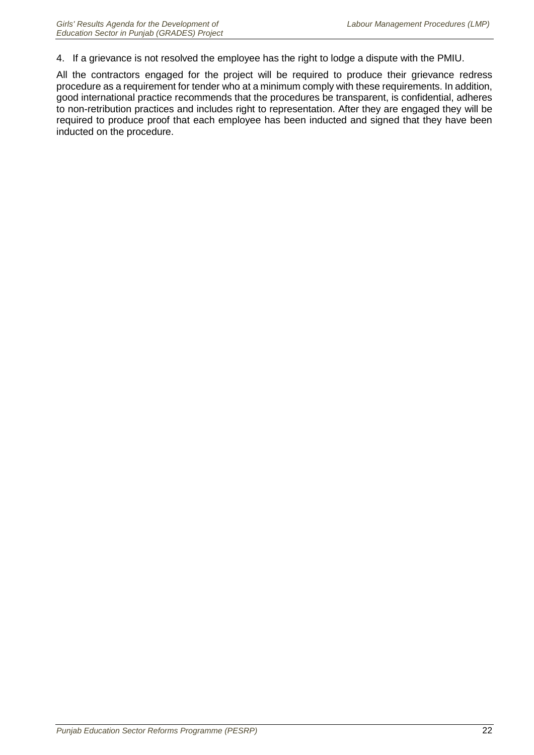4. If a grievance is not resolved the employee has the right to lodge a dispute with the PMIU.

All the contractors engaged for the project will be required to produce their grievance redress procedure as a requirement for tender who at a minimum comply with these requirements. In addition, good international practice recommends that the procedures be transparent, is confidential, adheres to non-retribution practices and includes right to representation. After they are engaged they will be required to produce proof that each employee has been inducted and signed that they have been inducted on the procedure.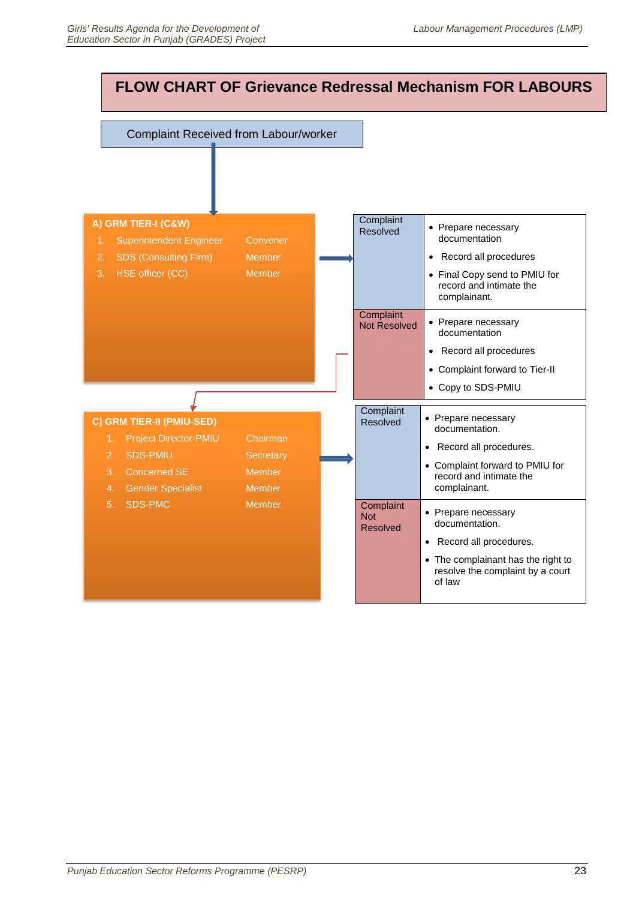# FLOW CHART OF Grievance Redressal Mechanism FOR LABOURS

**Complaint Received from Labour/worker**

**A) GRM TIER-I (C&W)**

| | Member | Role |
|---|---|---|
| 1. | Superintendent Engineer | Convener |
| 2. | SDS (Consulting Firm) | Member |
| 3. | HSE officer (CC) | Member |

| Outcome | Action |
|---|---|
| Complaint Resolved | • Prepare necessary documentation<br>• Record all procedures<br>• Final Copy send to PMIU for record and intimate the complainant. |
| Complaint Not Resolved | • Prepare necessary documentation<br>• Record all procedures<br>• Complaint forward to Tier-II<br>• Copy to SDS-PMIU |

**C) GRM TIER-II (PMIU-SED)**

| | Member | Role |
|---|---|---|
| 1. | Project Director-PMIU | Chairman |
| 2. | SDS-PMIU | Secretary |
| 3. | Concerned SE | Member |
| 4. | Gender Specialist | Member |
| 5. | SDS-PMC | Member |

| Outcome | Action |
|---|---|
| Complaint Resolved | • Prepare necessary documentation.<br>• Record all procedures.<br>• Complaint forward to PMIU for record and intimate the complainant. |
| Complaint Not Resolved | • Prepare necessary documentation.<br>• Record all procedures.<br>• The complainant has the right to resolve the complaint by a court of law |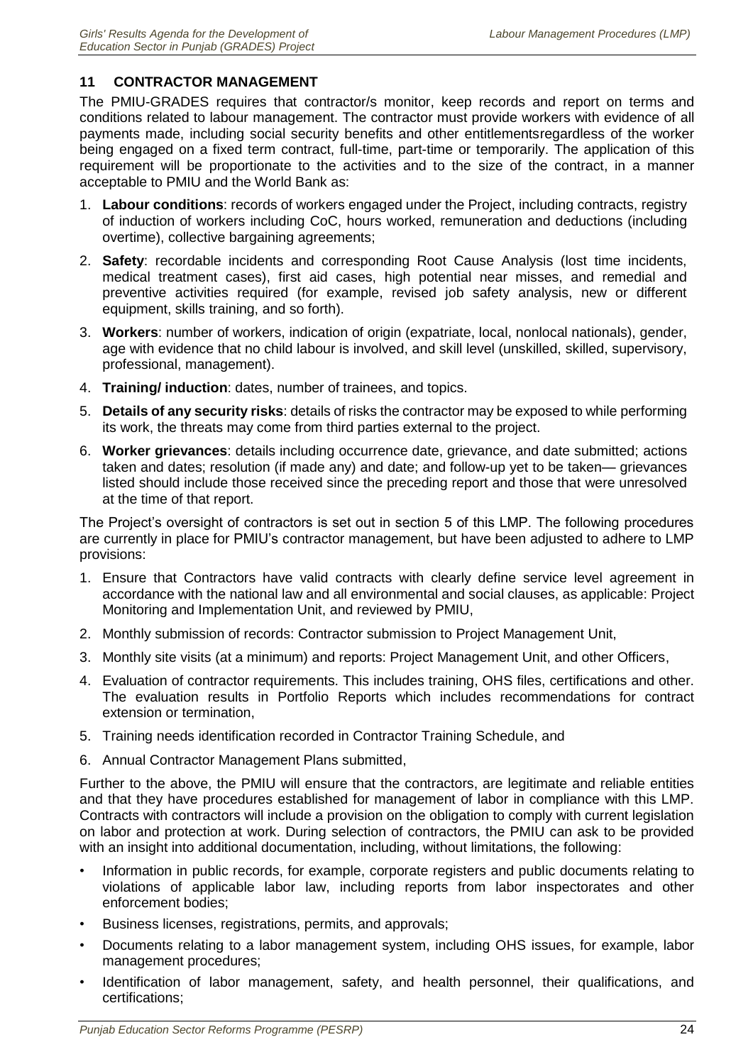## 11 CONTRACTOR MANAGEMENT

The PMIU-GRADES requires that contractor/s monitor, keep records and report on terms and conditions related to labour management. The contractor must provide workers with evidence of all payments made, including social security benefits and other entitlementsregardless of the worker being engaged on a fixed term contract, full-time, part-time or temporarily. The application of this requirement will be proportionate to the activities and to the size of the contract, in a manner acceptable to PMIU and the World Bank as:

1. **Labour conditions**: records of workers engaged under the Project, including contracts, registry of induction of workers including CoC, hours worked, remuneration and deductions (including overtime), collective bargaining agreements;
2. **Safety**: recordable incidents and corresponding Root Cause Analysis (lost time incidents, medical treatment cases), first aid cases, high potential near misses, and remedial and preventive activities required (for example, revised job safety analysis, new or different equipment, skills training, and so forth).
3. **Workers**: number of workers, indication of origin (expatriate, local, nonlocal nationals), gender, age with evidence that no child labour is involved, and skill level (unskilled, skilled, supervisory, professional, management).
4. **Training/ induction**: dates, number of trainees, and topics.
5. **Details of any security risks**: details of risks the contractor may be exposed to while performing its work, the threats may come from third parties external to the project.
6. **Worker grievances**: details including occurrence date, grievance, and date submitted; actions taken and dates; resolution (if made any) and date; and follow-up yet to be taken— grievances listed should include those received since the preceding report and those that were unresolved at the time of that report.

The Project's oversight of contractors is set out in section 5 of this LMP. The following procedures are currently in place for PMIU's contractor management, but have been adjusted to adhere to LMP provisions:

1. Ensure that Contractors have valid contracts with clearly define service level agreement in accordance with the national law and all environmental and social clauses, as applicable: Project Monitoring and Implementation Unit, and reviewed by PMIU,
2. Monthly submission of records: Contractor submission to Project Management Unit,
3. Monthly site visits (at a minimum) and reports: Project Management Unit, and other Officers,
4. Evaluation of contractor requirements. This includes training, OHS files, certifications and other. The evaluation results in Portfolio Reports which includes recommendations for contract extension or termination,
5. Training needs identification recorded in Contractor Training Schedule, and
6. Annual Contractor Management Plans submitted,

Further to the above, the PMIU will ensure that the contractors, are legitimate and reliable entities and that they have procedures established for management of labor in compliance with this LMP. Contracts with contractors will include a provision on the obligation to comply with current legislation on labor and protection at work. During selection of contractors, the PMIU can ask to be provided with an insight into additional documentation, including, without limitations, the following:

- Information in public records, for example, corporate registers and public documents relating to violations of applicable labor law, including reports from labor inspectorates and other enforcement bodies;
- Business licenses, registrations, permits, and approvals;
- Documents relating to a labor management system, including OHS issues, for example, labor management procedures;
- Identification of labor management, safety, and health personnel, their qualifications, and certifications;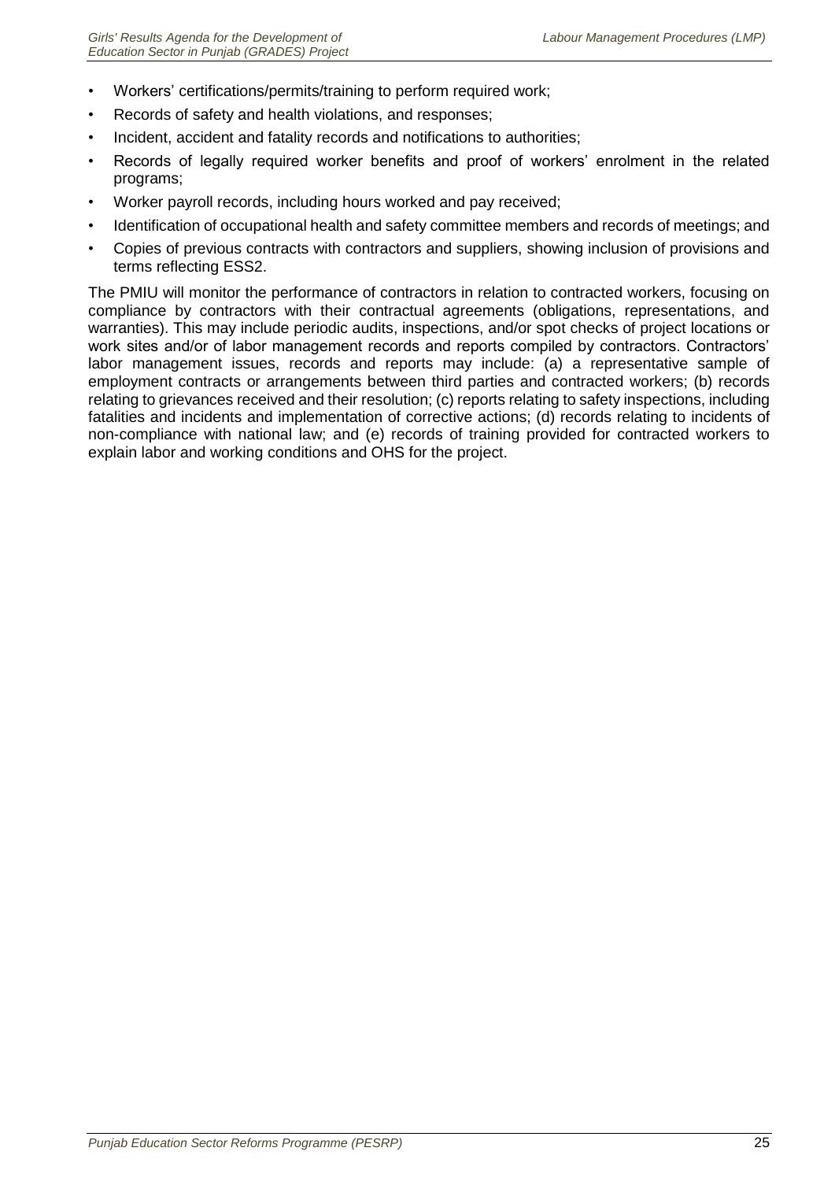- Workers' certifications/permits/training to perform required work;
- Records of safety and health violations, and responses;
- Incident, accident and fatality records and notifications to authorities;
- Records of legally required worker benefits and proof of workers' enrolment in the related programs;
- Worker payroll records, including hours worked and pay received;
- Identification of occupational health and safety committee members and records of meetings; and
- Copies of previous contracts with contractors and suppliers, showing inclusion of provisions and terms reflecting ESS2.

The PMIU will monitor the performance of contractors in relation to contracted workers, focusing on compliance by contractors with their contractual agreements (obligations, representations, and warranties). This may include periodic audits, inspections, and/or spot checks of project locations or work sites and/or of labor management records and reports compiled by contractors. Contractors' labor management issues, records and reports may include: (a) a representative sample of employment contracts or arrangements between third parties and contracted workers; (b) records relating to grievances received and their resolution; (c) reports relating to safety inspections, including fatalities and incidents and implementation of corrective actions; (d) records relating to incidents of non-compliance with national law; and (e) records of training provided for contracted workers to explain labor and working conditions and OHS for the project.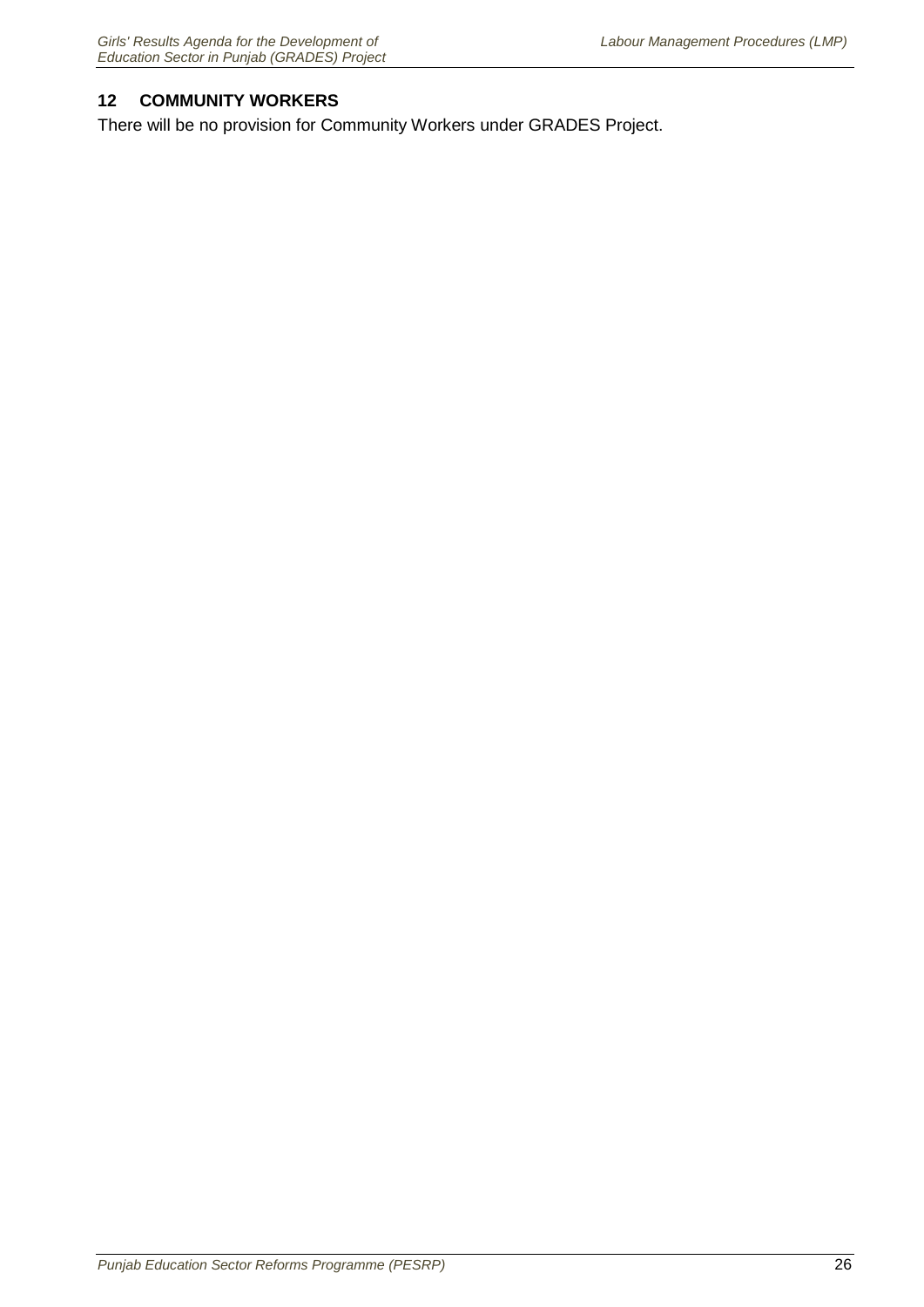## 12 COMMUNITY WORKERS

There will be no provision for Community Workers under GRADES Project.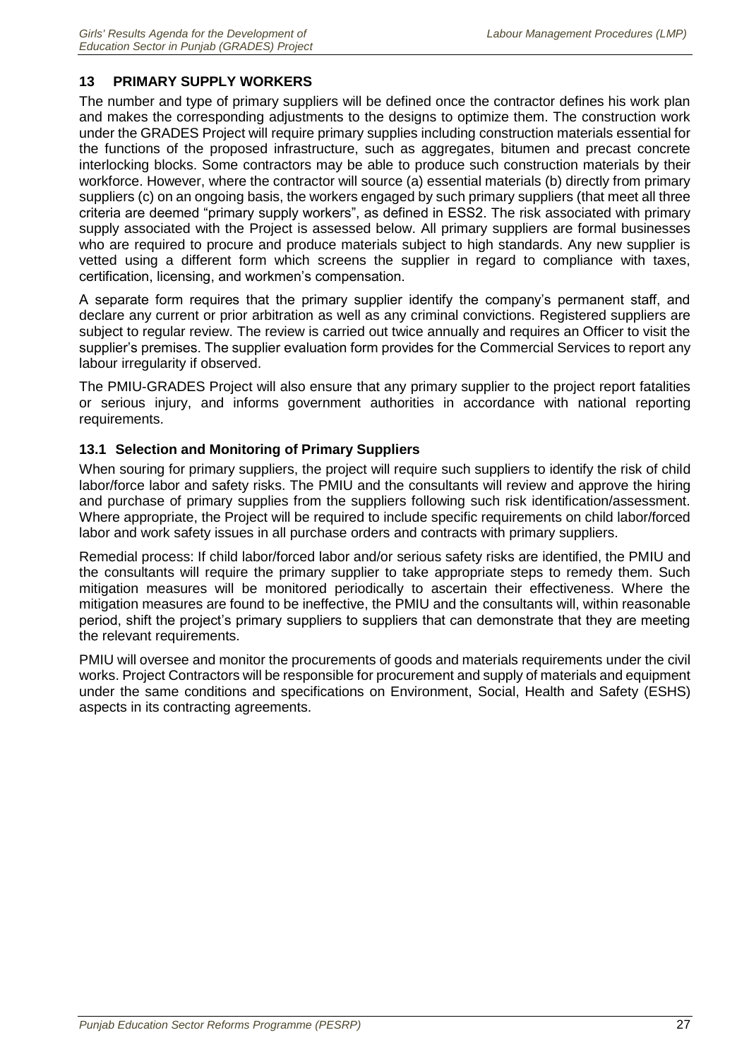## 13 PRIMARY SUPPLY WORKERS

The number and type of primary suppliers will be defined once the contractor defines his work plan and makes the corresponding adjustments to the designs to optimize them. The construction work under the GRADES Project will require primary supplies including construction materials essential for the functions of the proposed infrastructure, such as aggregates, bitumen and precast concrete interlocking blocks. Some contractors may be able to produce such construction materials by their workforce. However, where the contractor will source (a) essential materials (b) directly from primary suppliers (c) on an ongoing basis, the workers engaged by such primary suppliers (that meet all three criteria are deemed "primary supply workers", as defined in ESS2. The risk associated with primary supply associated with the Project is assessed below. All primary suppliers are formal businesses who are required to procure and produce materials subject to high standards. Any new supplier is vetted using a different form which screens the supplier in regard to compliance with taxes, certification, licensing, and workmen's compensation.

A separate form requires that the primary supplier identify the company's permanent staff, and declare any current or prior arbitration as well as any criminal convictions. Registered suppliers are subject to regular review. The review is carried out twice annually and requires an Officer to visit the supplier's premises. The supplier evaluation form provides for the Commercial Services to report any labour irregularity if observed.

The PMIU-GRADES Project will also ensure that any primary supplier to the project report fatalities or serious injury, and informs government authorities in accordance with national reporting requirements.

### 13.1 Selection and Monitoring of Primary Suppliers

When souring for primary suppliers, the project will require such suppliers to identify the risk of child labor/force labor and safety risks. The PMIU and the consultants will review and approve the hiring and purchase of primary supplies from the suppliers following such risk identification/assessment. Where appropriate, the Project will be required to include specific requirements on child labor/forced labor and work safety issues in all purchase orders and contracts with primary suppliers.

Remedial process: If child labor/forced labor and/or serious safety risks are identified, the PMIU and the consultants will require the primary supplier to take appropriate steps to remedy them. Such mitigation measures will be monitored periodically to ascertain their effectiveness. Where the mitigation measures are found to be ineffective, the PMIU and the consultants will, within reasonable period, shift the project's primary suppliers to suppliers that can demonstrate that they are meeting the relevant requirements.

PMIU will oversee and monitor the procurements of goods and materials requirements under the civil works. Project Contractors will be responsible for procurement and supply of materials and equipment under the same conditions and specifications on Environment, Social, Health and Safety (ESHS) aspects in its contracting agreements.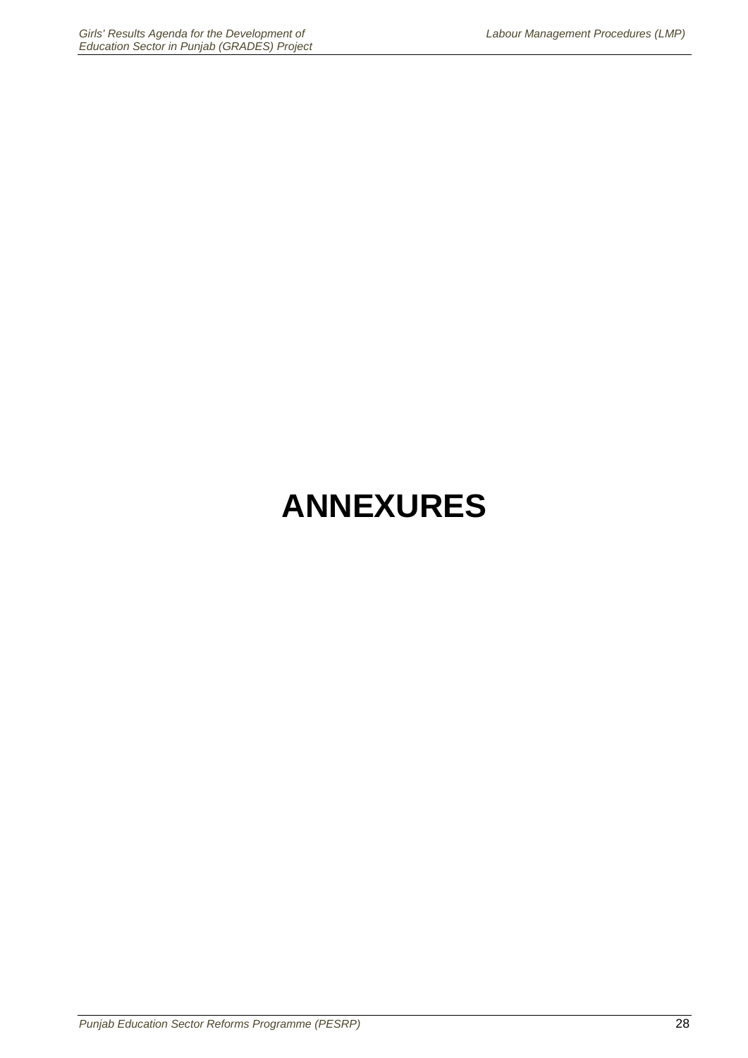# ANNEXURES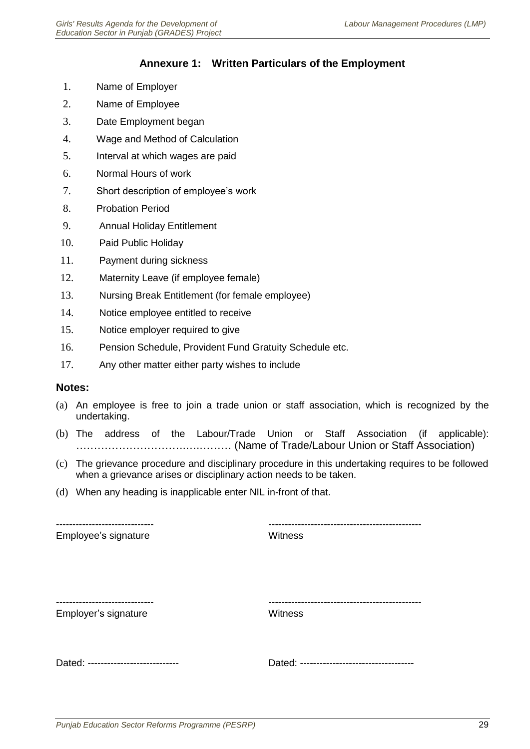## Annexure 1: Written Particulars of the Employment

1. Name of Employer
2. Name of Employee
3. Date Employment began
4. Wage and Method of Calculation
5. Interval at which wages are paid
6. Normal Hours of work
7. Short description of employee's work
8. Probation Period
9. Annual Holiday Entitlement
10. Paid Public Holiday
11. Payment during sickness
12. Maternity Leave (if employee female)
13. Nursing Break Entitlement (for female employee)
14. Notice employee entitled to receive
15. Notice employer required to give
16. Pension Schedule, Provident Fund Gratuity Schedule etc.
17. Any other matter either party wishes to include

**Notes:**

(a) An employee is free to join a trade union or staff association, which is recognized by the undertaking.

(b) The address of the Labour/Trade Union or Staff Association (if applicable): ………………………….….……… (Name of Trade/Labour Union or Staff Association)

(c) The grievance procedure and disciplinary procedure in this undertaking requires to be followed when a grievance arises or disciplinary action needs to be taken.

(d) When any heading is inapplicable enter NIL in-front of that.

------------------------------
Employee's signature

-----------------------------------------------
Witness

------------------------------
Employer's signature

-----------------------------------------------
Witness

Dated: ----------------------------

Dated: ----------------------------------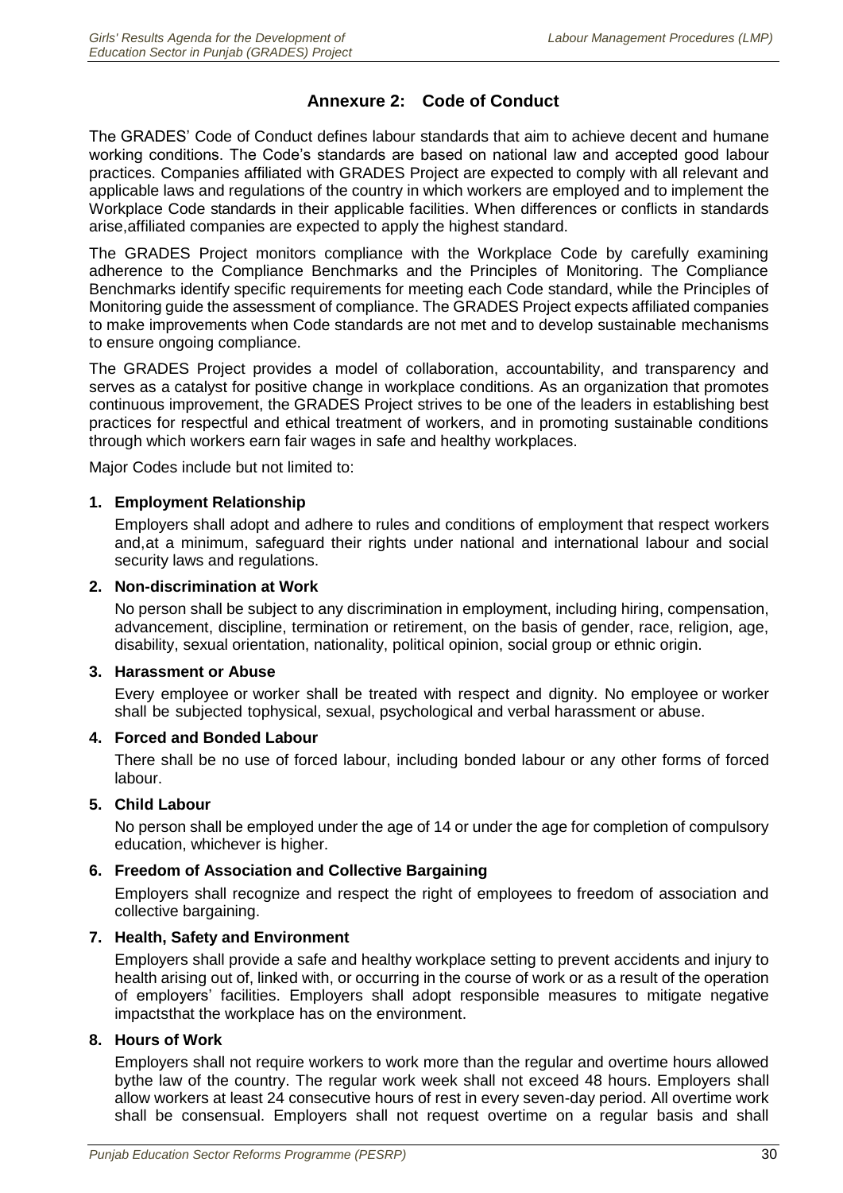## Annexure 2: Code of Conduct

The GRADES' Code of Conduct defines labour standards that aim to achieve decent and humane working conditions. The Code's standards are based on national law and accepted good labour practices. Companies affiliated with GRADES Project are expected to comply with all relevant and applicable laws and regulations of the country in which workers are employed and to implement the Workplace Code standards in their applicable facilities. When differences or conflicts in standards arise,affiliated companies are expected to apply the highest standard.

The GRADES Project monitors compliance with the Workplace Code by carefully examining adherence to the Compliance Benchmarks and the Principles of Monitoring. The Compliance Benchmarks identify specific requirements for meeting each Code standard, while the Principles of Monitoring guide the assessment of compliance. The GRADES Project expects affiliated companies to make improvements when Code standards are not met and to develop sustainable mechanisms to ensure ongoing compliance.

The GRADES Project provides a model of collaboration, accountability, and transparency and serves as a catalyst for positive change in workplace conditions. As an organization that promotes continuous improvement, the GRADES Project strives to be one of the leaders in establishing best practices for respectful and ethical treatment of workers, and in promoting sustainable conditions through which workers earn fair wages in safe and healthy workplaces.

Major Codes include but not limited to:

**1. Employment Relationship**

Employers shall adopt and adhere to rules and conditions of employment that respect workers and,at a minimum, safeguard their rights under national and international labour and social security laws and regulations.

**2. Non-discrimination at Work**

No person shall be subject to any discrimination in employment, including hiring, compensation, advancement, discipline, termination or retirement, on the basis of gender, race, religion, age, disability, sexual orientation, nationality, political opinion, social group or ethnic origin.

**3. Harassment or Abuse**

Every employee or worker shall be treated with respect and dignity. No employee or worker shall be subjected tophysical, sexual, psychological and verbal harassment or abuse.

**4. Forced and Bonded Labour**

There shall be no use of forced labour, including bonded labour or any other forms of forced labour.

**5. Child Labour**

No person shall be employed under the age of 14 or under the age for completion of compulsory education, whichever is higher.

**6. Freedom of Association and Collective Bargaining**

Employers shall recognize and respect the right of employees to freedom of association and collective bargaining.

**7. Health, Safety and Environment**

Employers shall provide a safe and healthy workplace setting to prevent accidents and injury to health arising out of, linked with, or occurring in the course of work or as a result of the operation of employers' facilities. Employers shall adopt responsible measures to mitigate negative impactsthat the workplace has on the environment.

**8. Hours of Work**

Employers shall not require workers to work more than the regular and overtime hours allowed bythe law of the country. The regular work week shall not exceed 48 hours. Employers shall allow workers at least 24 consecutive hours of rest in every seven-day period. All overtime work shall be consensual. Employers shall not request overtime on a regular basis and shall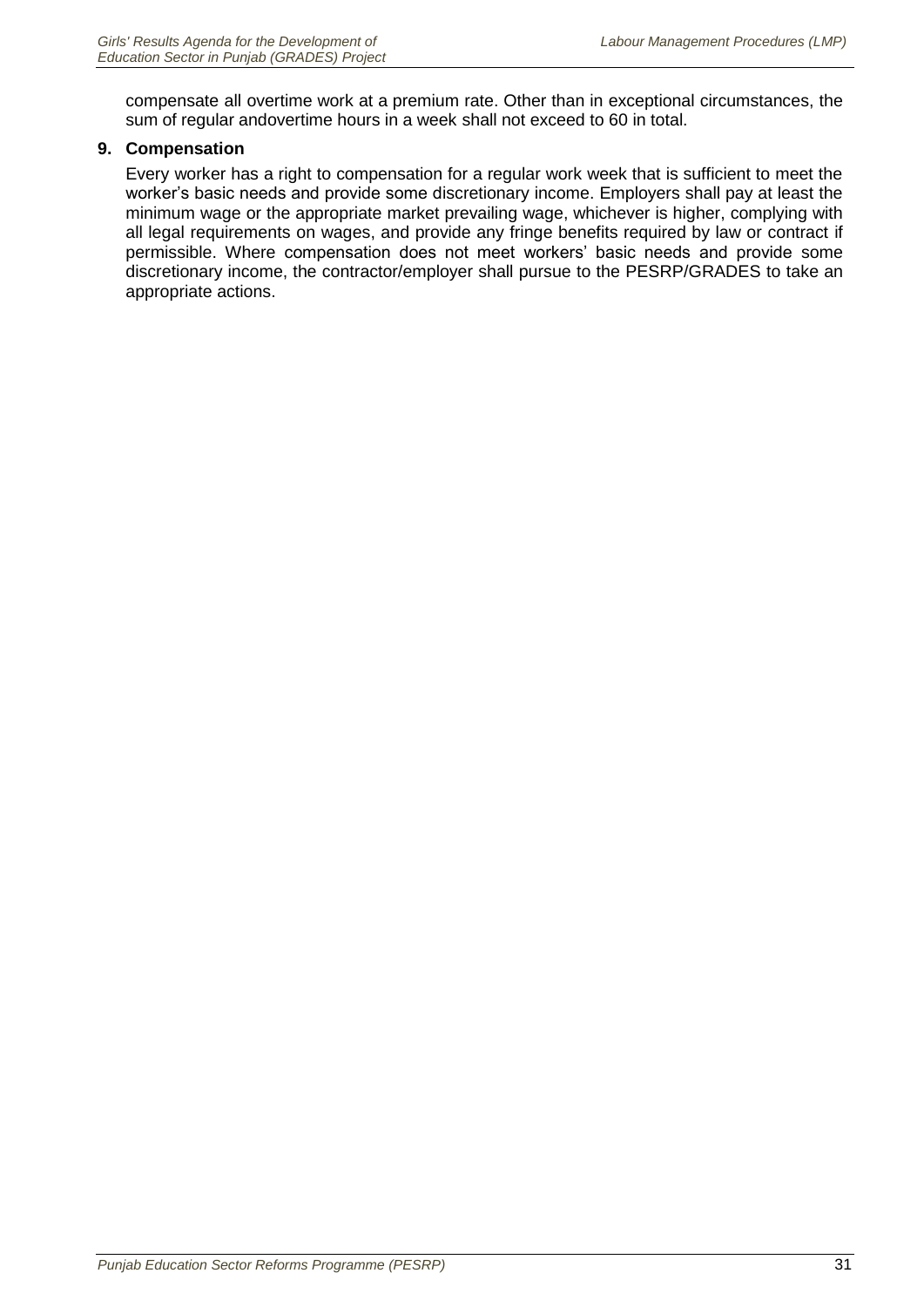compensate all overtime work at a premium rate. Other than in exceptional circumstances, the sum of regular andovertime hours in a week shall not exceed to 60 in total.

**9. Compensation**

Every worker has a right to compensation for a regular work week that is sufficient to meet the worker's basic needs and provide some discretionary income. Employers shall pay at least the minimum wage or the appropriate market prevailing wage, whichever is higher, complying with all legal requirements on wages, and provide any fringe benefits required by law or contract if permissible. Where compensation does not meet workers' basic needs and provide some discretionary income, the contractor/employer shall pursue to the PESRP/GRADES to take an appropriate actions.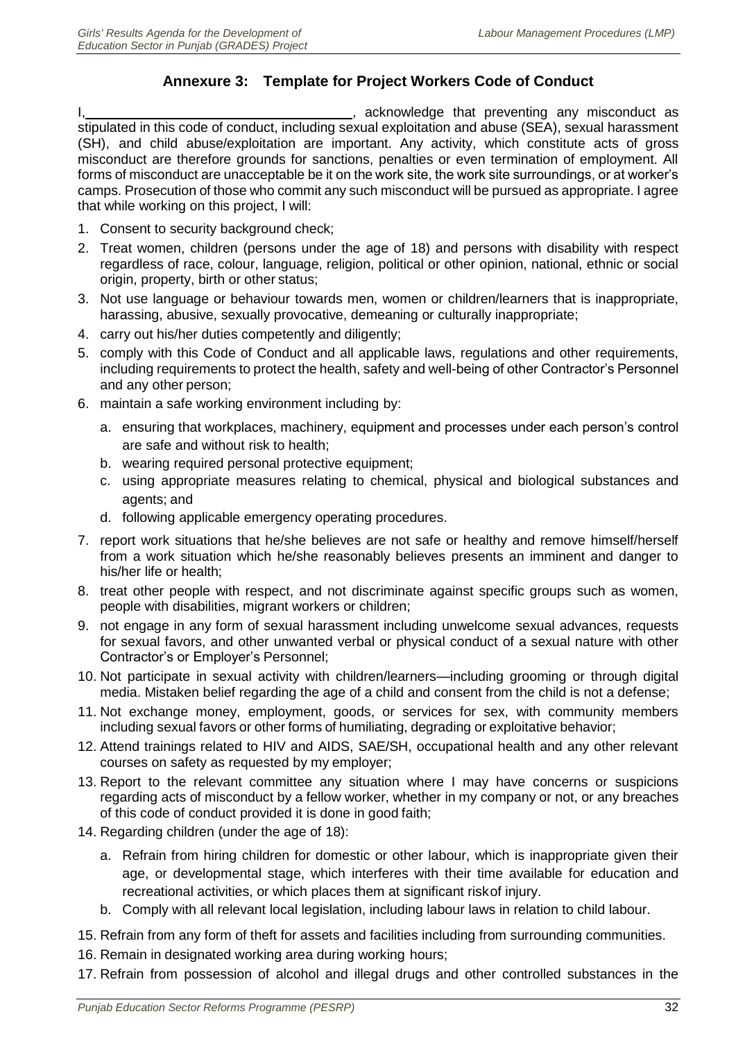## Annexure 3: Template for Project Workers Code of Conduct

I,\_\_\_\_\_\_\_\_\_\_\_\_\_\_\_\_\_\_\_\_\_\_\_\_\_\_\_\_\_\_\_\_\_\_\_\_, acknowledge that preventing any misconduct as stipulated in this code of conduct, including sexual exploitation and abuse (SEA), sexual harassment (SH), and child abuse/exploitation are important. Any activity, which constitute acts of gross misconduct are therefore grounds for sanctions, penalties or even termination of employment. All forms of misconduct are unacceptable be it on the work site, the work site surroundings, or at worker's camps. Prosecution of those who commit any such misconduct will be pursued as appropriate. I agree that while working on this project, I will:

1. Consent to security background check;
2. Treat women, children (persons under the age of 18) and persons with disability with respect regardless of race, colour, language, religion, political or other opinion, national, ethnic or social origin, property, birth or other status;
3. Not use language or behaviour towards men, women or children/learners that is inappropriate, harassing, abusive, sexually provocative, demeaning or culturally inappropriate;
4. carry out his/her duties competently and diligently;
5. comply with this Code of Conduct and all applicable laws, regulations and other requirements, including requirements to protect the health, safety and well-being of other Contractor's Personnel and any other person;
6. maintain a safe working environment including by:
   a. ensuring that workplaces, machinery, equipment and processes under each person's control are safe and without risk to health;
   b. wearing required personal protective equipment;
   c. using appropriate measures relating to chemical, physical and biological substances and agents; and
   d. following applicable emergency operating procedures.
7. report work situations that he/she believes are not safe or healthy and remove himself/herself from a work situation which he/she reasonably believes presents an imminent and danger to his/her life or health;
8. treat other people with respect, and not discriminate against specific groups such as women, people with disabilities, migrant workers or children;
9. not engage in any form of sexual harassment including unwelcome sexual advances, requests for sexual favors, and other unwanted verbal or physical conduct of a sexual nature with other Contractor's or Employer's Personnel;
10. Not participate in sexual activity with children/learners—including grooming or through digital media. Mistaken belief regarding the age of a child and consent from the child is not a defense;
11. Not exchange money, employment, goods, or services for sex, with community members including sexual favors or other forms of humiliating, degrading or exploitative behavior;
12. Attend trainings related to HIV and AIDS, SAE/SH, occupational health and any other relevant courses on safety as requested by my employer;
13. Report to the relevant committee any situation where I may have concerns or suspicions regarding acts of misconduct by a fellow worker, whether in my company or not, or any breaches of this code of conduct provided it is done in good faith;
14. Regarding children (under the age of 18):
    a. Refrain from hiring children for domestic or other labour, which is inappropriate given their age, or developmental stage, which interferes with their time available for education and recreational activities, or which places them at significant riskof injury.
    b. Comply with all relevant local legislation, including labour laws in relation to child labour.
15. Refrain from any form of theft for assets and facilities including from surrounding communities.
16. Remain in designated working area during working hours;
17. Refrain from possession of alcohol and illegal drugs and other controlled substances in the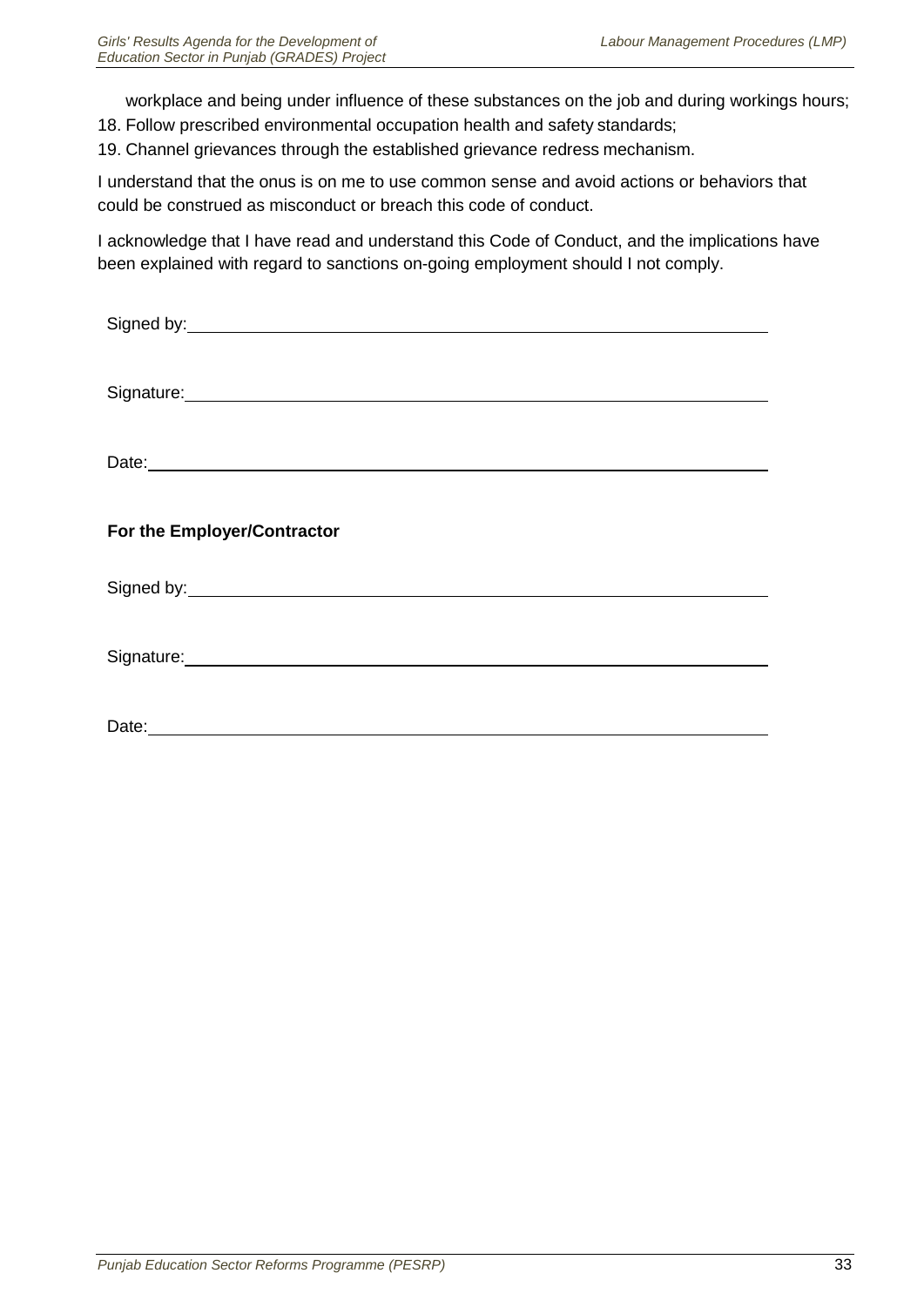workplace and being under influence of these substances on the job and during workings hours;

18. Follow prescribed environmental occupation health and safety standards;
19. Channel grievances through the established grievance redress mechanism.

I understand that the onus is on me to use common sense and avoid actions or behaviors that could be construed as misconduct or breach this code of conduct.

I acknowledge that I have read and understand this Code of Conduct, and the implications have been explained with regard to sanctions on-going employment should I not comply.

Signed by: ____________________

Signature: ____________________

Date: ____________________

**For the Employer/Contractor**

Signed by: ____________________

Signature: ____________________

Date: ____________________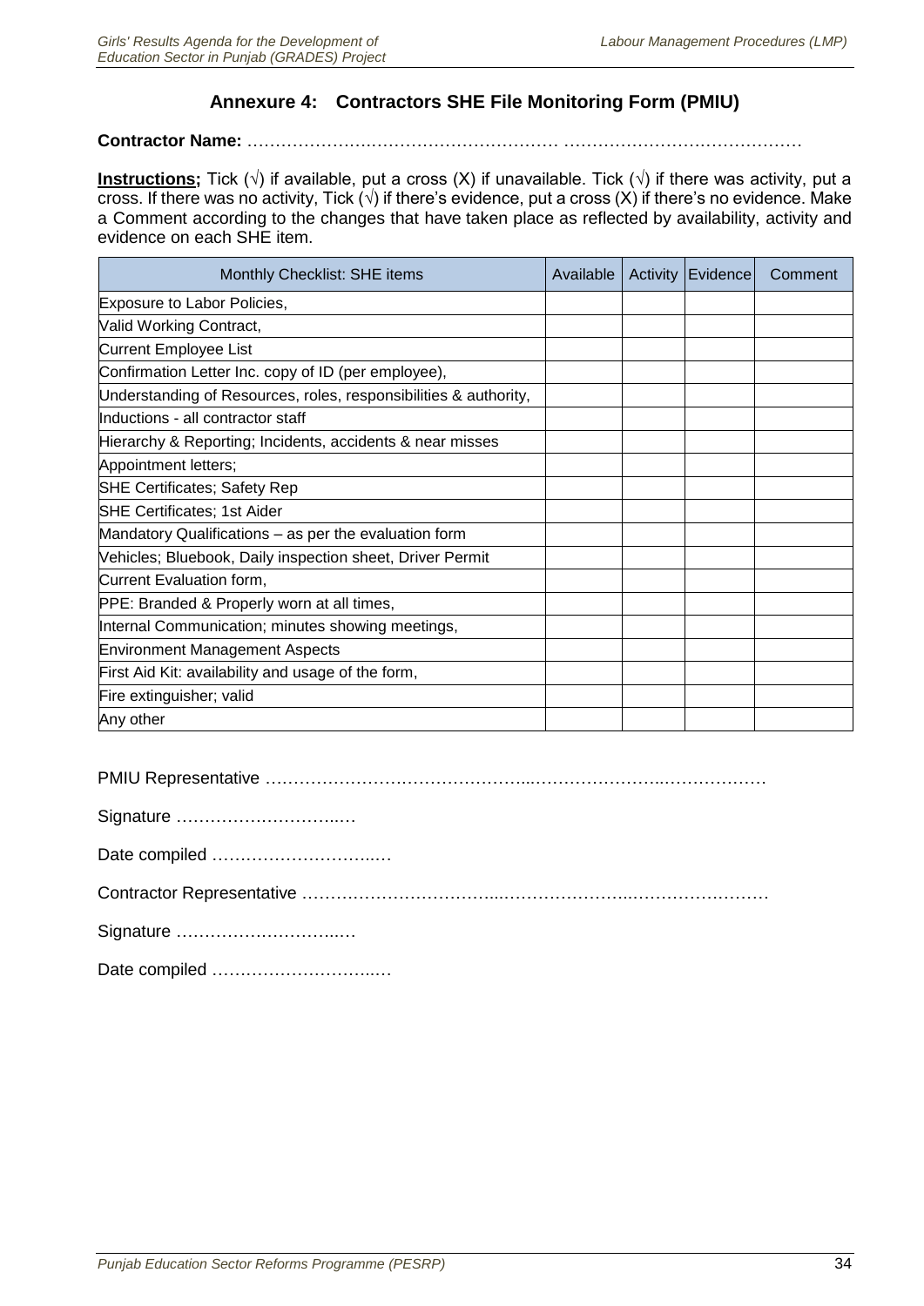## Annexure 4: Contractors SHE File Monitoring Form (PMIU)

**Contractor Name:** ……………………………………………… ……………………………………

**Instructions;** Tick (√) if available, put a cross (X) if unavailable. Tick (√) if there was activity, put a cross. If there was no activity, Tick (√) if there's evidence, put a cross (X) if there's no evidence. Make a Comment according to the changes that have taken place as reflected by availability, activity and evidence on each SHE item.

| Monthly Checklist: SHE items | Available | Activity | Evidence | Comment |
|---|---|---|---|---|
| Exposure to Labor Policies, | | | | |
| Valid Working Contract, | | | | |
| Current Employee List | | | | |
| Confirmation Letter Inc. copy of ID (per employee), | | | | |
| Understanding of Resources, roles, responsibilities & authority, | | | | |
| Inductions - all contractor staff | | | | |
| Hierarchy & Reporting; Incidents, accidents & near misses | | | | |
| Appointment letters; | | | | |
| SHE Certificates; Safety Rep | | | | |
| SHE Certificates; 1st Aider | | | | |
| Mandatory Qualifications – as per the evaluation form | | | | |
| Vehicles; Bluebook, Daily inspection sheet, Driver Permit | | | | |
| Current Evaluation form, | | | | |
| PPE: Branded & Properly worn at all times, | | | | |
| Internal Communication; minutes showing meetings, | | | | |
| Environment Management Aspects | | | | |
| First Aid Kit: availability and usage of the form, | | | | |
| Fire extinguisher; valid | | | | |
| Any other | | | | |

PMIU Representative ………………………………………………………………………………

Signature ……………………….…

Date compiled ……………………….…

Contractor Representative ………………………………………………………………………

Signature ……………………….…

Date compiled ……………………….…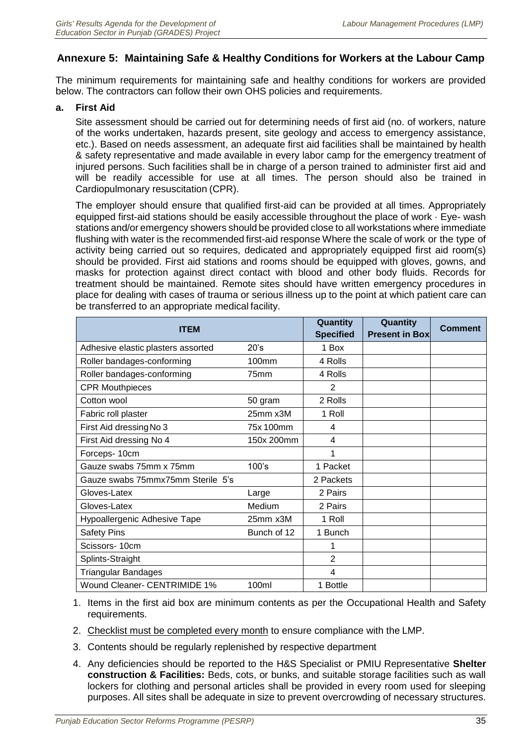## Annexure 5: Maintaining Safe & Healthy Conditions for Workers at the Labour Camp

The minimum requirements for maintaining safe and healthy conditions for workers are provided below. The contractors can follow their own OHS policies and requirements.

**a. First Aid**

Site assessment should be carried out for determining needs of first aid (no. of workers, nature of the works undertaken, hazards present, site geology and access to emergency assistance, etc.). Based on needs assessment, an adequate first aid facilities shall be maintained by health & safety representative and made available in every labor camp for the emergency treatment of injured persons. Such facilities shall be in charge of a person trained to administer first aid and will be readily accessible for use at all times. The person should also be trained in Cardiopulmonary resuscitation (CPR).

The employer should ensure that qualified first-aid can be provided at all times. Appropriately equipped first-aid stations should be easily accessible throughout the place of work · Eye- wash stations and/or emergency showers should be provided close to all workstations where immediate flushing with water is the recommended first-aid response Where the scale of work or the type of activity being carried out so requires, dedicated and appropriately equipped first aid room(s) should be provided. First aid stations and rooms should be equipped with gloves, gowns, and masks for protection against direct contact with blood and other body fluids. Records for treatment should be maintained. Remote sites should have written emergency procedures in place for dealing with cases of trauma or serious illness up to the point at which patient care can be transferred to an appropriate medical facility.

| ITEM | | Quantity Specified | Quantity Present in Box | Comment |
|---|---|---|---|---|
| Adhesive elastic plasters assorted | 20's | 1 Box | | |
| Roller bandages-conforming | 100mm | 4 Rolls | | |
| Roller bandages-conforming | 75mm | 4 Rolls | | |
| CPR Mouthpieces | | 2 | | |
| Cotton wool | 50 gram | 2 Rolls | | |
| Fabric roll plaster | 25mm x3M | 1 Roll | | |
| First Aid dressing No 3 | 75x 100mm | 4 | | |
| First Aid dressing No 4 | 150x 200mm | 4 | | |
| Forceps- 10cm | | 1 | | |
| Gauze swabs 75mm x 75mm | 100's | 1 Packet | | |
| Gauze swabs 75mmx75mm Sterile 5's | | 2 Packets | | |
| Gloves-Latex | Large | 2 Pairs | | |
| Gloves-Latex | Medium | 2 Pairs | | |
| Hypoallergenic Adhesive Tape | 25mm x3M | 1 Roll | | |
| Safety Pins | Bunch of 12 | 1 Bunch | | |
| Scissors- 10cm | | 1 | | |
| Splints-Straight | | 2 | | |
| Triangular Bandages | | 4 | | |
| Wound Cleaner- CENTRIMIDE 1% | 100ml | 1 Bottle | | |

1. Items in the first aid box are minimum contents as per the Occupational Health and Safety requirements.
2. Checklist must be completed every month to ensure compliance with the LMP.
3. Contents should be regularly replenished by respective department
4. Any deficiencies should be reported to the H&S Specialist or PMIU Representative **Shelter construction & Facilities:** Beds, cots, or bunks, and suitable storage facilities such as wall lockers for clothing and personal articles shall be provided in every room used for sleeping purposes. All sites shall be adequate in size to prevent overcrowding of necessary structures.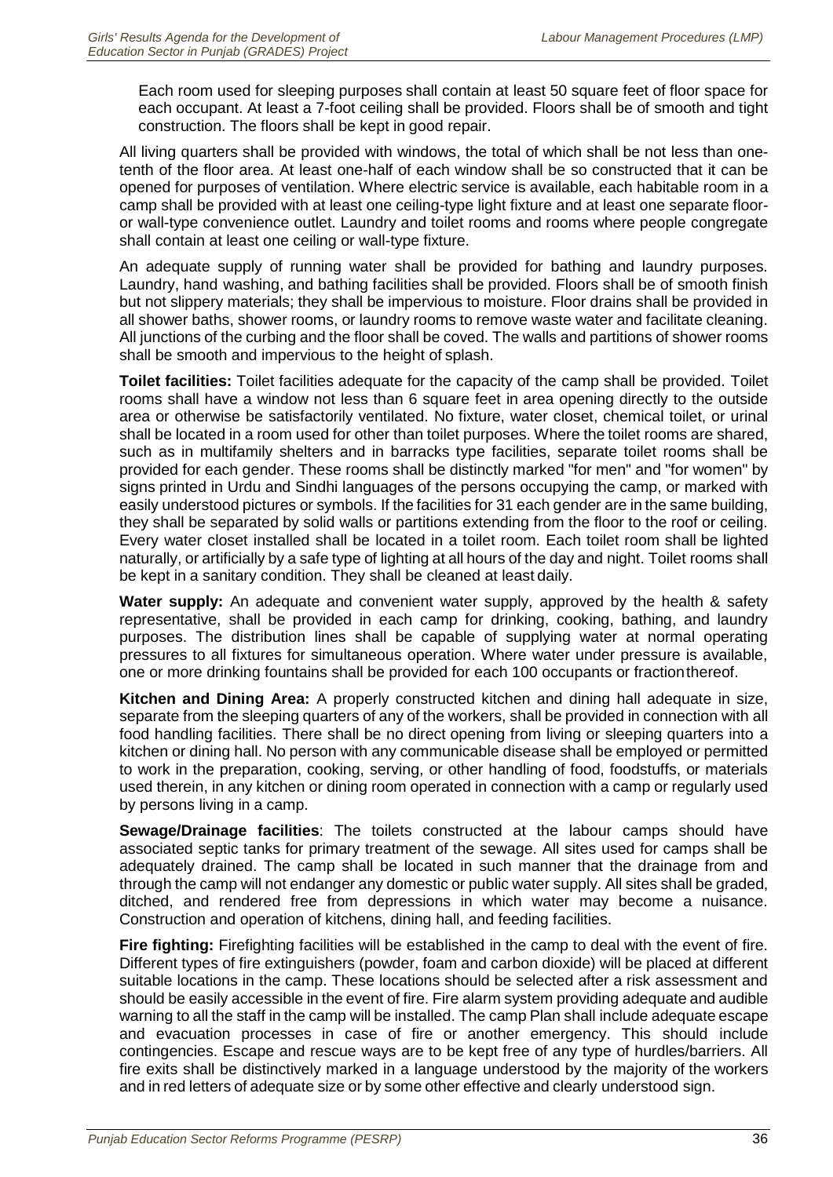Each room used for sleeping purposes shall contain at least 50 square feet of floor space for each occupant. At least a 7-foot ceiling shall be provided. Floors shall be of smooth and tight construction. The floors shall be kept in good repair.

All living quarters shall be provided with windows, the total of which shall be not less than one-tenth of the floor area. At least one-half of each window shall be so constructed that it can be opened for purposes of ventilation. Where electric service is available, each habitable room in a camp shall be provided with at least one ceiling-type light fixture and at least one separate floor- or wall-type convenience outlet. Laundry and toilet rooms and rooms where people congregate shall contain at least one ceiling or wall-type fixture.

An adequate supply of running water shall be provided for bathing and laundry purposes. Laundry, hand washing, and bathing facilities shall be provided. Floors shall be of smooth finish but not slippery materials; they shall be impervious to moisture. Floor drains shall be provided in all shower baths, shower rooms, or laundry rooms to remove waste water and facilitate cleaning. All junctions of the curbing and the floor shall be coved. The walls and partitions of shower rooms shall be smooth and impervious to the height of splash.

**Toilet facilities:** Toilet facilities adequate for the capacity of the camp shall be provided. Toilet rooms shall have a window not less than 6 square feet in area opening directly to the outside area or otherwise be satisfactorily ventilated. No fixture, water closet, chemical toilet, or urinal shall be located in a room used for other than toilet purposes. Where the toilet rooms are shared, such as in multifamily shelters and in barracks type facilities, separate toilet rooms shall be provided for each gender. These rooms shall be distinctly marked "for men" and "for women" by signs printed in Urdu and Sindhi languages of the persons occupying the camp, or marked with easily understood pictures or symbols. If the facilities for 31 each gender are in the same building, they shall be separated by solid walls or partitions extending from the floor to the roof or ceiling. Every water closet installed shall be located in a toilet room. Each toilet room shall be lighted naturally, or artificially by a safe type of lighting at all hours of the day and night. Toilet rooms shall be kept in a sanitary condition. They shall be cleaned at least daily.

**Water supply:** An adequate and convenient water supply, approved by the health & safety representative, shall be provided in each camp for drinking, cooking, bathing, and laundry purposes. The distribution lines shall be capable of supplying water at normal operating pressures to all fixtures for simultaneous operation. Where water under pressure is available, one or more drinking fountains shall be provided for each 100 occupants or fraction thereof.

**Kitchen and Dining Area:** A properly constructed kitchen and dining hall adequate in size, separate from the sleeping quarters of any of the workers, shall be provided in connection with all food handling facilities. There shall be no direct opening from living or sleeping quarters into a kitchen or dining hall. No person with any communicable disease shall be employed or permitted to work in the preparation, cooking, serving, or other handling of food, foodstuffs, or materials used therein, in any kitchen or dining room operated in connection with a camp or regularly used by persons living in a camp.

**Sewage/Drainage facilities**: The toilets constructed at the labour camps should have associated septic tanks for primary treatment of the sewage. All sites used for camps shall be adequately drained. The camp shall be located in such manner that the drainage from and through the camp will not endanger any domestic or public water supply. All sites shall be graded, ditched, and rendered free from depressions in which water may become a nuisance. Construction and operation of kitchens, dining hall, and feeding facilities.

**Fire fighting:** Firefighting facilities will be established in the camp to deal with the event of fire. Different types of fire extinguishers (powder, foam and carbon dioxide) will be placed at different suitable locations in the camp. These locations should be selected after a risk assessment and should be easily accessible in the event of fire. Fire alarm system providing adequate and audible warning to all the staff in the camp will be installed. The camp Plan shall include adequate escape and evacuation processes in case of fire or another emergency. This should include contingencies. Escape and rescue ways are to be kept free of any type of hurdles/barriers. All fire exits shall be distinctively marked in a language understood by the majority of the workers and in red letters of adequate size or by some other effective and clearly understood sign.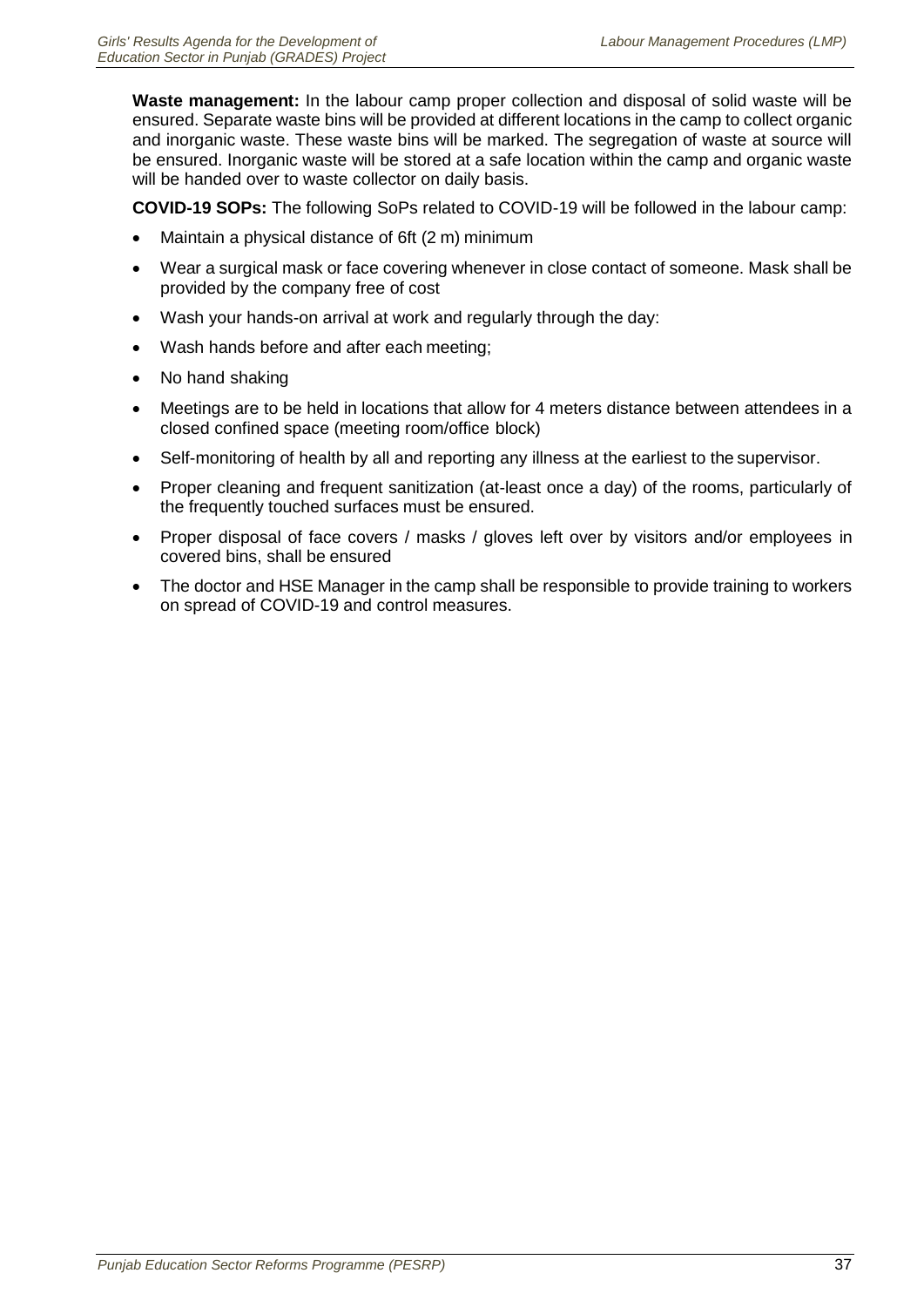**Waste management:** In the labour camp proper collection and disposal of solid waste will be ensured. Separate waste bins will be provided at different locations in the camp to collect organic and inorganic waste. These waste bins will be marked. The segregation of waste at source will be ensured. Inorganic waste will be stored at a safe location within the camp and organic waste will be handed over to waste collector on daily basis.

**COVID-19 SOPs:** The following SoPs related to COVID-19 will be followed in the labour camp:

- Maintain a physical distance of 6ft (2 m) minimum
- Wear a surgical mask or face covering whenever in close contact of someone. Mask shall be provided by the company free of cost
- Wash your hands-on arrival at work and regularly through the day:
- Wash hands before and after each meeting;
- No hand shaking
- Meetings are to be held in locations that allow for 4 meters distance between attendees in a closed confined space (meeting room/office block)
- Self-monitoring of health by all and reporting any illness at the earliest to the supervisor.
- Proper cleaning and frequent sanitization (at-least once a day) of the rooms, particularly of the frequently touched surfaces must be ensured.
- Proper disposal of face covers / masks / gloves left over by visitors and/or employees in covered bins, shall be ensured
- The doctor and HSE Manager in the camp shall be responsible to provide training to workers on spread of COVID-19 and control measures.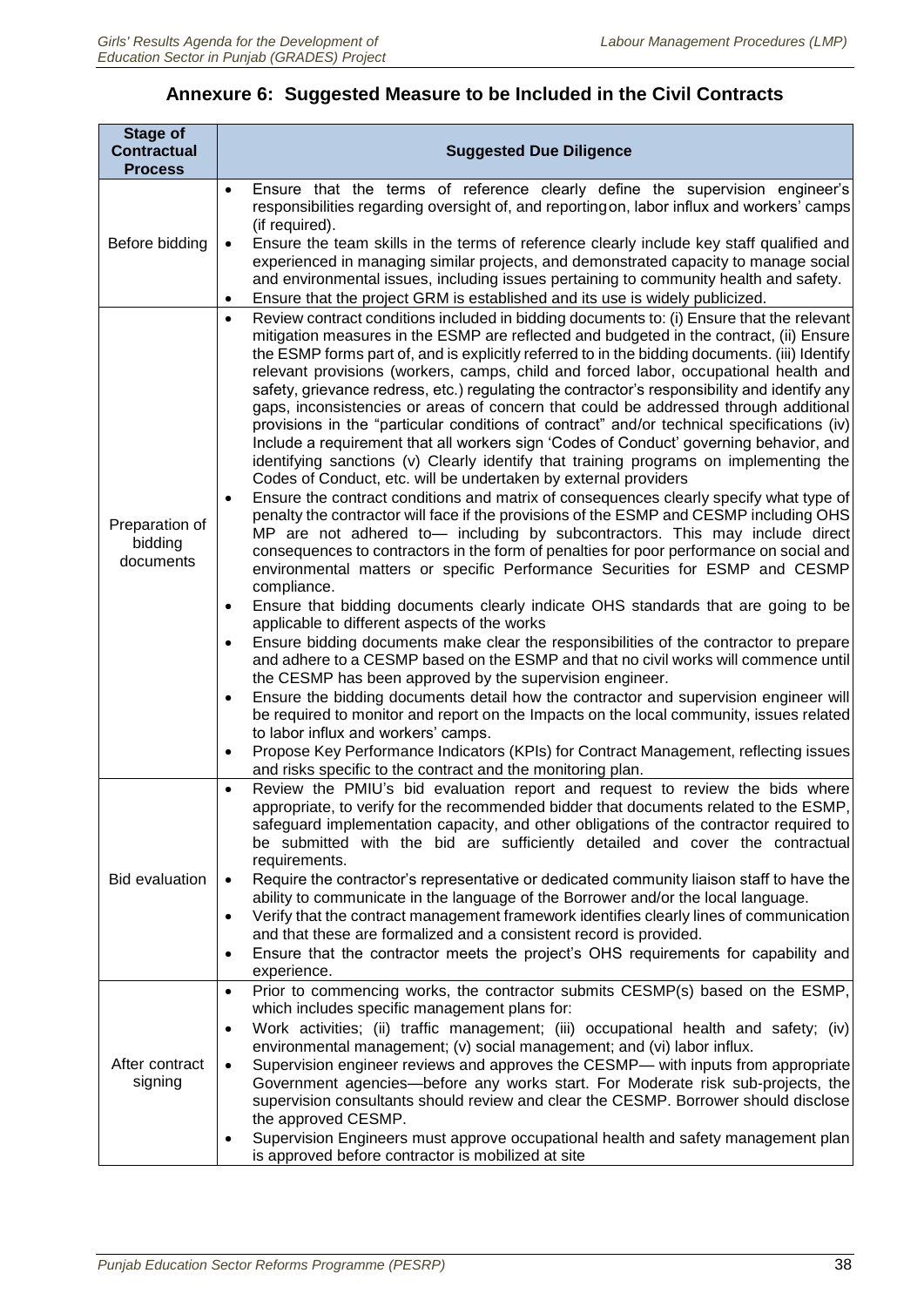## Annexure 6: Suggested Measure to be Included in the Civil Contracts

| Stage of Contractual Process | Suggested Due Diligence |
|---|---|
| Before bidding | • Ensure that the terms of reference clearly define the supervision engineer's responsibilities regarding oversight of, and reporting on, labor influx and workers' camps (if required).<br>• Ensure the team skills in the terms of reference clearly include key staff qualified and experienced in managing similar projects, and demonstrated capacity to manage social and environmental issues, including issues pertaining to community health and safety.<br>• Ensure that the project GRM is established and its use is widely publicized. |
| Preparation of bidding documents | • Review contract conditions included in bidding documents to: (i) Ensure that the relevant mitigation measures in the ESMP are reflected and budgeted in the contract, (ii) Ensure the ESMP forms part of, and is explicitly referred to in the bidding documents. (iii) Identify relevant provisions (workers, camps, child and forced labor, occupational health and safety, grievance redress, etc.) regulating the contractor's responsibility and identify any gaps, inconsistencies or areas of concern that could be addressed through additional provisions in the "particular conditions of contract" and/or technical specifications (iv) Include a requirement that all workers sign 'Codes of Conduct' governing behavior, and identifying sanctions (v) Clearly identify that training programs on implementing the Codes of Conduct, etc. will be undertaken by external providers<br>• Ensure the contract conditions and matrix of consequences clearly specify what type of penalty the contractor will face if the provisions of the ESMP and CESMP including OHS MP are not adhered to— including by subcontractors. This may include direct consequences to contractors in the form of penalties for poor performance on social and environmental matters or specific Performance Securities for ESMP and CESMP compliance.<br>• Ensure that bidding documents clearly indicate OHS standards that are going to be applicable to different aspects of the works<br>• Ensure bidding documents make clear the responsibilities of the contractor to prepare and adhere to a CESMP based on the ESMP and that no civil works will commence until the CESMP has been approved by the supervision engineer.<br>• Ensure the bidding documents detail how the contractor and supervision engineer will be required to monitor and report on the Impacts on the local community, issues related to labor influx and workers' camps.<br>• Propose Key Performance Indicators (KPIs) for Contract Management, reflecting issues and risks specific to the contract and the monitoring plan. |
| Bid evaluation | • Review the PMIU's bid evaluation report and request to review the bids where appropriate, to verify for the recommended bidder that documents related to the ESMP, safeguard implementation capacity, and other obligations of the contractor required to be submitted with the bid are sufficiently detailed and cover the contractual requirements.<br>• Require the contractor's representative or dedicated community liaison staff to have the ability to communicate in the language of the Borrower and/or the local language.<br>• Verify that the contract management framework identifies clearly lines of communication and that these are formalized and a consistent record is provided.<br>• Ensure that the contractor meets the project's OHS requirements for capability and experience. |
| After contract signing | • Prior to commencing works, the contractor submits CESMP(s) based on the ESMP, which includes specific management plans for:<br>• Work activities; (ii) traffic management; (iii) occupational health and safety; (iv) environmental management; (v) social management; and (vi) labor influx.<br>• Supervision engineer reviews and approves the CESMP— with inputs from appropriate Government agencies—before any works start. For Moderate risk sub-projects, the supervision consultants should review and clear the CESMP. Borrower should disclose the approved CESMP.<br>• Supervision Engineers must approve occupational health and safety management plan is approved before contractor is mobilized at site |